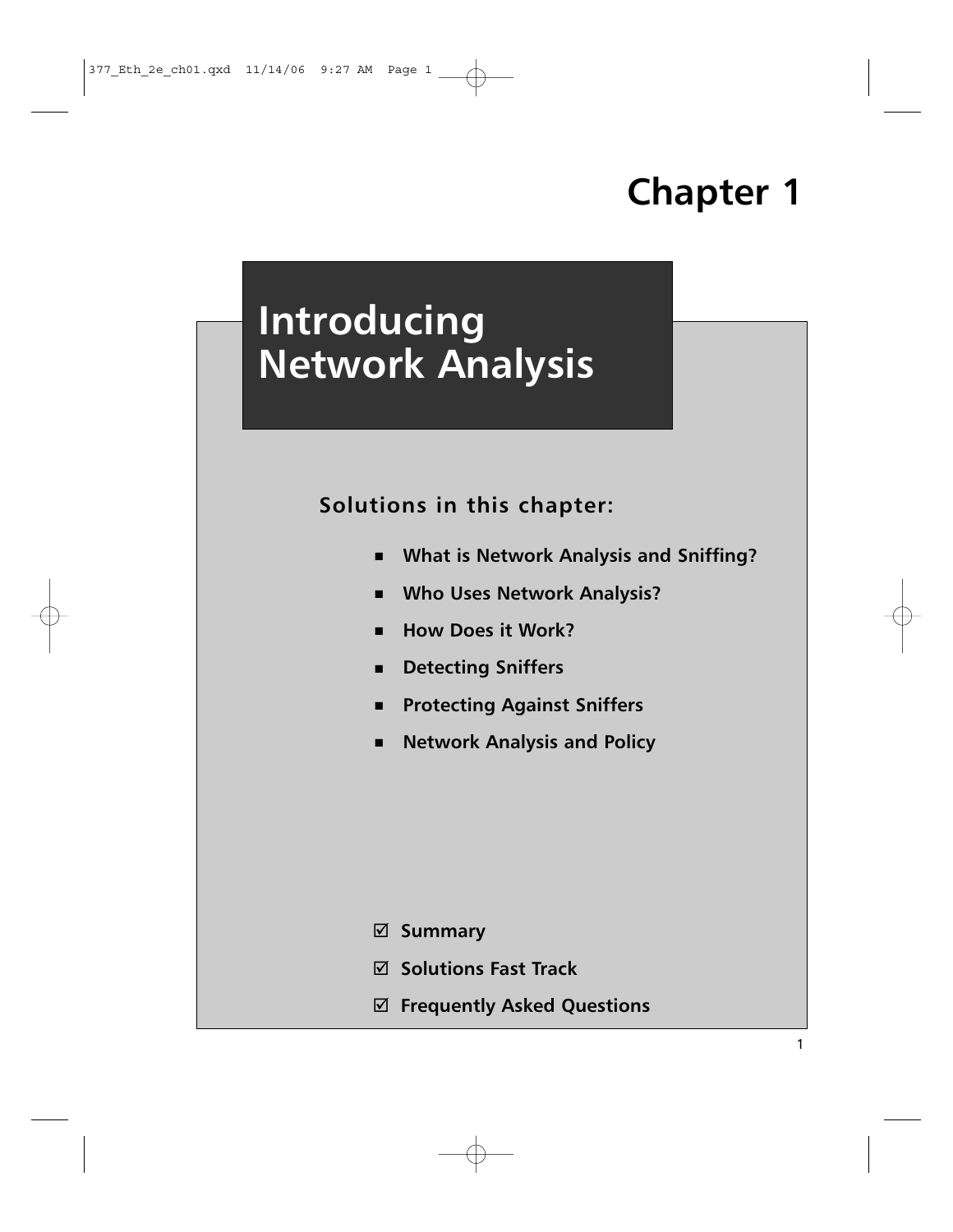# Chapter 1

## Introducing Network Analysis

**Solutions in this chapter:**

- **What is Network Analysis and Sniffing?**
- **Who Uses Network Analysis?**
- **How Does it Work?**
- **Detecting Sniffers**
- **Protecting Against Sniffers**
- **Network Analysis and Policy**

☑ **Summary**

☑ **Solutions Fast Track**

☑ **Frequently Asked Questions**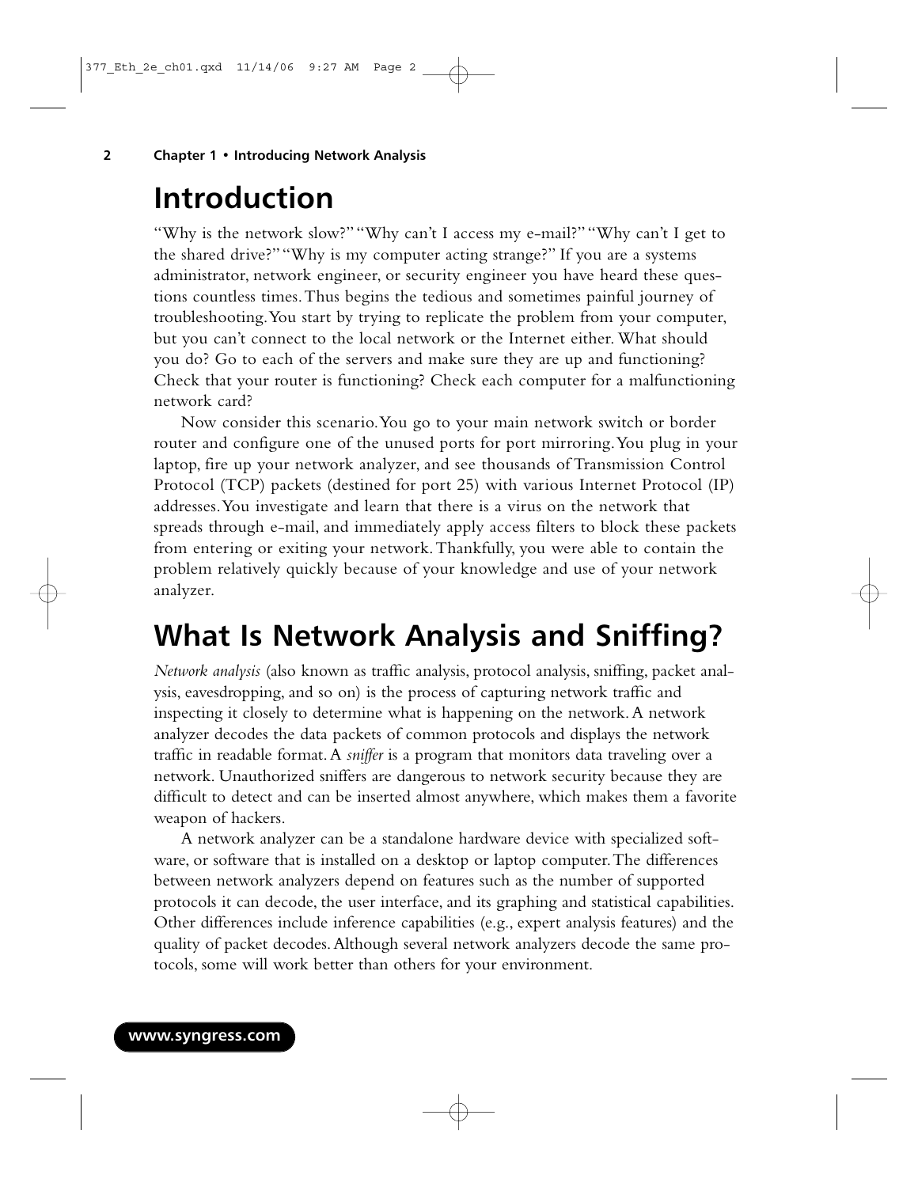# Introduction

"Why is the network slow?" "Why can't I access my e-mail?" "Why can't I get to the shared drive?" "Why is my computer acting strange?" If you are a systems administrator, network engineer, or security engineer you have heard these questions countless times. Thus begins the tedious and sometimes painful journey of troubleshooting. You start by trying to replicate the problem from your computer, but you can't connect to the local network or the Internet either. What should you do? Go to each of the servers and make sure they are up and functioning? Check that your router is functioning? Check each computer for a malfunctioning network card?

Now consider this scenario. You go to your main network switch or border router and configure one of the unused ports for port mirroring. You plug in your laptop, fire up your network analyzer, and see thousands of Transmission Control Protocol (TCP) packets (destined for port 25) with various Internet Protocol (IP) addresses. You investigate and learn that there is a virus on the network that spreads through e-mail, and immediately apply access filters to block these packets from entering or exiting your network. Thankfully, you were able to contain the problem relatively quickly because of your knowledge and use of your network analyzer.

# What Is Network Analysis and Sniffing?

*Network analysis* (also known as traffic analysis, protocol analysis, sniffing, packet analysis, eavesdropping, and so on) is the process of capturing network traffic and inspecting it closely to determine what is happening on the network. A network analyzer decodes the data packets of common protocols and displays the network traffic in readable format. A *sniffer* is a program that monitors data traveling over a network. Unauthorized sniffers are dangerous to network security because they are difficult to detect and can be inserted almost anywhere, which makes them a favorite weapon of hackers.

A network analyzer can be a standalone hardware device with specialized software, or software that is installed on a desktop or laptop computer. The differences between network analyzers depend on features such as the number of supported protocols it can decode, the user interface, and its graphing and statistical capabilities. Other differences include inference capabilities (e.g., expert analysis features) and the quality of packet decodes. Although several network analyzers decode the same protocols, some will work better than others for your environment.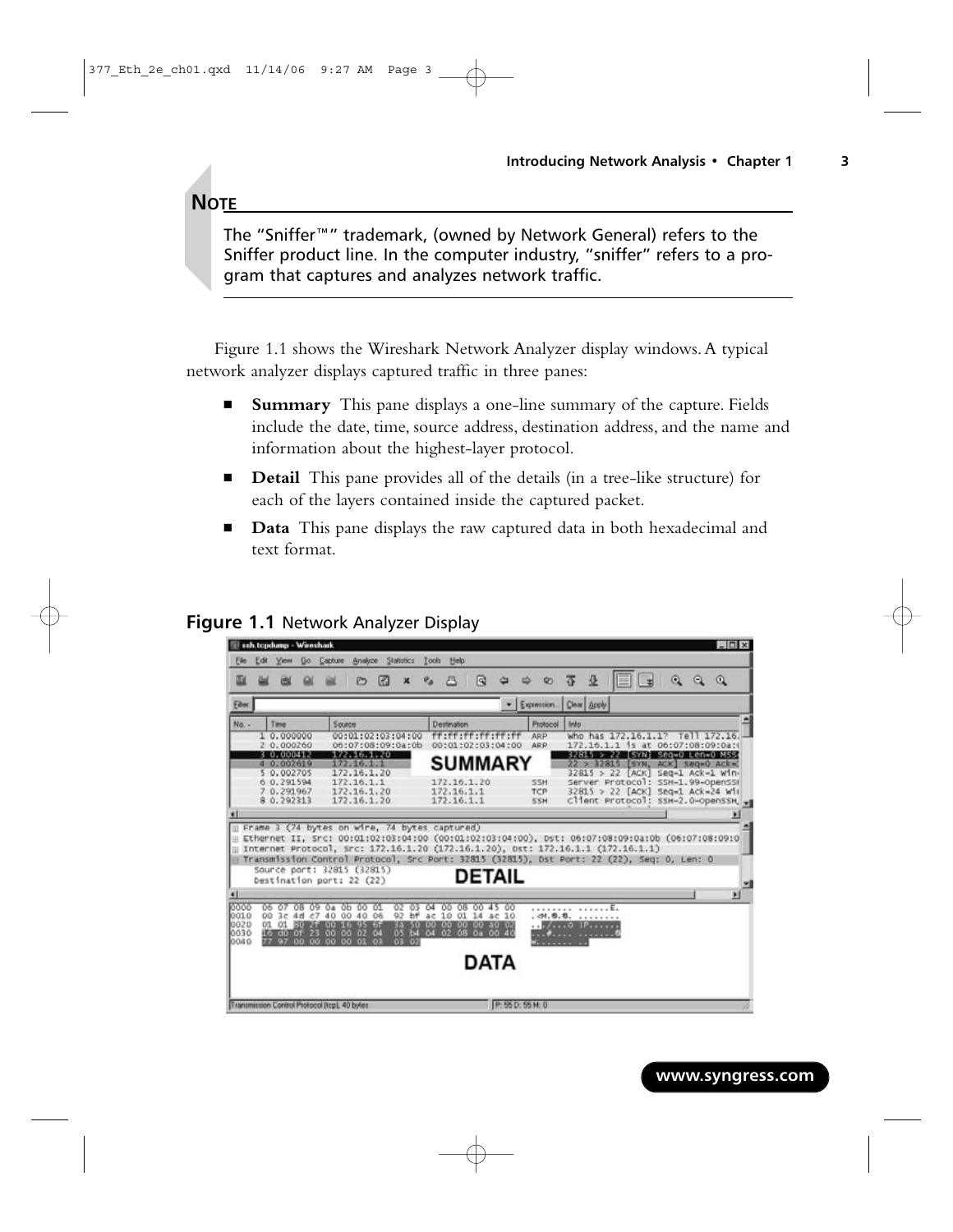**NOTE**

The "Sniffer™" trademark, (owned by Network General) refers to the Sniffer product line. In the computer industry, "sniffer" refers to a program that captures and analyzes network traffic.

Figure 1.1 shows the Wireshark Network Analyzer display windows. A typical network analyzer displays captured traffic in three panes:

- **Summary** This pane displays a one-line summary of the capture. Fields include the date, time, source address, destination address, and the name and information about the highest-layer protocol.
- **Detail** This pane provides all of the details (in a tree-like structure) for each of the layers contained inside the captured packet.
- **Data** This pane displays the raw captured data in both hexadecimal and text format.

**Figure 1.1** Network Analyzer Display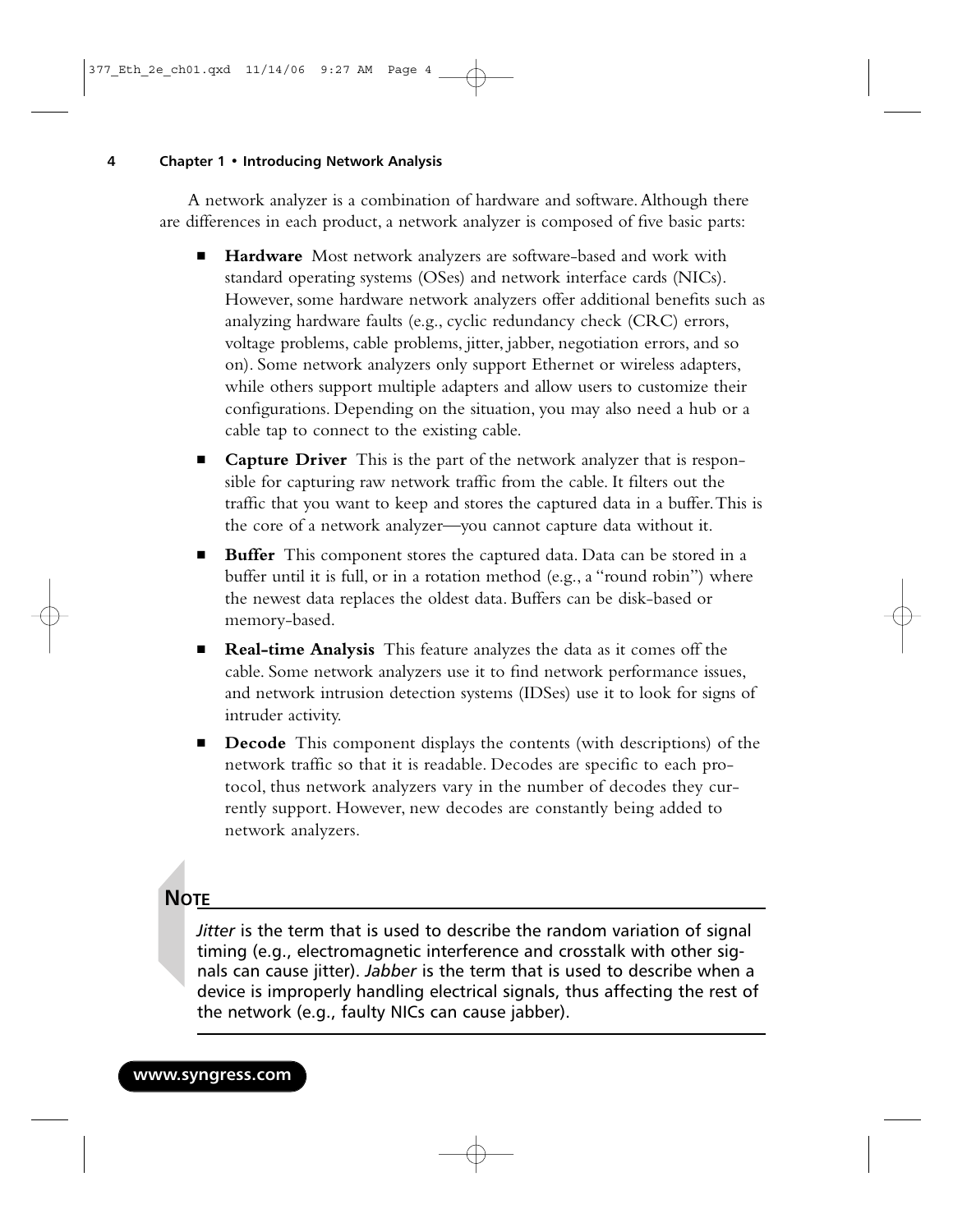A network analyzer is a combination of hardware and software. Although there are differences in each product, a network analyzer is composed of five basic parts:

- **Hardware** Most network analyzers are software-based and work with standard operating systems (OSes) and network interface cards (NICs). However, some hardware network analyzers offer additional benefits such as analyzing hardware faults (e.g., cyclic redundancy check (CRC) errors, voltage problems, cable problems, jitter, jabber, negotiation errors, and so on). Some network analyzers only support Ethernet or wireless adapters, while others support multiple adapters and allow users to customize their configurations. Depending on the situation, you may also need a hub or a cable tap to connect to the existing cable.
- **Capture Driver** This is the part of the network analyzer that is responsible for capturing raw network traffic from the cable. It filters out the traffic that you want to keep and stores the captured data in a buffer. This is the core of a network analyzer—you cannot capture data without it.
- **Buffer** This component stores the captured data. Data can be stored in a buffer until it is full, or in a rotation method (e.g., a "round robin") where the newest data replaces the oldest data. Buffers can be disk-based or memory-based.
- **Real-time Analysis** This feature analyzes the data as it comes off the cable. Some network analyzers use it to find network performance issues, and network intrusion detection systems (IDSes) use it to look for signs of intruder activity.
- **Decode** This component displays the contents (with descriptions) of the network traffic so that it is readable. Decodes are specific to each protocol, thus network analyzers vary in the number of decodes they currently support. However, new decodes are constantly being added to network analyzers.

**NOTE**

*Jitter* is the term that is used to describe the random variation of signal timing (e.g., electromagnetic interference and crosstalk with other signals can cause jitter). *Jabber* is the term that is used to describe when a device is improperly handling electrical signals, thus affecting the rest of the network (e.g., faulty NICs can cause jabber).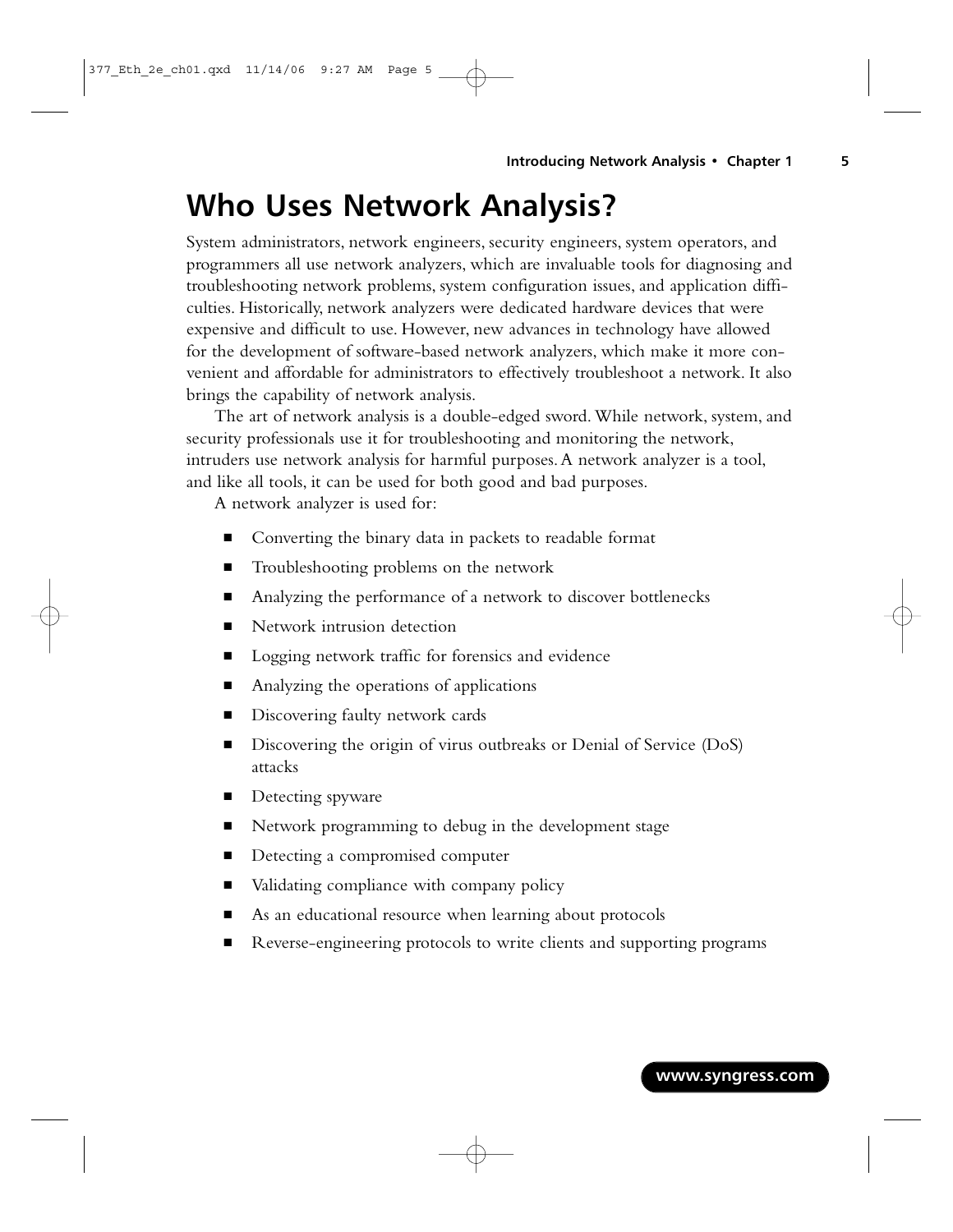# Who Uses Network Analysis?

System administrators, network engineers, security engineers, system operators, and programmers all use network analyzers, which are invaluable tools for diagnosing and troubleshooting network problems, system configuration issues, and application difficulties. Historically, network analyzers were dedicated hardware devices that were expensive and difficult to use. However, new advances in technology have allowed for the development of software-based network analyzers, which make it more convenient and affordable for administrators to effectively troubleshoot a network. It also brings the capability of network analysis.

The art of network analysis is a double-edged sword. While network, system, and security professionals use it for troubleshooting and monitoring the network, intruders use network analysis for harmful purposes. A network analyzer is a tool, and like all tools, it can be used for both good and bad purposes.

A network analyzer is used for:

- Converting the binary data in packets to readable format
- Troubleshooting problems on the network
- Analyzing the performance of a network to discover bottlenecks
- Network intrusion detection
- Logging network traffic for forensics and evidence
- Analyzing the operations of applications
- Discovering faulty network cards
- Discovering the origin of virus outbreaks or Denial of Service (DoS) attacks
- Detecting spyware
- Network programming to debug in the development stage
- Detecting a compromised computer
- Validating compliance with company policy
- As an educational resource when learning about protocols
- Reverse-engineering protocols to write clients and supporting programs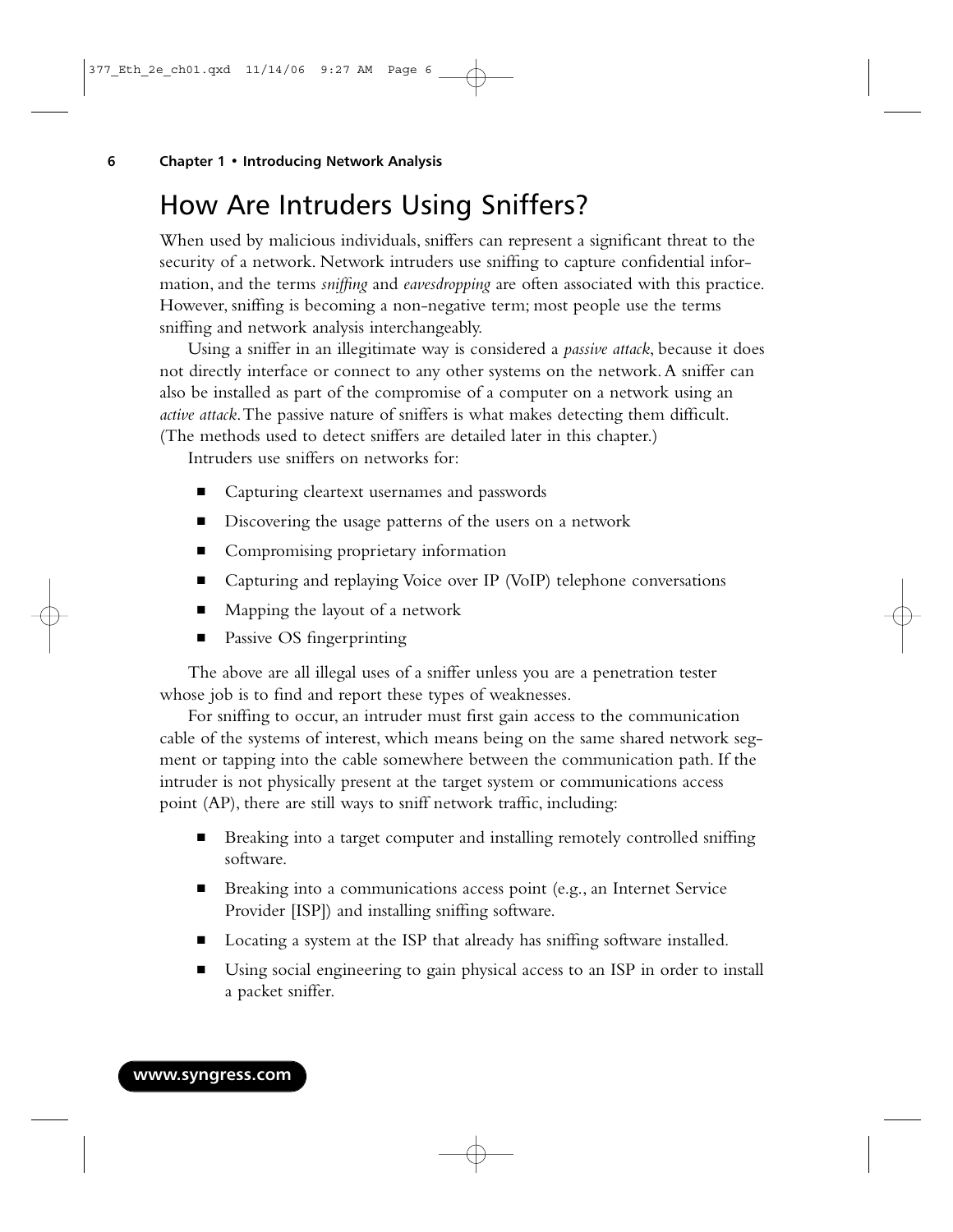## How Are Intruders Using Sniffers?

When used by malicious individuals, sniffers can represent a significant threat to the security of a network. Network intruders use sniffing to capture confidential information, and the terms *sniffing* and *eavesdropping* are often associated with this practice. However, sniffing is becoming a non-negative term; most people use the terms sniffing and network analysis interchangeably.

Using a sniffer in an illegitimate way is considered a *passive attack*, because it does not directly interface or connect to any other systems on the network. A sniffer can also be installed as part of the compromise of a computer on a network using an *active attack*. The passive nature of sniffers is what makes detecting them difficult. (The methods used to detect sniffers are detailed later in this chapter.)

Intruders use sniffers on networks for:

- Capturing cleartext usernames and passwords
- Discovering the usage patterns of the users on a network
- Compromising proprietary information
- Capturing and replaying Voice over IP (VoIP) telephone conversations
- Mapping the layout of a network
- Passive OS fingerprinting

The above are all illegal uses of a sniffer unless you are a penetration tester whose job is to find and report these types of weaknesses.

For sniffing to occur, an intruder must first gain access to the communication cable of the systems of interest, which means being on the same shared network segment or tapping into the cable somewhere between the communication path. If the intruder is not physically present at the target system or communications access point (AP), there are still ways to sniff network traffic, including:

- Breaking into a target computer and installing remotely controlled sniffing software.
- Breaking into a communications access point (e.g., an Internet Service Provider [ISP]) and installing sniffing software.
- Locating a system at the ISP that already has sniffing software installed.
- Using social engineering to gain physical access to an ISP in order to install a packet sniffer.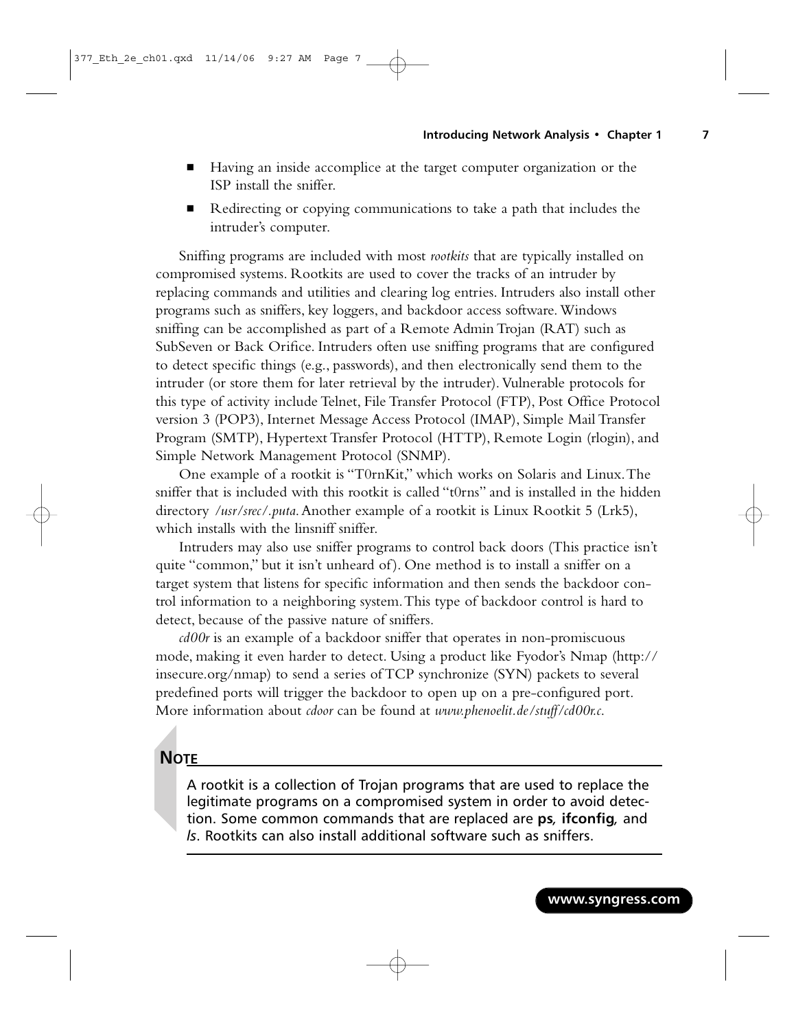- Having an inside accomplice at the target computer organization or the ISP install the sniffer.
- Redirecting or copying communications to take a path that includes the intruder's computer.

Sniffing programs are included with most *rootkits* that are typically installed on compromised systems. Rootkits are used to cover the tracks of an intruder by replacing commands and utilities and clearing log entries. Intruders also install other programs such as sniffers, key loggers, and backdoor access software. Windows sniffing can be accomplished as part of a Remote Admin Trojan (RAT) such as SubSeven or Back Orifice. Intruders often use sniffing programs that are configured to detect specific things (e.g., passwords), and then electronically send them to the intruder (or store them for later retrieval by the intruder). Vulnerable protocols for this type of activity include Telnet, File Transfer Protocol (FTP), Post Office Protocol version 3 (POP3), Internet Message Access Protocol (IMAP), Simple Mail Transfer Program (SMTP), Hypertext Transfer Protocol (HTTP), Remote Login (rlogin), and Simple Network Management Protocol (SNMP).

One example of a rootkit is "T0rnKit," which works on Solaris and Linux. The sniffer that is included with this rootkit is called "t0rns" and is installed in the hidden directory */usr/srec/.puta*. Another example of a rootkit is Linux Rootkit 5 (Lrk5), which installs with the linsniff sniffer.

Intruders may also use sniffer programs to control back doors (This practice isn't quite "common," but it isn't unheard of). One method is to install a sniffer on a target system that listens for specific information and then sends the backdoor control information to a neighboring system. This type of backdoor control is hard to detect, because of the passive nature of sniffers.

*cd00r* is an example of a backdoor sniffer that operates in non-promiscuous mode, making it even harder to detect. Using a product like Fyodor's Nmap (http://insecure.org/nmap) to send a series of TCP synchronize (SYN) packets to several predefined ports will trigger the backdoor to open up on a pre-configured port. More information about *cdoor* can be found at *www.phenoelit.de/stuff/cd00r.c*.

**NOTE**

A rootkit is a collection of Trojan programs that are used to replace the legitimate programs on a compromised system in order to avoid detection. Some common commands that are replaced are **ps**, **ifconfig**, and *ls*. Rootkits can also install additional software such as sniffers.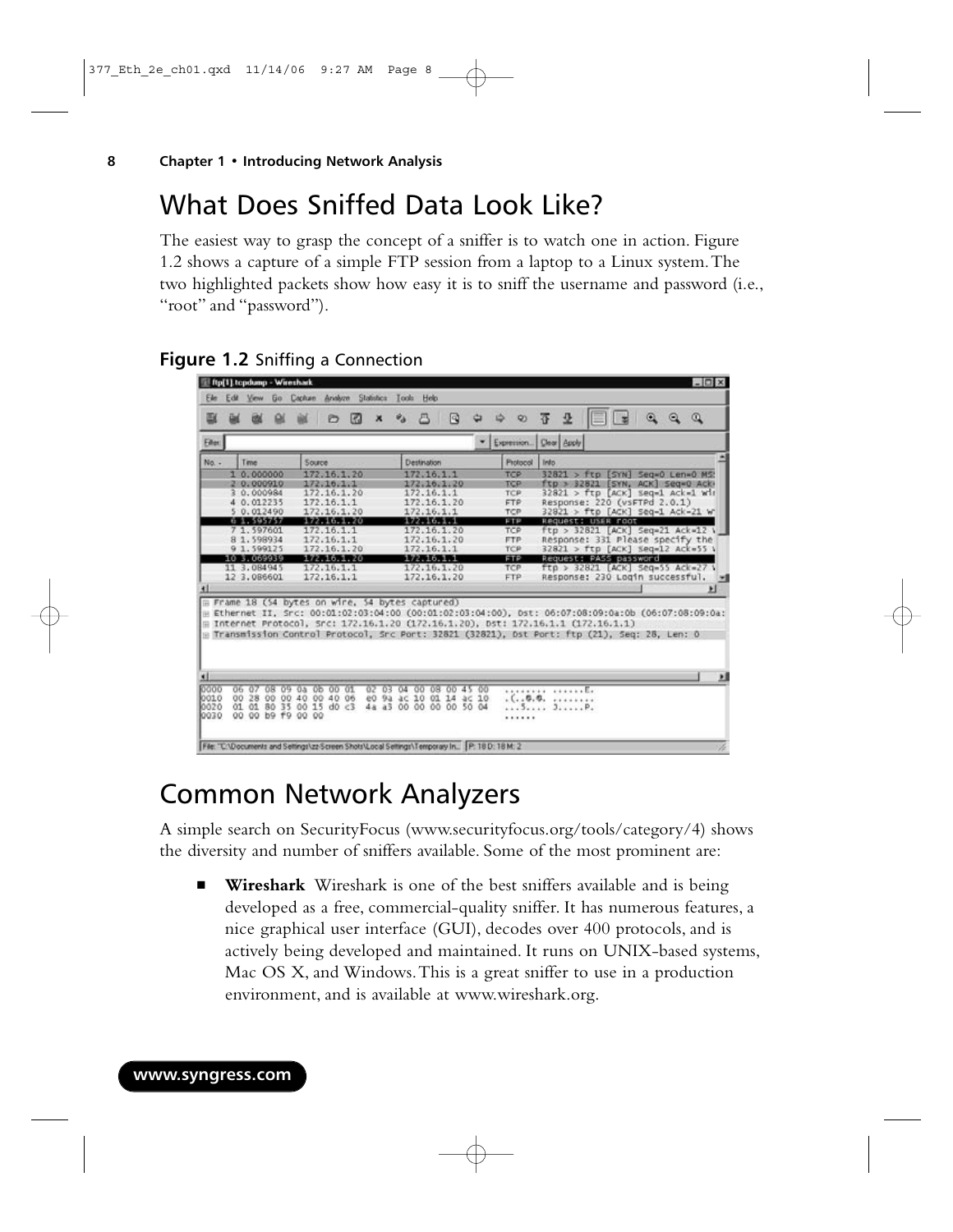# What Does Sniffed Data Look Like?

The easiest way to grasp the concept of a sniffer is to watch one in action. Figure 1.2 shows a capture of a simple FTP session from a laptop to a Linux system. The two highlighted packets show how easy it is to sniff the username and password (i.e., "root" and "password").

**Figure 1.2** Sniffing a Connection

# Common Network Analyzers

A simple search on SecurityFocus (www.securityfocus.org/tools/category/4) shows the diversity and number of sniffers available. Some of the most prominent are:

- **Wireshark** Wireshark is one of the best sniffers available and is being developed as a free, commercial-quality sniffer. It has numerous features, a nice graphical user interface (GUI), decodes over 400 protocols, and is actively being developed and maintained. It runs on UNIX-based systems, Mac OS X, and Windows. This is a great sniffer to use in a production environment, and is available at www.wireshark.org.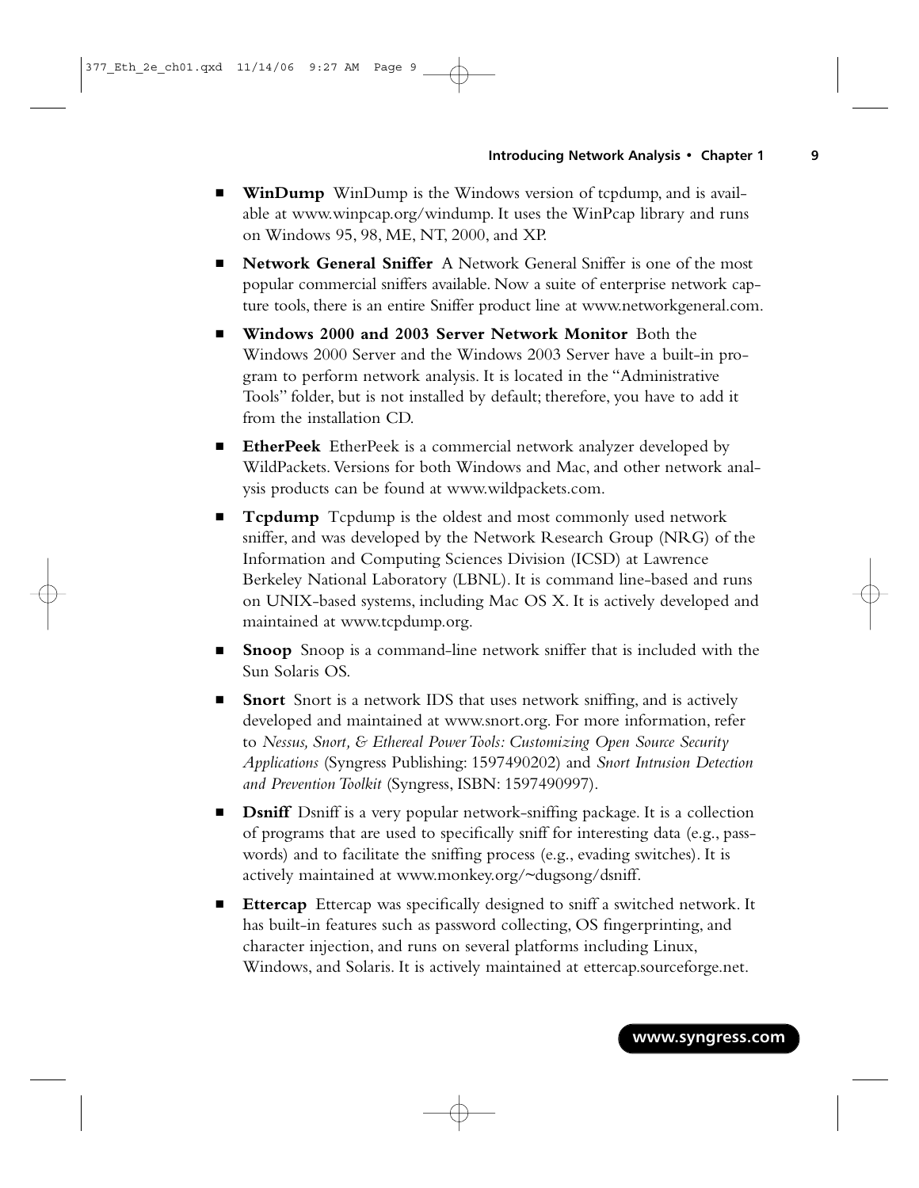- **WinDump** WinDump is the Windows version of tcpdump, and is available at www.winpcap.org/windump. It uses the WinPcap library and runs on Windows 95, 98, ME, NT, 2000, and XP.
- **Network General Sniffer** A Network General Sniffer is one of the most popular commercial sniffers available. Now a suite of enterprise network capture tools, there is an entire Sniffer product line at www.networkgeneral.com.
- **Windows 2000 and 2003 Server Network Monitor** Both the Windows 2000 Server and the Windows 2003 Server have a built-in program to perform network analysis. It is located in the "Administrative Tools" folder, but is not installed by default; therefore, you have to add it from the installation CD.
- **EtherPeek** EtherPeek is a commercial network analyzer developed by WildPackets. Versions for both Windows and Mac, and other network analysis products can be found at www.wildpackets.com.
- **Tcpdump** Tcpdump is the oldest and most commonly used network sniffer, and was developed by the Network Research Group (NRG) of the Information and Computing Sciences Division (ICSD) at Lawrence Berkeley National Laboratory (LBNL). It is command line-based and runs on UNIX-based systems, including Mac OS X. It is actively developed and maintained at www.tcpdump.org.
- **Snoop** Snoop is a command-line network sniffer that is included with the Sun Solaris OS.
- **Snort** Snort is a network IDS that uses network sniffing, and is actively developed and maintained at www.snort.org. For more information, refer to *Nessus, Snort, & Ethereal Power Tools: Customizing Open Source Security Applications* (Syngress Publishing: 1597490202) and *Snort Intrusion Detection and Prevention Toolkit* (Syngress, ISBN: 1597490997).
- **Dsniff** Dsniff is a very popular network-sniffing package. It is a collection of programs that are used to specifically sniff for interesting data (e.g., passwords) and to facilitate the sniffing process (e.g., evading switches). It is actively maintained at www.monkey.org/~dugsong/dsniff.
- **Ettercap** Ettercap was specifically designed to sniff a switched network. It has built-in features such as password collecting, OS fingerprinting, and character injection, and runs on several platforms including Linux, Windows, and Solaris. It is actively maintained at ettercap.sourceforge.net.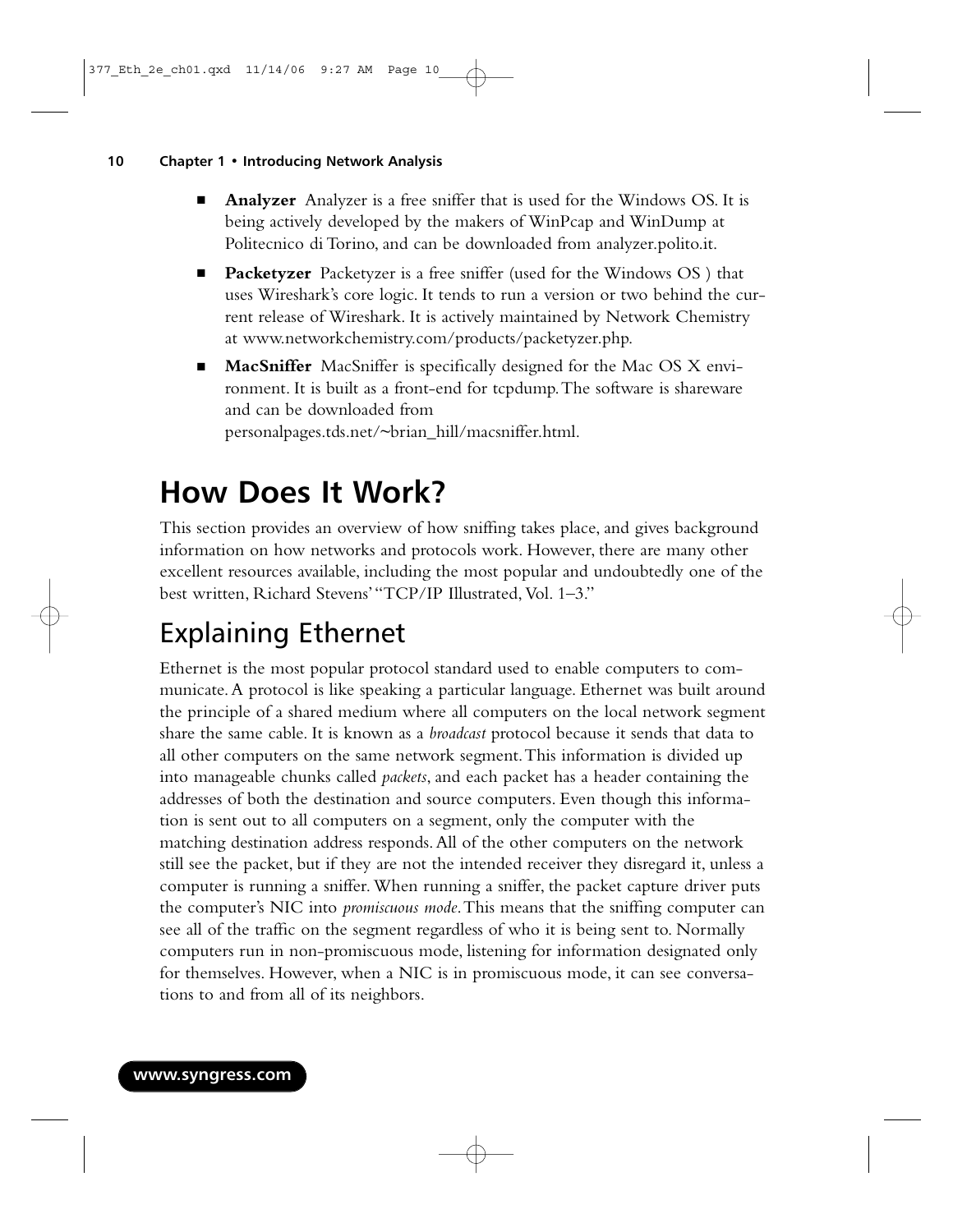- **Analyzer** Analyzer is a free sniffer that is used for the Windows OS. It is being actively developed by the makers of WinPcap and WinDump at Politecnico di Torino, and can be downloaded from analyzer.polito.it.
- **Packetyzer** Packetyzer is a free sniffer (used for the Windows OS ) that uses Wireshark's core logic. It tends to run a version or two behind the current release of Wireshark. It is actively maintained by Network Chemistry at www.networkchemistry.com/products/packetyzer.php.
- **MacSniffer** MacSniffer is specifically designed for the Mac OS X environment. It is built as a front-end for tcpdump. The software is shareware and can be downloaded from personalpages.tds.net/~brian_hill/macsniffer.html.

# How Does It Work?

This section provides an overview of how sniffing takes place, and gives background information on how networks and protocols work. However, there are many other excellent resources available, including the most popular and undoubtedly one of the best written, Richard Stevens' "TCP/IP Illustrated, Vol. 1–3."

## Explaining Ethernet

Ethernet is the most popular protocol standard used to enable computers to communicate. A protocol is like speaking a particular language. Ethernet was built around the principle of a shared medium where all computers on the local network segment share the same cable. It is known as a *broadcast* protocol because it sends that data to all other computers on the same network segment. This information is divided up into manageable chunks called *packets*, and each packet has a header containing the addresses of both the destination and source computers. Even though this information is sent out to all computers on a segment, only the computer with the matching destination address responds. All of the other computers on the network still see the packet, but if they are not the intended receiver they disregard it, unless a computer is running a sniffer. When running a sniffer, the packet capture driver puts the computer's NIC into *promiscuous mode*. This means that the sniffing computer can see all of the traffic on the segment regardless of who it is being sent to. Normally computers run in non-promiscuous mode, listening for information designated only for themselves. However, when a NIC is in promiscuous mode, it can see conversations to and from all of its neighbors.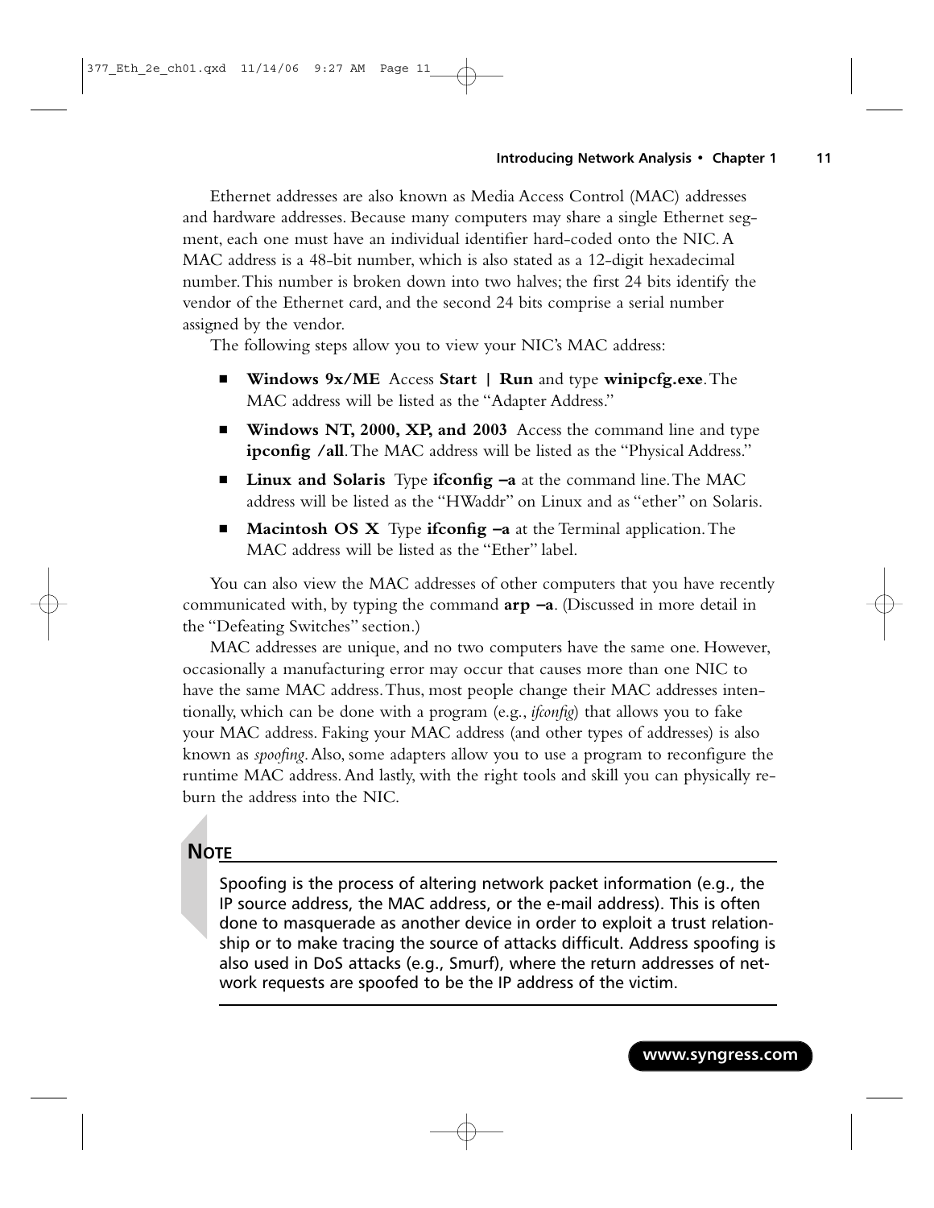Ethernet addresses are also known as Media Access Control (MAC) addresses and hardware addresses. Because many computers may share a single Ethernet segment, each one must have an individual identifier hard-coded onto the NIC. A MAC address is a 48-bit number, which is also stated as a 12-digit hexadecimal number. This number is broken down into two halves; the first 24 bits identify the vendor of the Ethernet card, and the second 24 bits comprise a serial number assigned by the vendor.

The following steps allow you to view your NIC's MAC address:

- **Windows 9x/ME** Access **Start | Run** and type **winipcfg.exe**. The MAC address will be listed as the "Adapter Address."
- **Windows NT, 2000, XP, and 2003** Access the command line and type **ipconfig /all**. The MAC address will be listed as the "Physical Address."
- **Linux and Solaris** Type **ifconfig –a** at the command line. The MAC address will be listed as the "HWaddr" on Linux and as "ether" on Solaris.
- **Macintosh OS X** Type **ifconfig –a** at the Terminal application. The MAC address will be listed as the "Ether" label.

You can also view the MAC addresses of other computers that you have recently communicated with, by typing the command **arp –a**. (Discussed in more detail in the "Defeating Switches" section.)

MAC addresses are unique, and no two computers have the same one. However, occasionally a manufacturing error may occur that causes more than one NIC to have the same MAC address. Thus, most people change their MAC addresses intentionally, which can be done with a program (e.g., *ifconfig*) that allows you to fake your MAC address. Faking your MAC address (and other types of addresses) is also known as *spoofing*. Also, some adapters allow you to use a program to reconfigure the runtime MAC address. And lastly, with the right tools and skill you can physically re-burn the address into the NIC.

**NOTE**

Spoofing is the process of altering network packet information (e.g., the IP source address, the MAC address, or the e-mail address). This is often done to masquerade as another device in order to exploit a trust relationship or to make tracing the source of attacks difficult. Address spoofing is also used in DoS attacks (e.g., Smurf), where the return addresses of network requests are spoofed to be the IP address of the victim.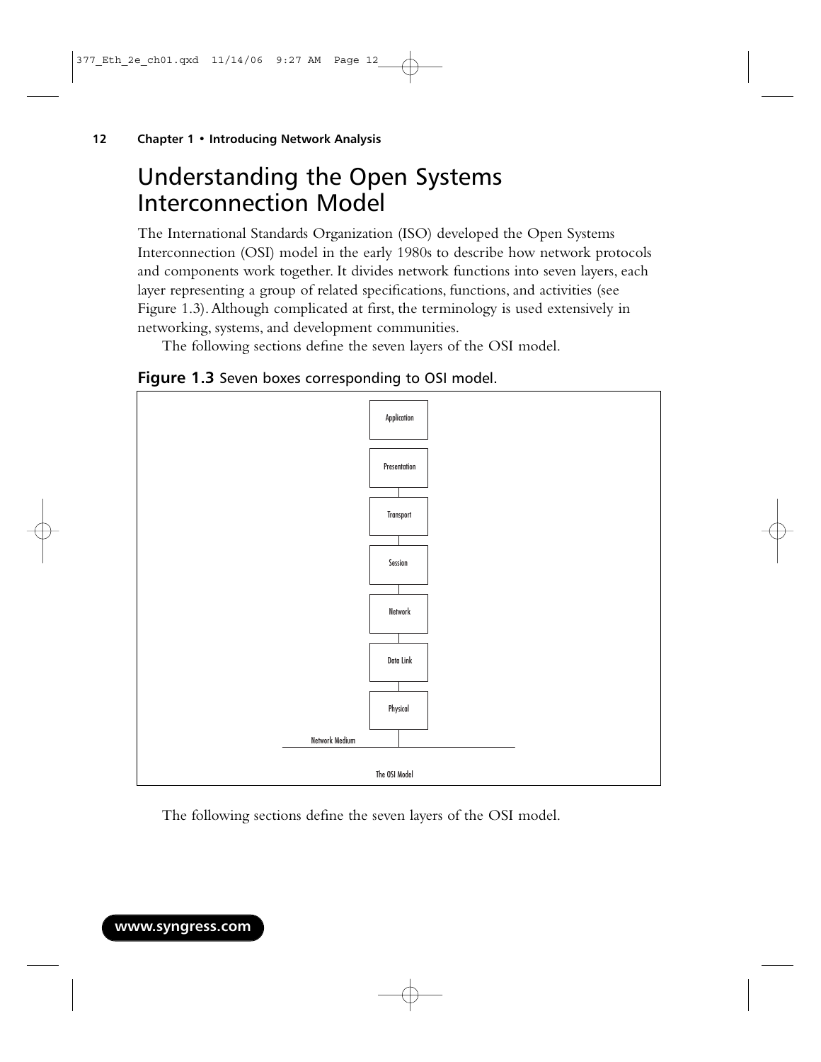# Understanding the Open Systems Interconnection Model

The International Standards Organization (ISO) developed the Open Systems Interconnection (OSI) model in the early 1980s to describe how network protocols and components work together. It divides network functions into seven layers, each layer representing a group of related specifications, functions, and activities (see Figure 1.3). Although complicated at first, the terminology is used extensively in networking, systems, and development communities.

The following sections define the seven layers of the OSI model.

**Figure 1.3** Seven boxes corresponding to OSI model.

Application

Presentation

Transport

Session

Network

Data Link

Physical

Network Medium

The OSI Model

The following sections define the seven layers of the OSI model.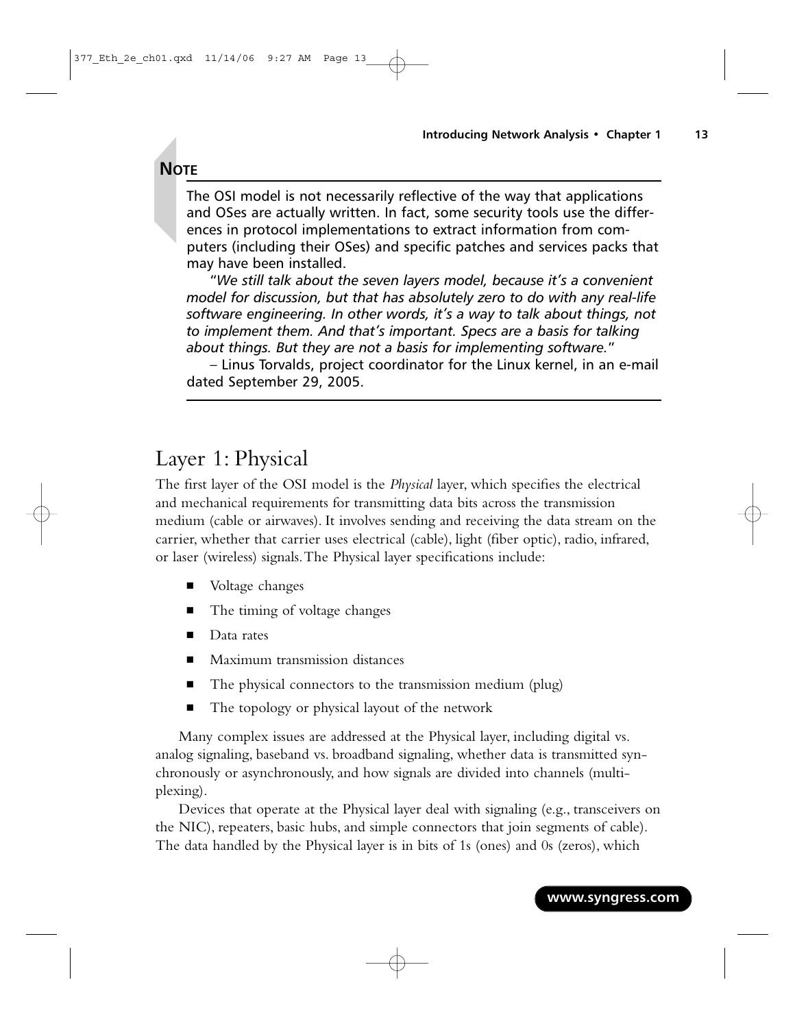**NOTE**

The OSI model is not necessarily reflective of the way that applications and OSes are actually written. In fact, some security tools use the differences in protocol implementations to extract information from computers (including their OSes) and specific patches and services packs that may have been installed.

"*We still talk about the seven layers model, because it's a convenient model for discussion, but that has absolutely zero to do with any real-life software engineering. In other words, it's a way to talk about things, not to implement them. And that's important. Specs are a basis for talking about things. But they are not a basis for implementing software.*"

– Linus Torvalds, project coordinator for the Linux kernel, in an e-mail dated September 29, 2005.

## Layer 1: Physical

The first layer of the OSI model is the *Physical* layer, which specifies the electrical and mechanical requirements for transmitting data bits across the transmission medium (cable or airwaves). It involves sending and receiving the data stream on the carrier, whether that carrier uses electrical (cable), light (fiber optic), radio, infrared, or laser (wireless) signals. The Physical layer specifications include:

- Voltage changes
- The timing of voltage changes
- Data rates
- Maximum transmission distances
- The physical connectors to the transmission medium (plug)
- The topology or physical layout of the network

Many complex issues are addressed at the Physical layer, including digital vs. analog signaling, baseband vs. broadband signaling, whether data is transmitted synchronously or asynchronously, and how signals are divided into channels (multiplexing).

Devices that operate at the Physical layer deal with signaling (e.g., transceivers on the NIC), repeaters, basic hubs, and simple connectors that join segments of cable). The data handled by the Physical layer is in bits of 1s (ones) and 0s (zeros), which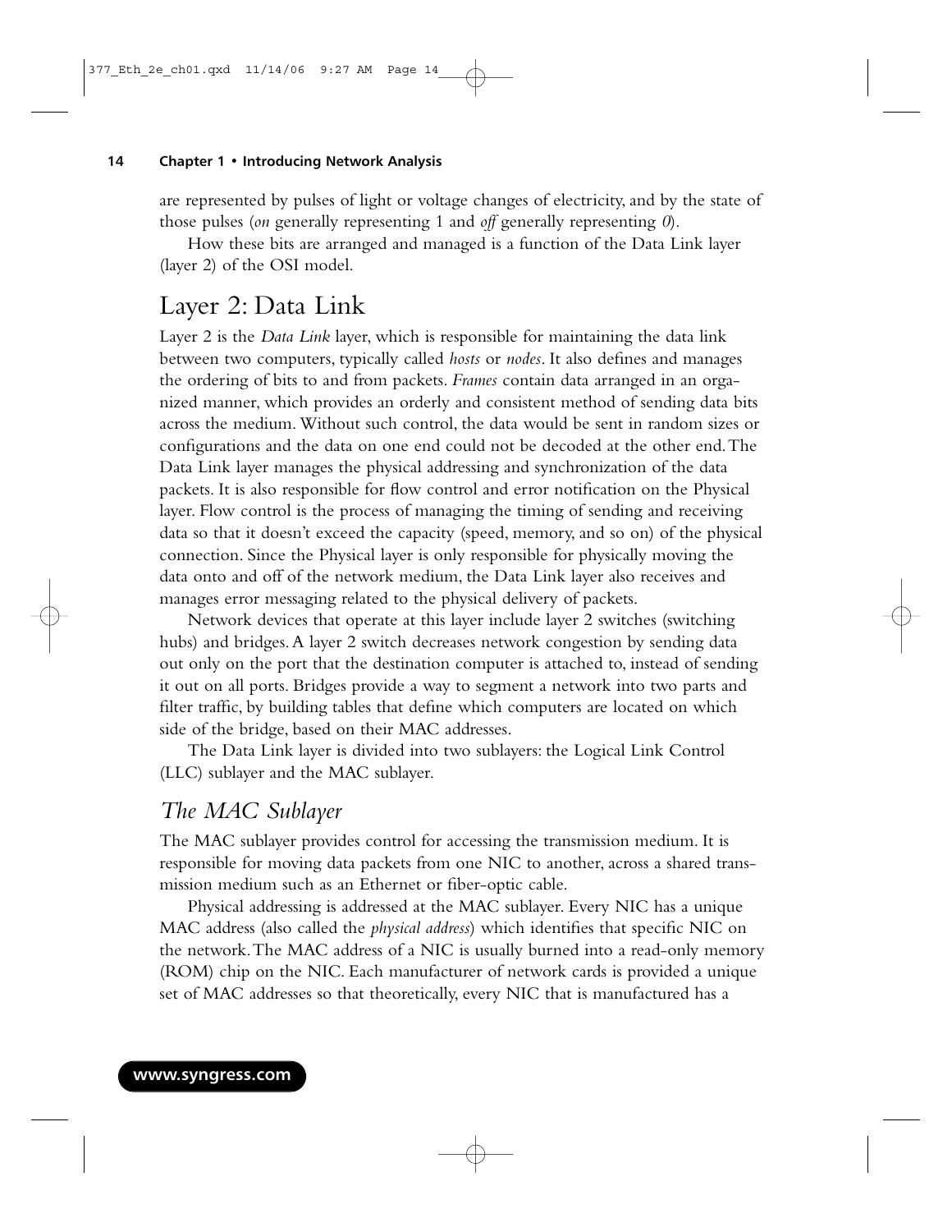are represented by pulses of light or voltage changes of electricity, and by the state of those pulses (*on* generally representing 1 and *off* generally representing *0*).

How these bits are arranged and managed is a function of the Data Link layer (layer 2) of the OSI model.

## Layer 2: Data Link

Layer 2 is the *Data Link* layer, which is responsible for maintaining the data link between two computers, typically called *hosts* or *nodes*. It also defines and manages the ordering of bits to and from packets. *Frames* contain data arranged in an organized manner, which provides an orderly and consistent method of sending data bits across the medium. Without such control, the data would be sent in random sizes or configurations and the data on one end could not be decoded at the other end. The Data Link layer manages the physical addressing and synchronization of the data packets. It is also responsible for flow control and error notification on the Physical layer. Flow control is the process of managing the timing of sending and receiving data so that it doesn't exceed the capacity (speed, memory, and so on) of the physical connection. Since the Physical layer is only responsible for physically moving the data onto and off of the network medium, the Data Link layer also receives and manages error messaging related to the physical delivery of packets.

Network devices that operate at this layer include layer 2 switches (switching hubs) and bridges. A layer 2 switch decreases network congestion by sending data out only on the port that the destination computer is attached to, instead of sending it out on all ports. Bridges provide a way to segment a network into two parts and filter traffic, by building tables that define which computers are located on which side of the bridge, based on their MAC addresses.

The Data Link layer is divided into two sublayers: the Logical Link Control (LLC) sublayer and the MAC sublayer.

### *The MAC Sublayer*

The MAC sublayer provides control for accessing the transmission medium. It is responsible for moving data packets from one NIC to another, across a shared transmission medium such as an Ethernet or fiber-optic cable.

Physical addressing is addressed at the MAC sublayer. Every NIC has a unique MAC address (also called the *physical address*) which identifies that specific NIC on the network. The MAC address of a NIC is usually burned into a read-only memory (ROM) chip on the NIC. Each manufacturer of network cards is provided a unique set of MAC addresses so that theoretically, every NIC that is manufactured has a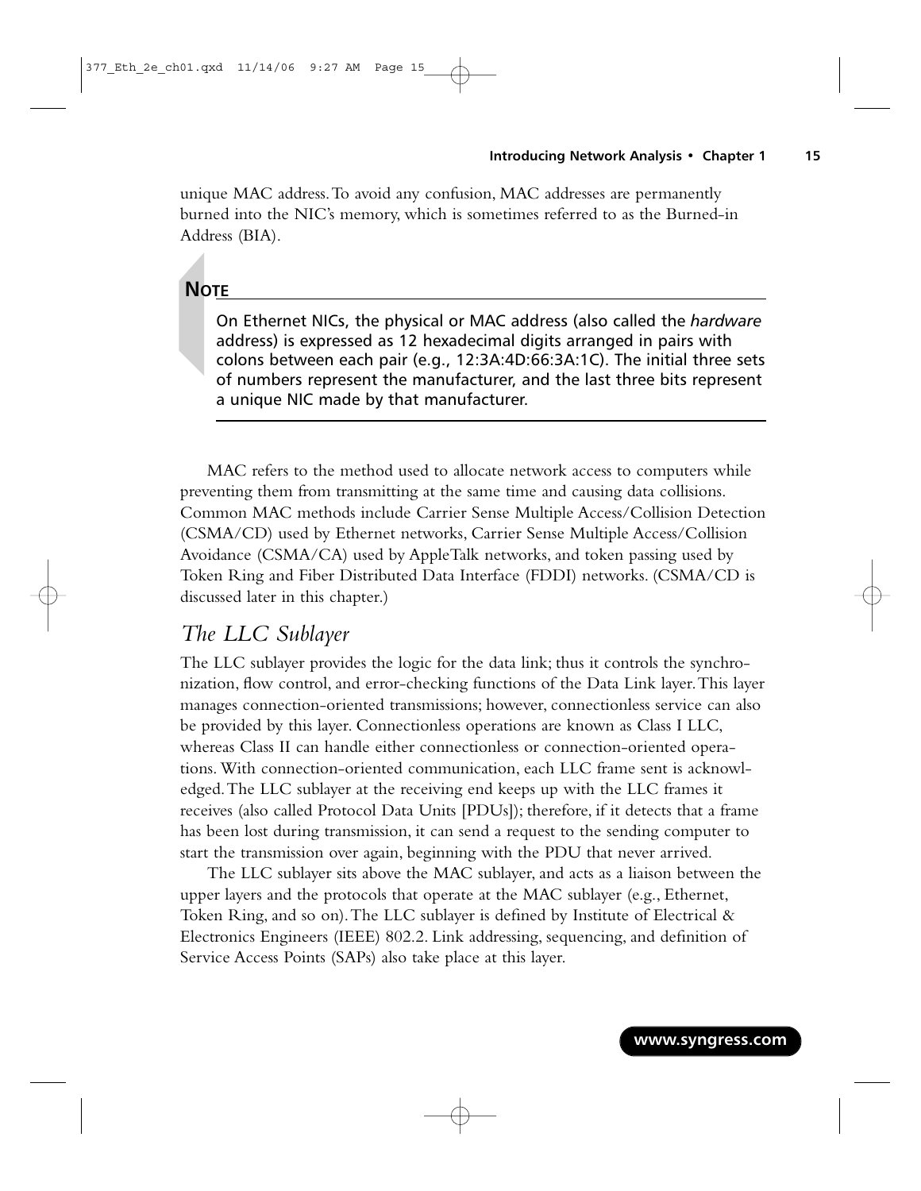unique MAC address. To avoid any confusion, MAC addresses are permanently burned into the NIC's memory, which is sometimes referred to as the Burned-in Address (BIA).

> **NOTE**
>
> On Ethernet NICs, the physical or MAC address (also called the *hardware* address) is expressed as 12 hexadecimal digits arranged in pairs with colons between each pair (e.g., 12:3A:4D:66:3A:1C). The initial three sets of numbers represent the manufacturer, and the last three bits represent a unique NIC made by that manufacturer.

MAC refers to the method used to allocate network access to computers while preventing them from transmitting at the same time and causing data collisions. Common MAC methods include Carrier Sense Multiple Access/Collision Detection (CSMA/CD) used by Ethernet networks, Carrier Sense Multiple Access/Collision Avoidance (CSMA/CA) used by AppleTalk networks, and token passing used by Token Ring and Fiber Distributed Data Interface (FDDI) networks. (CSMA/CD is discussed later in this chapter.)

## *The LLC Sublayer*

The LLC sublayer provides the logic for the data link; thus it controls the synchronization, flow control, and error-checking functions of the Data Link layer. This layer manages connection-oriented transmissions; however, connectionless service can also be provided by this layer. Connectionless operations are known as Class I LLC, whereas Class II can handle either connectionless or connection-oriented operations. With connection-oriented communication, each LLC frame sent is acknowledged. The LLC sublayer at the receiving end keeps up with the LLC frames it receives (also called Protocol Data Units [PDUs]); therefore, if it detects that a frame has been lost during transmission, it can send a request to the sending computer to start the transmission over again, beginning with the PDU that never arrived.

The LLC sublayer sits above the MAC sublayer, and acts as a liaison between the upper layers and the protocols that operate at the MAC sublayer (e.g., Ethernet, Token Ring, and so on). The LLC sublayer is defined by Institute of Electrical & Electronics Engineers (IEEE) 802.2. Link addressing, sequencing, and definition of Service Access Points (SAPs) also take place at this layer.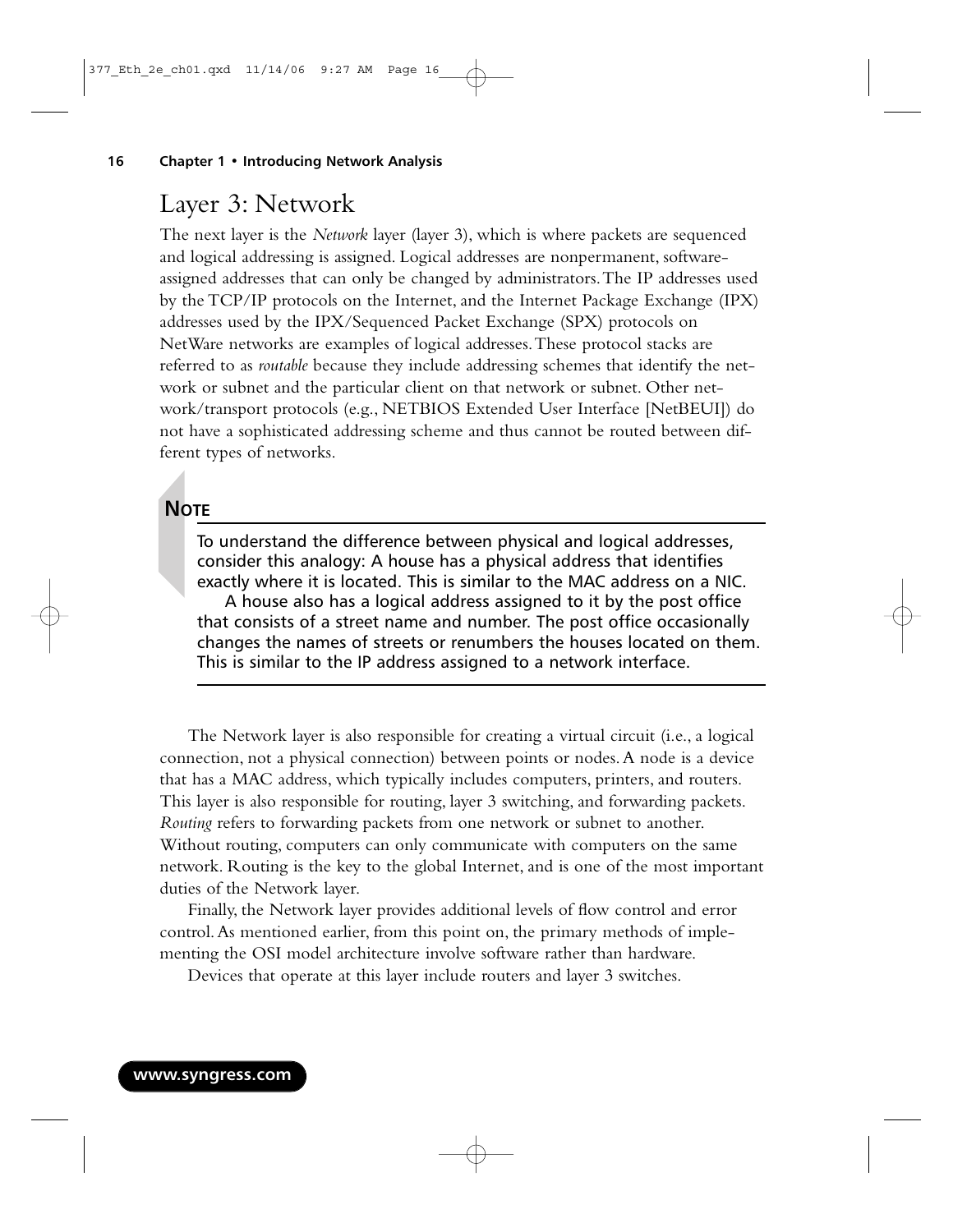## Layer 3: Network

The next layer is the *Network* layer (layer 3), which is where packets are sequenced and logical addressing is assigned. Logical addresses are nonpermanent, software-assigned addresses that can only be changed by administrators. The IP addresses used by the TCP/IP protocols on the Internet, and the Internet Package Exchange (IPX) addresses used by the IPX/Sequenced Packet Exchange (SPX) protocols on NetWare networks are examples of logical addresses. These protocol stacks are referred to as *routable* because they include addressing schemes that identify the network or subnet and the particular client on that network or subnet. Other network/transport protocols (e.g., NETBIOS Extended User Interface [NetBEUI]) do not have a sophisticated addressing scheme and thus cannot be routed between different types of networks.

**NOTE**

To understand the difference between physical and logical addresses, consider this analogy: A house has a physical address that identifies exactly where it is located. This is similar to the MAC address on a NIC.

A house also has a logical address assigned to it by the post office that consists of a street name and number. The post office occasionally changes the names of streets or renumbers the houses located on them. This is similar to the IP address assigned to a network interface.

The Network layer is also responsible for creating a virtual circuit (i.e., a logical connection, not a physical connection) between points or nodes. A node is a device that has a MAC address, which typically includes computers, printers, and routers. This layer is also responsible for routing, layer 3 switching, and forwarding packets. *Routing* refers to forwarding packets from one network or subnet to another. Without routing, computers can only communicate with computers on the same network. Routing is the key to the global Internet, and is one of the most important duties of the Network layer.

Finally, the Network layer provides additional levels of flow control and error control. As mentioned earlier, from this point on, the primary methods of implementing the OSI model architecture involve software rather than hardware.

Devices that operate at this layer include routers and layer 3 switches.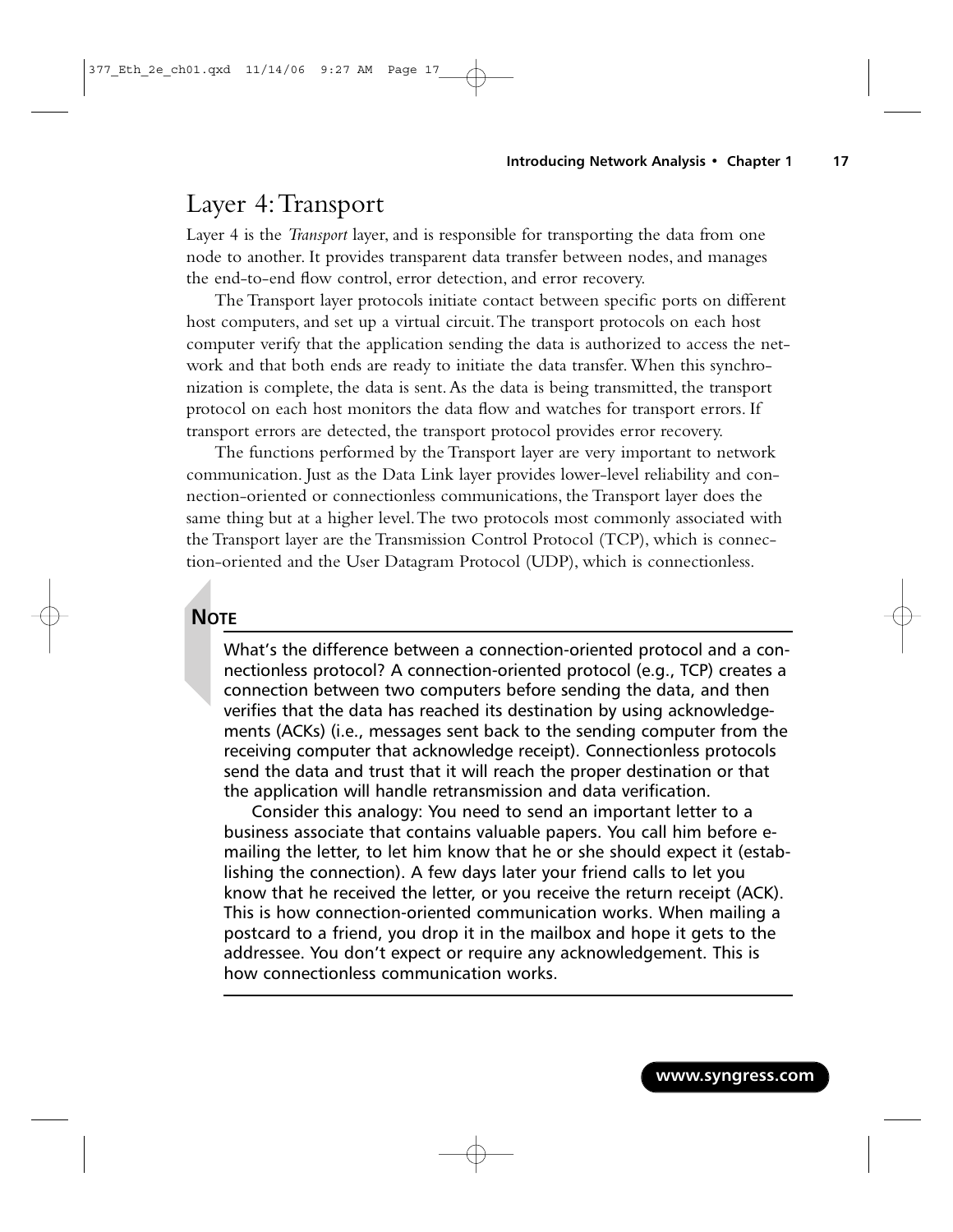## Layer 4: Transport

Layer 4 is the *Transport* layer, and is responsible for transporting the data from one node to another. It provides transparent data transfer between nodes, and manages the end-to-end flow control, error detection, and error recovery.

The Transport layer protocols initiate contact between specific ports on different host computers, and set up a virtual circuit. The transport protocols on each host computer verify that the application sending the data is authorized to access the network and that both ends are ready to initiate the data transfer. When this synchronization is complete, the data is sent. As the data is being transmitted, the transport protocol on each host monitors the data flow and watches for transport errors. If transport errors are detected, the transport protocol provides error recovery.

The functions performed by the Transport layer are very important to network communication. Just as the Data Link layer provides lower-level reliability and connection-oriented or connectionless communications, the Transport layer does the same thing but at a higher level. The two protocols most commonly associated with the Transport layer are the Transmission Control Protocol (TCP), which is connection-oriented and the User Datagram Protocol (UDP), which is connectionless.

**NOTE**

What's the difference between a connection-oriented protocol and a connectionless protocol? A connection-oriented protocol (e.g., TCP) creates a connection between two computers before sending the data, and then verifies that the data has reached its destination by using acknowledgements (ACKs) (i.e., messages sent back to the sending computer from the receiving computer that acknowledge receipt). Connectionless protocols send the data and trust that it will reach the proper destination or that the application will handle retransmission and data verification.

Consider this analogy: You need to send an important letter to a business associate that contains valuable papers. You call him before e-mailing the letter, to let him know that he or she should expect it (establishing the connection). A few days later your friend calls to let you know that he received the letter, or you receive the return receipt (ACK). This is how connection-oriented communication works. When mailing a postcard to a friend, you drop it in the mailbox and hope it gets to the addressee. You don't expect or require any acknowledgement. This is how connectionless communication works.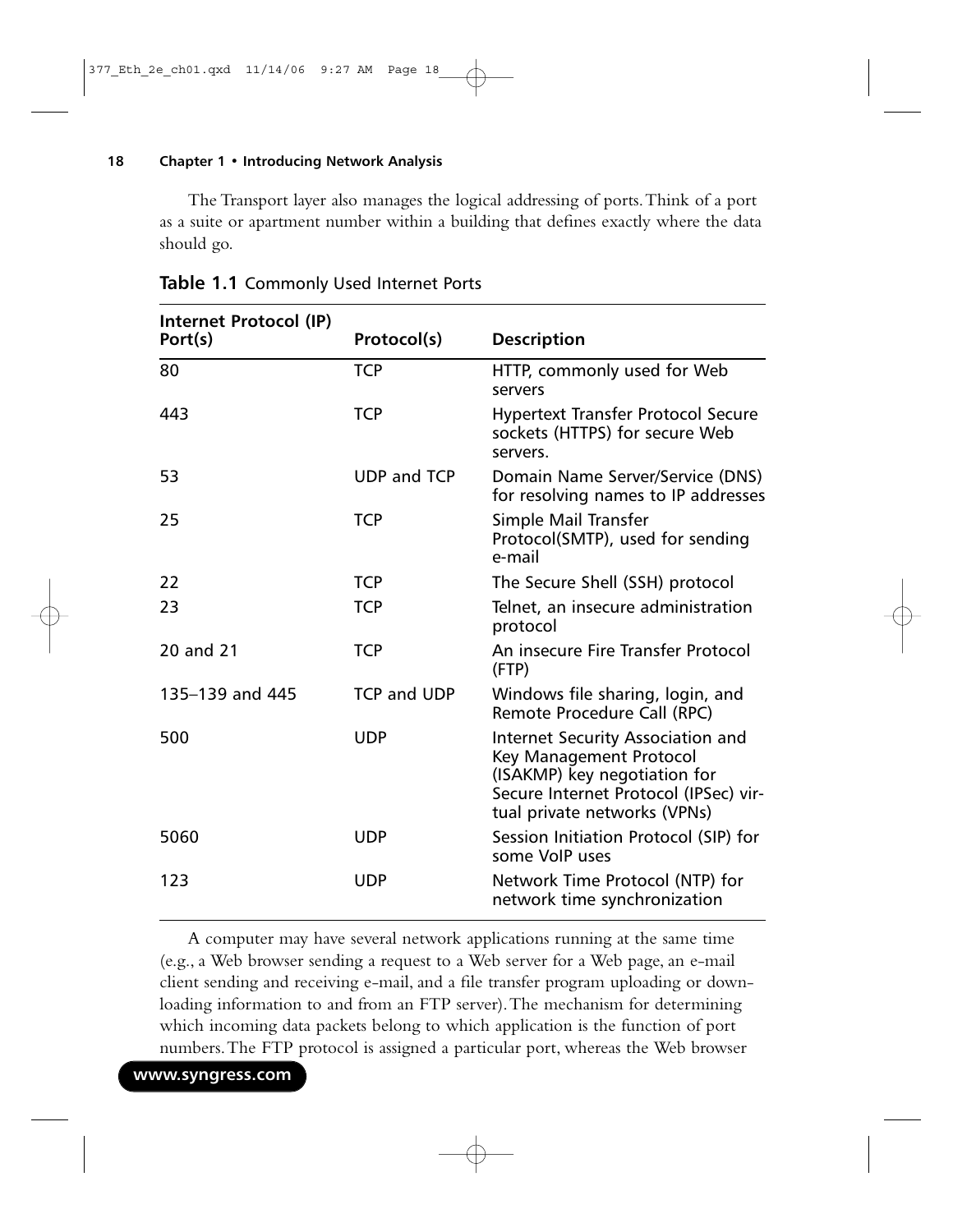The Transport layer also manages the logical addressing of ports. Think of a port as a suite or apartment number within a building that defines exactly where the data should go.

**Table 1.1** Commonly Used Internet Ports

| Internet Protocol (IP) Port(s) | Protocol(s) | Description |
|---|---|---|
| 80 | TCP | HTTP, commonly used for Web servers |
| 443 | TCP | Hypertext Transfer Protocol Secure sockets (HTTPS) for secure Web servers. |
| 53 | UDP and TCP | Domain Name Server/Service (DNS) for resolving names to IP addresses |
| 25 | TCP | Simple Mail Transfer Protocol(SMTP), used for sending e-mail |
| 22 | TCP | The Secure Shell (SSH) protocol |
| 23 | TCP | Telnet, an insecure administration protocol |
| 20 and 21 | TCP | An insecure Fire Transfer Protocol (FTP) |
| 135–139 and 445 | TCP and UDP | Windows file sharing, login, and Remote Procedure Call (RPC) |
| 500 | UDP | Internet Security Association and Key Management Protocol (ISAKMP) key negotiation for Secure Internet Protocol (IPSec) virtual private networks (VPNs) |
| 5060 | UDP | Session Initiation Protocol (SIP) for some VoIP uses |
| 123 | UDP | Network Time Protocol (NTP) for network time synchronization |

A computer may have several network applications running at the same time (e.g., a Web browser sending a request to a Web server for a Web page, an e-mail client sending and receiving e-mail, and a file transfer program uploading or downloading information to and from an FTP server). The mechanism for determining which incoming data packets belong to which application is the function of port numbers. The FTP protocol is assigned a particular port, whereas the Web browser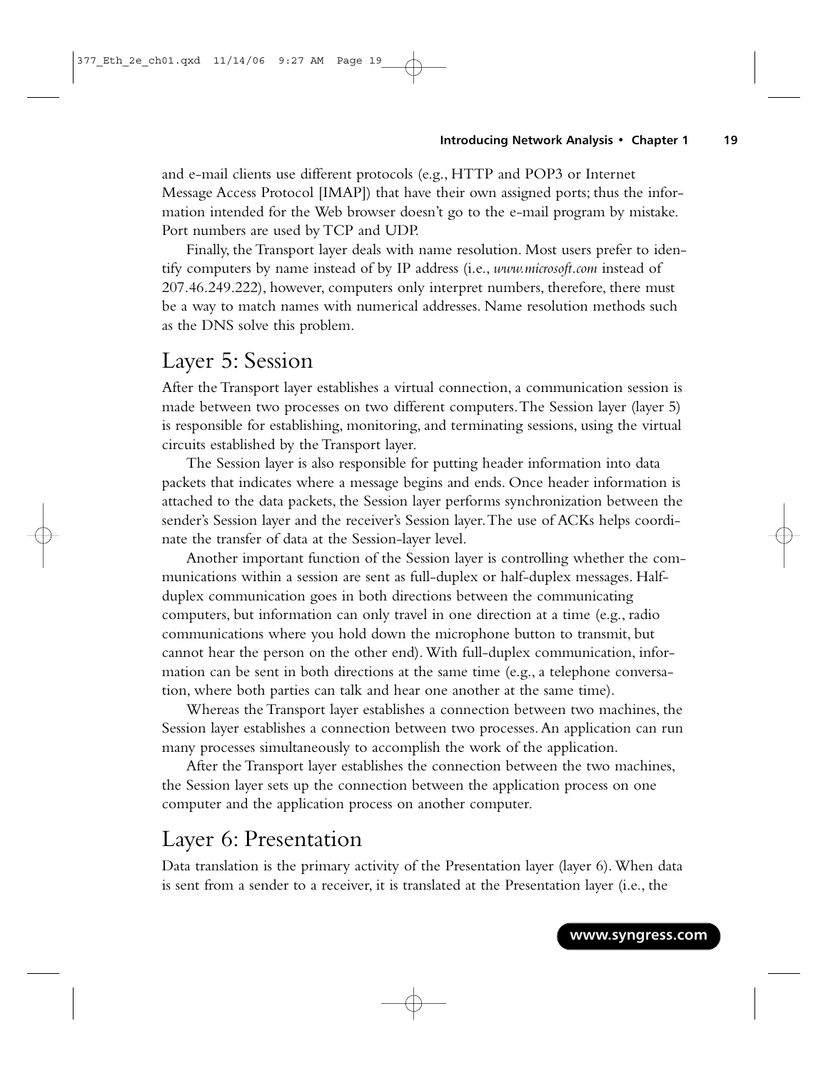and e-mail clients use different protocols (e.g., HTTP and POP3 or Internet Message Access Protocol [IMAP]) that have their own assigned ports; thus the information intended for the Web browser doesn't go to the e-mail program by mistake. Port numbers are used by TCP and UDP.

Finally, the Transport layer deals with name resolution. Most users prefer to identify computers by name instead of by IP address (i.e., *www.microsoft.com* instead of 207.46.249.222), however, computers only interpret numbers, therefore, there must be a way to match names with numerical addresses. Name resolution methods such as the DNS solve this problem.

## Layer 5: Session

After the Transport layer establishes a virtual connection, a communication session is made between two processes on two different computers. The Session layer (layer 5) is responsible for establishing, monitoring, and terminating sessions, using the virtual circuits established by the Transport layer.

The Session layer is also responsible for putting header information into data packets that indicates where a message begins and ends. Once header information is attached to the data packets, the Session layer performs synchronization between the sender's Session layer and the receiver's Session layer. The use of ACKs helps coordinate the transfer of data at the Session-layer level.

Another important function of the Session layer is controlling whether the communications within a session are sent as full-duplex or half-duplex messages. Half-duplex communication goes in both directions between the communicating computers, but information can only travel in one direction at a time (e.g., radio communications where you hold down the microphone button to transmit, but cannot hear the person on the other end). With full-duplex communication, information can be sent in both directions at the same time (e.g., a telephone conversation, where both parties can talk and hear one another at the same time).

Whereas the Transport layer establishes a connection between two machines, the Session layer establishes a connection between two processes. An application can run many processes simultaneously to accomplish the work of the application.

After the Transport layer establishes the connection between the two machines, the Session layer sets up the connection between the application process on one computer and the application process on another computer.

## Layer 6: Presentation

Data translation is the primary activity of the Presentation layer (layer 6). When data is sent from a sender to a receiver, it is translated at the Presentation layer (i.e., the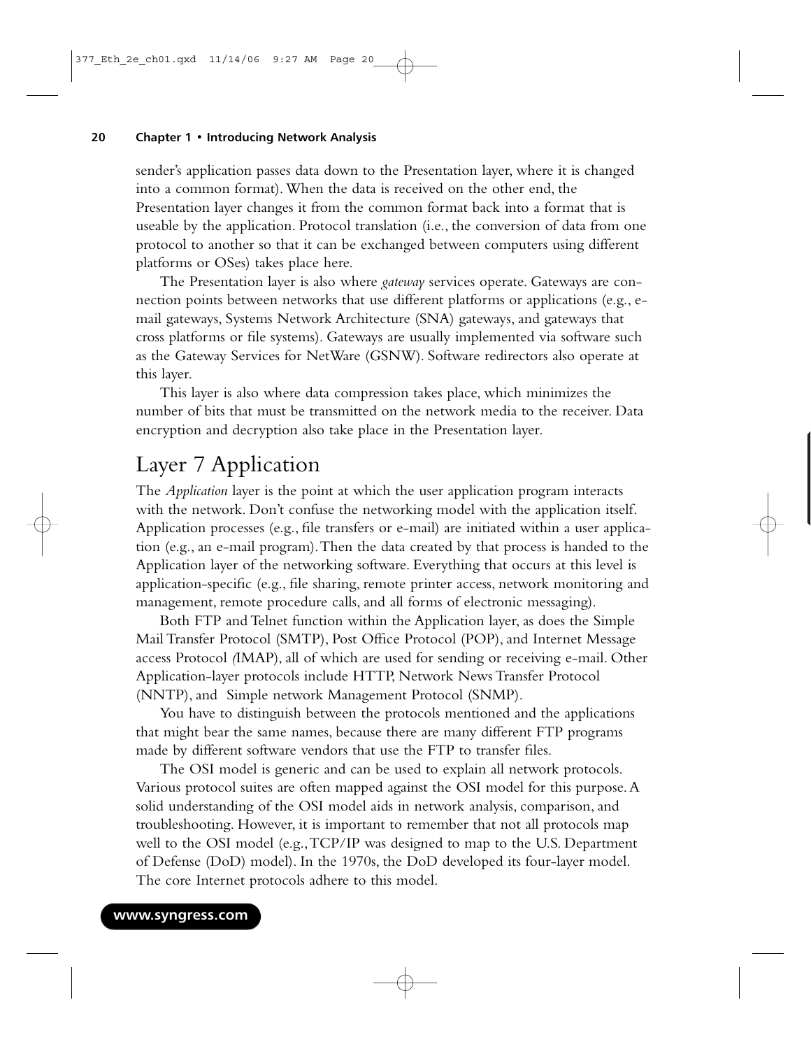sender's application passes data down to the Presentation layer, where it is changed into a common format). When the data is received on the other end, the Presentation layer changes it from the common format back into a format that is useable by the application. Protocol translation (i.e., the conversion of data from one protocol to another so that it can be exchanged between computers using different platforms or OSes) takes place here.

The Presentation layer is also where *gateway* services operate. Gateways are connection points between networks that use different platforms or applications (e.g., e-mail gateways, Systems Network Architecture (SNA) gateways, and gateways that cross platforms or file systems). Gateways are usually implemented via software such as the Gateway Services for NetWare (GSNW). Software redirectors also operate at this layer.

This layer is also where data compression takes place, which minimizes the number of bits that must be transmitted on the network media to the receiver. Data encryption and decryption also take place in the Presentation layer.

## Layer 7 Application

The *Application* layer is the point at which the user application program interacts with the network. Don't confuse the networking model with the application itself. Application processes (e.g., file transfers or e-mail) are initiated within a user application (e.g., an e-mail program). Then the data created by that process is handed to the Application layer of the networking software. Everything that occurs at this level is application-specific (e.g., file sharing, remote printer access, network monitoring and management, remote procedure calls, and all forms of electronic messaging).

Both FTP and Telnet function within the Application layer, as does the Simple Mail Transfer Protocol (SMTP), Post Office Protocol (POP), and Internet Message access Protocol (IMAP), all of which are used for sending or receiving e-mail. Other Application-layer protocols include HTTP, Network News Transfer Protocol (NNTP), and Simple network Management Protocol (SNMP).

You have to distinguish between the protocols mentioned and the applications that might bear the same names, because there are many different FTP programs made by different software vendors that use the FTP to transfer files.

The OSI model is generic and can be used to explain all network protocols. Various protocol suites are often mapped against the OSI model for this purpose. A solid understanding of the OSI model aids in network analysis, comparison, and troubleshooting. However, it is important to remember that not all protocols map well to the OSI model (e.g., TCP/IP was designed to map to the U.S. Department of Defense (DoD) model). In the 1970s, the DoD developed its four-layer model. The core Internet protocols adhere to this model.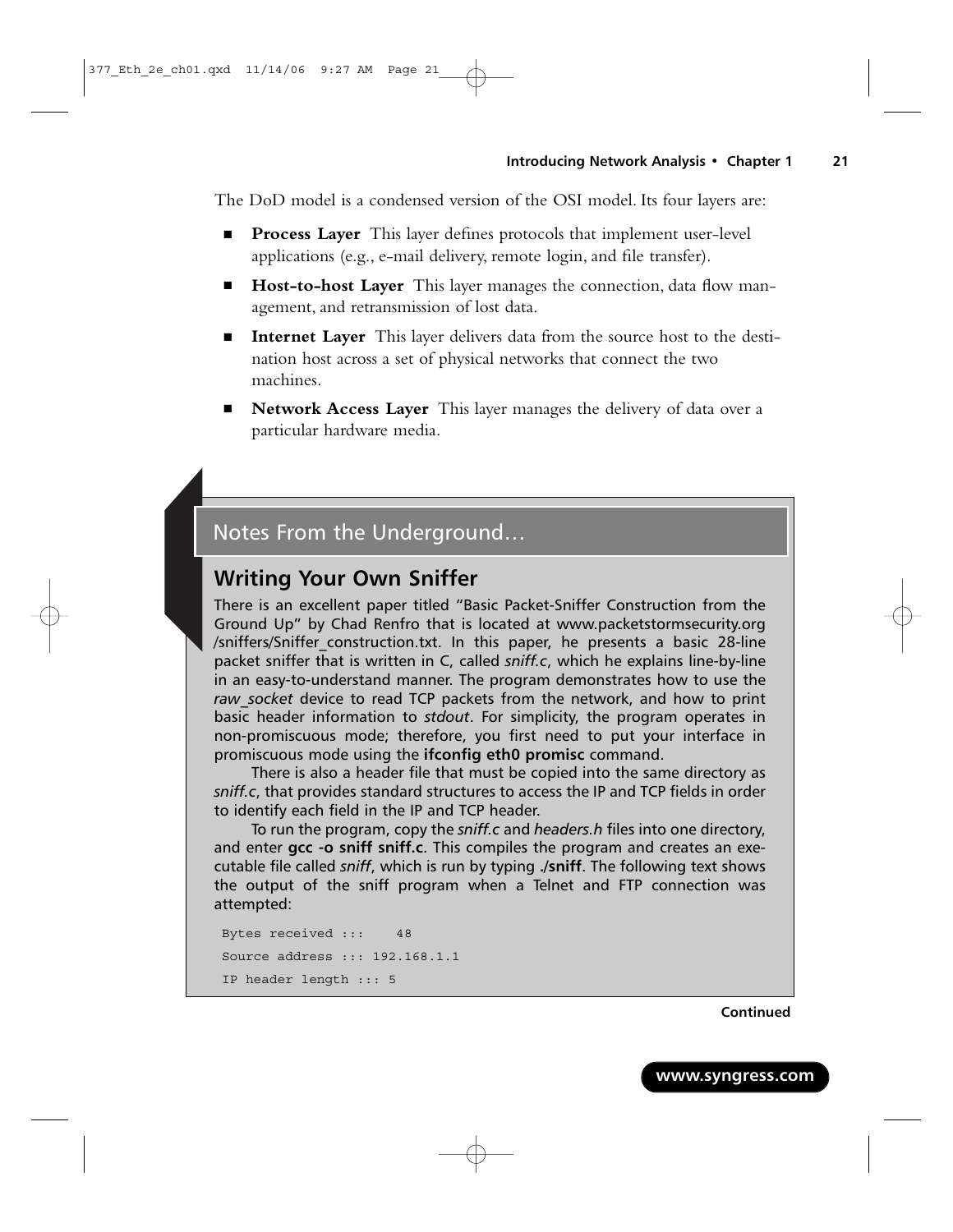The DoD model is a condensed version of the OSI model. Its four layers are:

- **Process Layer** This layer defines protocols that implement user-level applications (e.g., e-mail delivery, remote login, and file transfer).
- **Host-to-host Layer** This layer manages the connection, data flow management, and retransmission of lost data.
- **Internet Layer** This layer delivers data from the source host to the destination host across a set of physical networks that connect the two machines.
- **Network Access Layer** This layer manages the delivery of data over a particular hardware media.

## Notes From the Underground…

### Writing Your Own Sniffer

There is an excellent paper titled "Basic Packet-Sniffer Construction from the Ground Up" by Chad Renfro that is located at www.packetstormsecurity.org /sniffers/Sniffer_construction.txt. In this paper, he presents a basic 28-line packet sniffer that is written in C, called *sniff.c*, which he explains line-by-line in an easy-to-understand manner. The program demonstrates how to use the *raw_socket* device to read TCP packets from the network, and how to print basic header information to *stdout*. For simplicity, the program operates in non-promiscuous mode; therefore, you first need to put your interface in promiscuous mode using the **ifconfig eth0 promisc** command.

There is also a header file that must be copied into the same directory as *sniff.c*, that provides standard structures to access the IP and TCP fields in order to identify each field in the IP and TCP header.

To run the program, copy the *sniff.c* and *headers.h* files into one directory, and enter **gcc -o sniff sniff.c**. This compiles the program and creates an executable file called *sniff*, which is run by typing **./sniff**. The following text shows the output of the sniff program when a Telnet and FTP connection was attempted:

```
Bytes received :::    48
Source address ::: 192.168.1.1
IP header length ::: 5
```

**Continued**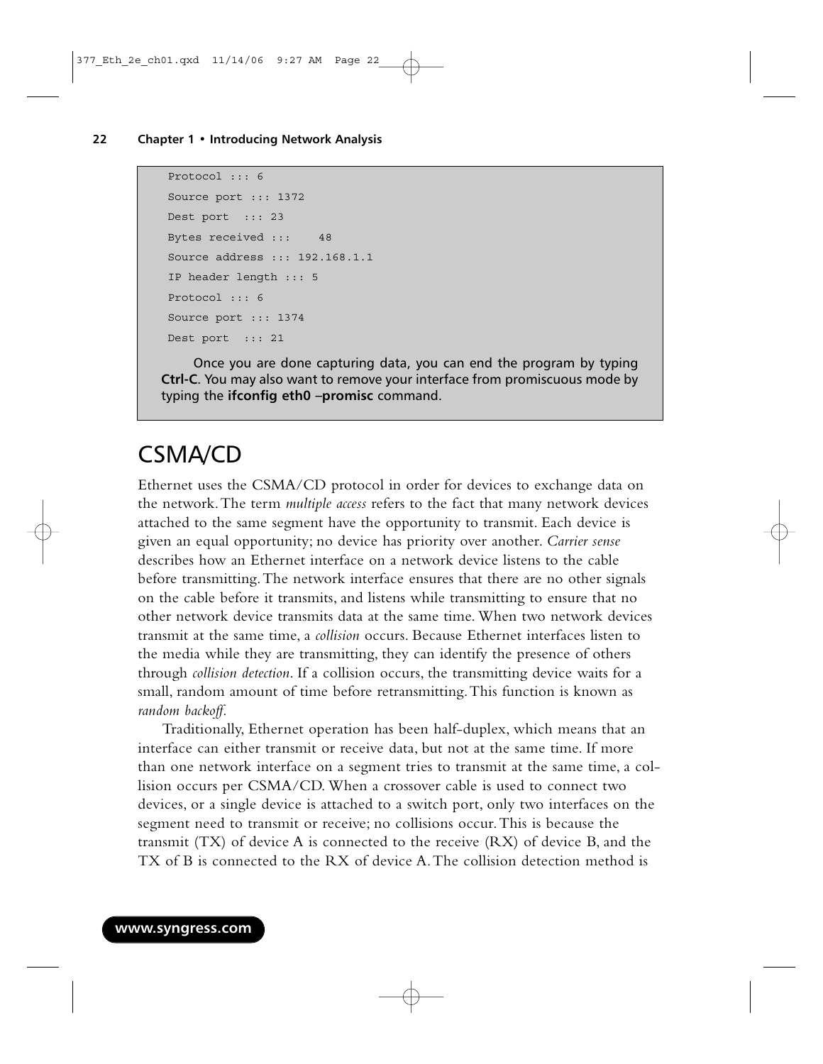```
Protocol ::: 6
Source port ::: 1372
Dest port  ::: 23
Bytes received :::    48
Source address ::: 192.168.1.1
IP header length ::: 5
Protocol ::: 6
Source port ::: 1374
Dest port  ::: 21
```

Once you are done capturing data, you can end the program by typing **Ctrl-C**. You may also want to remove your interface from promiscuous mode by typing the **ifconfig eth0 –promisc** command.

# CSMA/CD

Ethernet uses the CSMA/CD protocol in order for devices to exchange data on the network. The term *multiple access* refers to the fact that many network devices attached to the same segment have the opportunity to transmit. Each device is given an equal opportunity; no device has priority over another. *Carrier sense* describes how an Ethernet interface on a network device listens to the cable before transmitting. The network interface ensures that there are no other signals on the cable before it transmits, and listens while transmitting to ensure that no other network device transmits data at the same time. When two network devices transmit at the same time, a *collision* occurs. Because Ethernet interfaces listen to the media while they are transmitting, they can identify the presence of others through *collision detection*. If a collision occurs, the transmitting device waits for a small, random amount of time before retransmitting. This function is known as *random backoff*.

Traditionally, Ethernet operation has been half-duplex, which means that an interface can either transmit or receive data, but not at the same time. If more than one network interface on a segment tries to transmit at the same time, a collision occurs per CSMA/CD. When a crossover cable is used to connect two devices, or a single device is attached to a switch port, only two interfaces on the segment need to transmit or receive; no collisions occur. This is because the transmit (TX) of device A is connected to the receive (RX) of device B, and the TX of B is connected to the RX of device A. The collision detection method is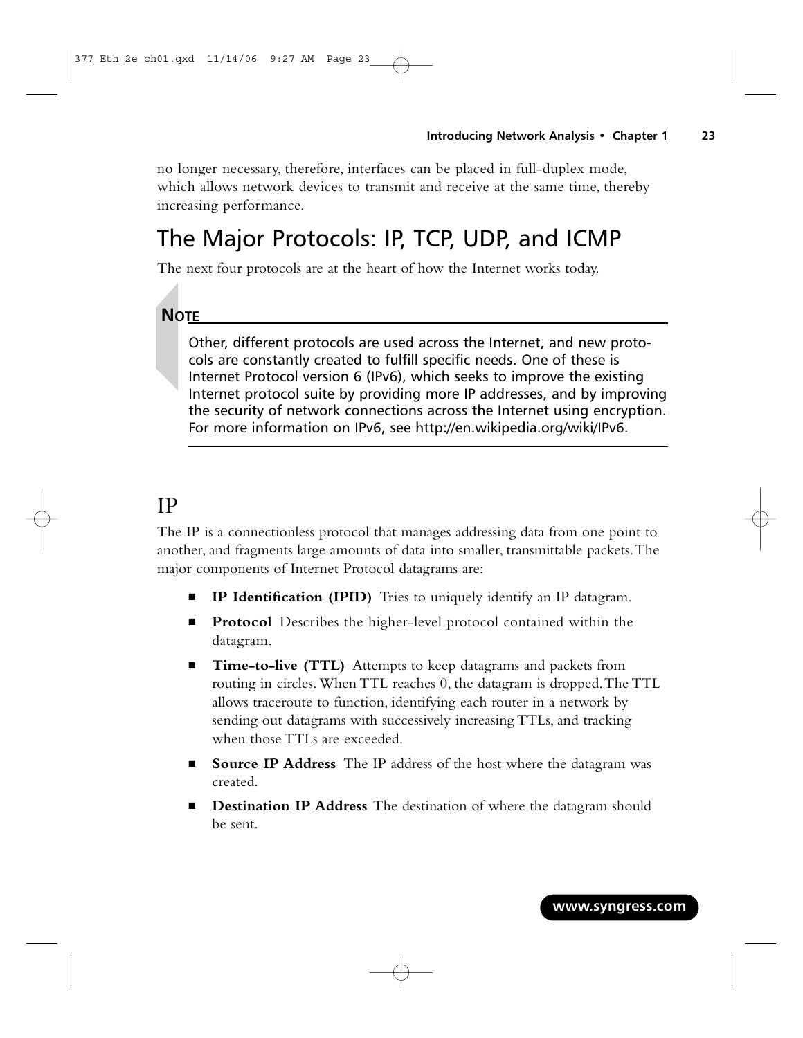no longer necessary, therefore, interfaces can be placed in full-duplex mode, which allows network devices to transmit and receive at the same time, thereby increasing performance.

## The Major Protocols: IP, TCP, UDP, and ICMP

The next four protocols are at the heart of how the Internet works today.

> **NOTE**
>
> Other, different protocols are used across the Internet, and new protocols are constantly created to fulfill specific needs. One of these is Internet Protocol version 6 (IPv6), which seeks to improve the existing Internet protocol suite by providing more IP addresses, and by improving the security of network connections across the Internet using encryption. For more information on IPv6, see http://en.wikipedia.org/wiki/IPv6.

### IP

The IP is a connectionless protocol that manages addressing data from one point to another, and fragments large amounts of data into smaller, transmittable packets. The major components of Internet Protocol datagrams are:

- **IP Identification (IPID)** Tries to uniquely identify an IP datagram.
- **Protocol** Describes the higher-level protocol contained within the datagram.
- **Time-to-live (TTL)** Attempts to keep datagrams and packets from routing in circles. When TTL reaches 0, the datagram is dropped. The TTL allows traceroute to function, identifying each router in a network by sending out datagrams with successively increasing TTLs, and tracking when those TTLs are exceeded.
- **Source IP Address** The IP address of the host where the datagram was created.
- **Destination IP Address** The destination of where the datagram should be sent.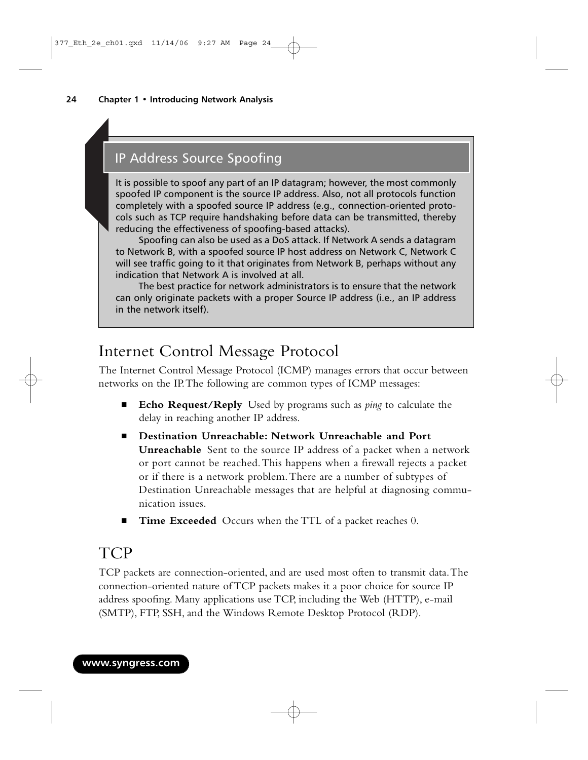### IP Address Source Spoofing

It is possible to spoof any part of an IP datagram; however, the most commonly spoofed IP component is the source IP address. Also, not all protocols function completely with a spoofed source IP address (e.g., connection-oriented protocols such as TCP require handshaking before data can be transmitted, thereby reducing the effectiveness of spoofing-based attacks).

Spoofing can also be used as a DoS attack. If Network A sends a datagram to Network B, with a spoofed source IP host address on Network C, Network C will see traffic going to it that originates from Network B, perhaps without any indication that Network A is involved at all.

The best practice for network administrators is to ensure that the network can only originate packets with a proper Source IP address (i.e., an IP address in the network itself).

## Internet Control Message Protocol

The Internet Control Message Protocol (ICMP) manages errors that occur between networks on the IP. The following are common types of ICMP messages:

- **Echo Request/Reply** Used by programs such as *ping* to calculate the delay in reaching another IP address.
- **Destination Unreachable: Network Unreachable and Port Unreachable** Sent to the source IP address of a packet when a network or port cannot be reached. This happens when a firewall rejects a packet or if there is a network problem. There are a number of subtypes of Destination Unreachable messages that are helpful at diagnosing communication issues.
- **Time Exceeded** Occurs when the TTL of a packet reaches 0.

## TCP

TCP packets are connection-oriented, and are used most often to transmit data. The connection-oriented nature of TCP packets makes it a poor choice for source IP address spoofing. Many applications use TCP, including the Web (HTTP), e-mail (SMTP), FTP, SSH, and the Windows Remote Desktop Protocol (RDP).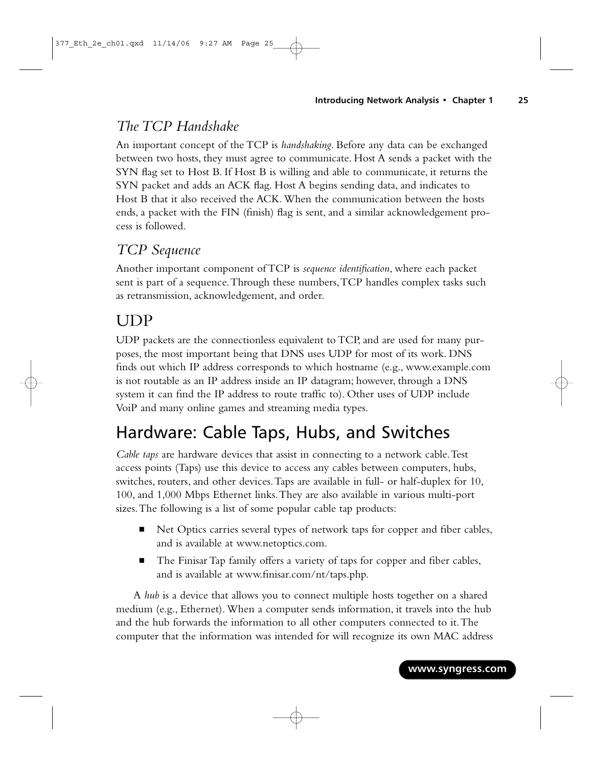### *The TCP Handshake*

An important concept of the TCP is *handshaking*. Before any data can be exchanged between two hosts, they must agree to communicate. Host A sends a packet with the SYN flag set to Host B. If Host B is willing and able to communicate, it returns the SYN packet and adds an ACK flag. Host A begins sending data, and indicates to Host B that it also received the ACK. When the communication between the hosts ends, a packet with the FIN (finish) flag is sent, and a similar acknowledgement process is followed.

### *TCP Sequence*

Another important component of TCP is *sequence identification*, where each packet sent is part of a sequence. Through these numbers, TCP handles complex tasks such as retransmission, acknowledgement, and order.

## UDP

UDP packets are the connectionless equivalent to TCP, and are used for many purposes, the most important being that DNS uses UDP for most of its work. DNS finds out which IP address corresponds to which hostname (e.g., www.example.com is not routable as an IP address inside an IP datagram; however, through a DNS system it can find the IP address to route traffic to). Other uses of UDP include VoiP and many online games and streaming media types.

# Hardware: Cable Taps, Hubs, and Switches

*Cable taps* are hardware devices that assist in connecting to a network cable. Test access points (Taps) use this device to access any cables between computers, hubs, switches, routers, and other devices. Taps are available in full- or half-duplex for 10, 100, and 1,000 Mbps Ethernet links. They are also available in various multi-port sizes. The following is a list of some popular cable tap products:

- Net Optics carries several types of network taps for copper and fiber cables, and is available at www.netoptics.com.
- The Finisar Tap family offers a variety of taps for copper and fiber cables, and is available at www.finisar.com/nt/taps.php.

A *hub* is a device that allows you to connect multiple hosts together on a shared medium (e.g., Ethernet). When a computer sends information, it travels into the hub and the hub forwards the information to all other computers connected to it. The computer that the information was intended for will recognize its own MAC address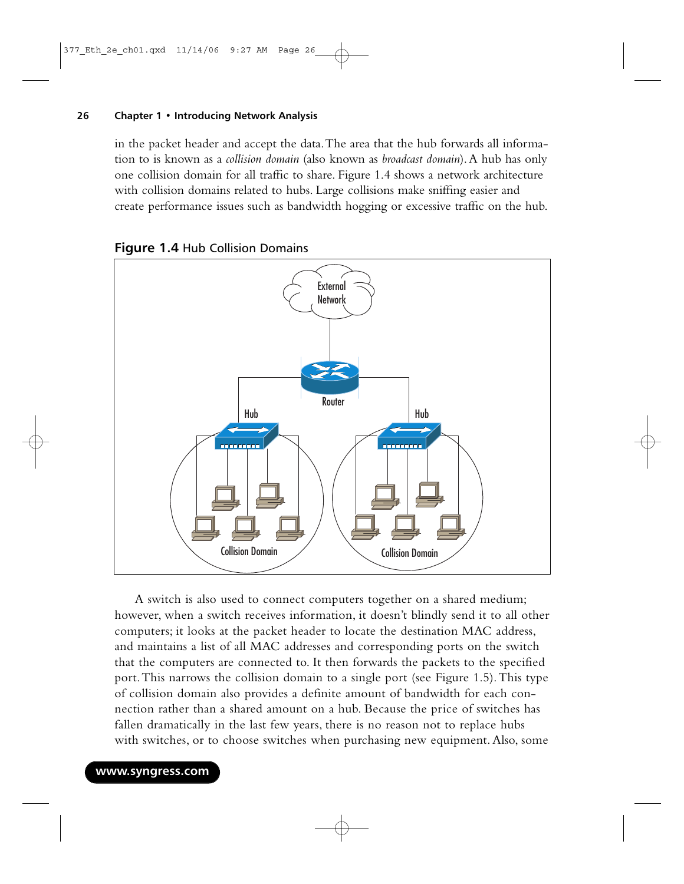in the packet header and accept the data. The area that the hub forwards all information to is known as a *collision domain* (also known as *broadcast domain*). A hub has only one collision domain for all traffic to share. Figure 1.4 shows a network architecture with collision domains related to hubs. Large collisions make sniffing easier and create performance issues such as bandwidth hogging or excessive traffic on the hub.

**Figure 1.4** Hub Collision Domains

A switch is also used to connect computers together on a shared medium; however, when a switch receives information, it doesn't blindly send it to all other computers; it looks at the packet header to locate the destination MAC address, and maintains a list of all MAC addresses and corresponding ports on the switch that the computers are connected to. It then forwards the packets to the specified port. This narrows the collision domain to a single port (see Figure 1.5). This type of collision domain also provides a definite amount of bandwidth for each connection rather than a shared amount on a hub. Because the price of switches has fallen dramatically in the last few years, there is no reason not to replace hubs with switches, or to choose switches when purchasing new equipment. Also, some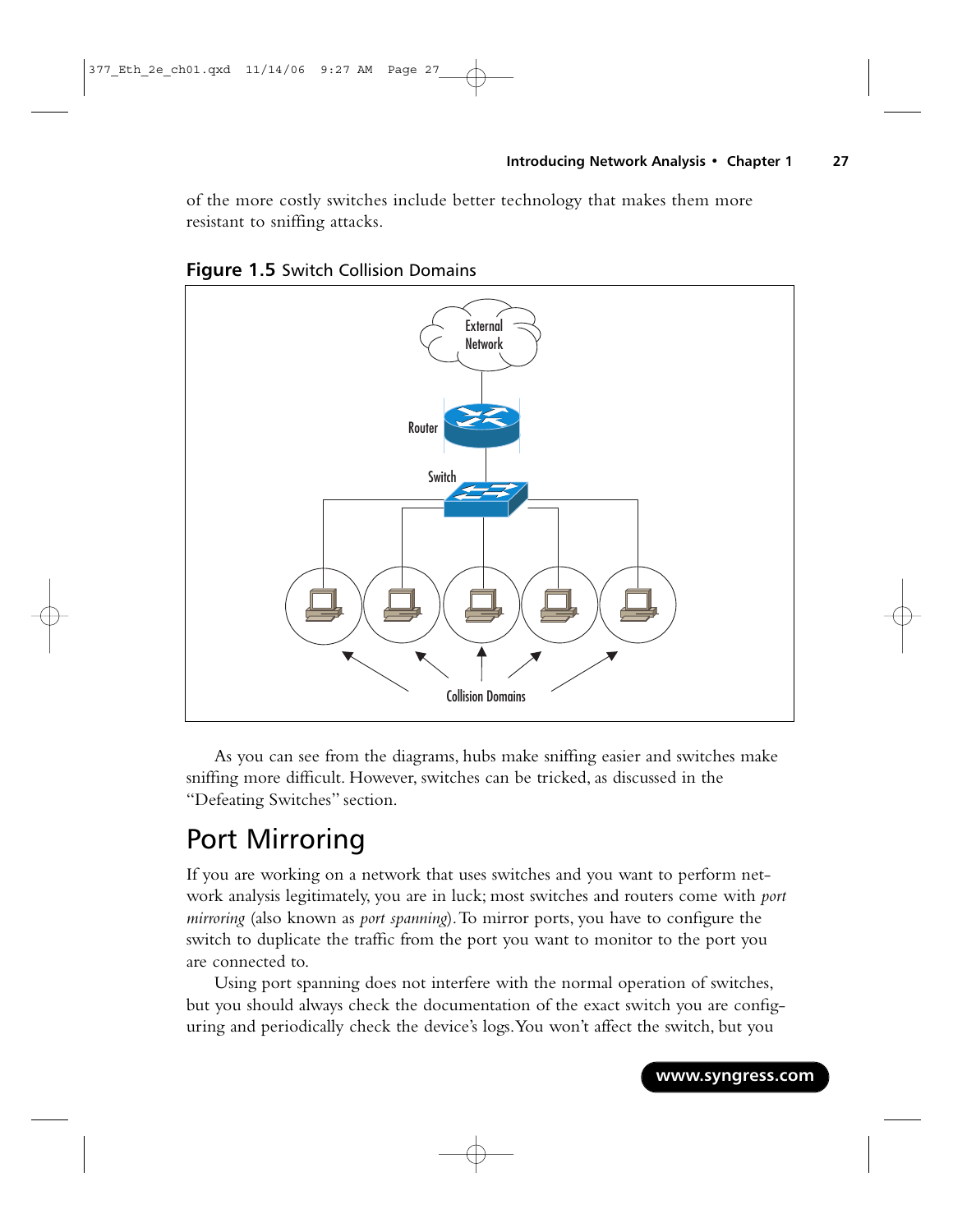of the more costly switches include better technology that makes them more resistant to sniffing attacks.

**Figure 1.5** Switch Collision Domains

As you can see from the diagrams, hubs make sniffing easier and switches make sniffing more difficult. However, switches can be tricked, as discussed in the "Defeating Switches" section.

## Port Mirroring

If you are working on a network that uses switches and you want to perform network analysis legitimately, you are in luck; most switches and routers come with *port mirroring* (also known as *port spanning*). To mirror ports, you have to configure the switch to duplicate the traffic from the port you want to monitor to the port you are connected to.

Using port spanning does not interfere with the normal operation of switches, but you should always check the documentation of the exact switch you are configuring and periodically check the device's logs. You won't affect the switch, but you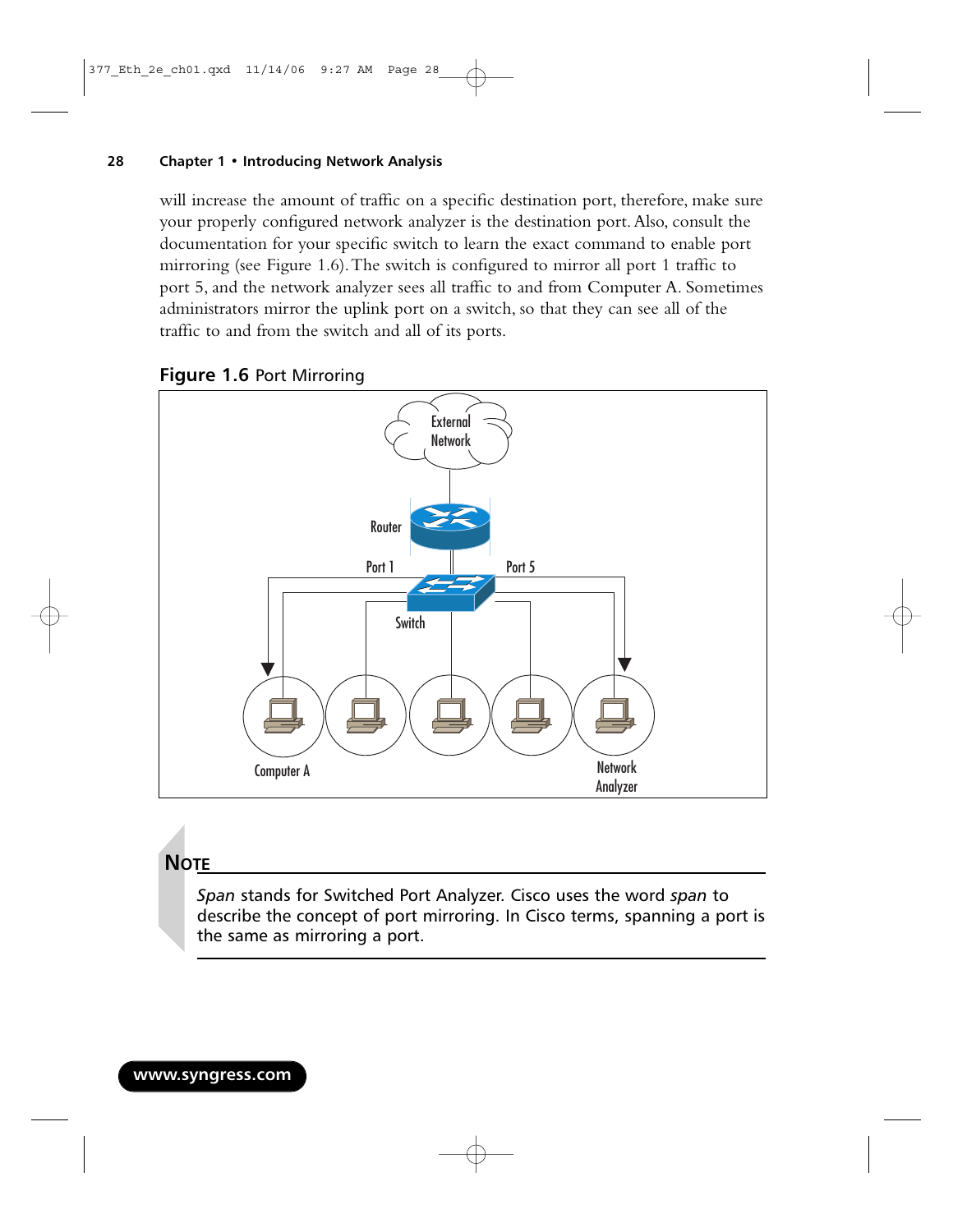will increase the amount of traffic on a specific destination port, therefore, make sure your properly configured network analyzer is the destination port. Also, consult the documentation for your specific switch to learn the exact command to enable port mirroring (see Figure 1.6). The switch is configured to mirror all port 1 traffic to port 5, and the network analyzer sees all traffic to and from Computer A. Sometimes administrators mirror the uplink port on a switch, so that they can see all of the traffic to and from the switch and all of its ports.

**Figure 1.6** Port Mirroring

External Network

Router

Port 1 Port 5

Switch

Computer A Network Analyzer

> **NOTE**
>
> *Span* stands for Switched Port Analyzer. Cisco uses the word *span* to describe the concept of port mirroring. In Cisco terms, spanning a port is the same as mirroring a port.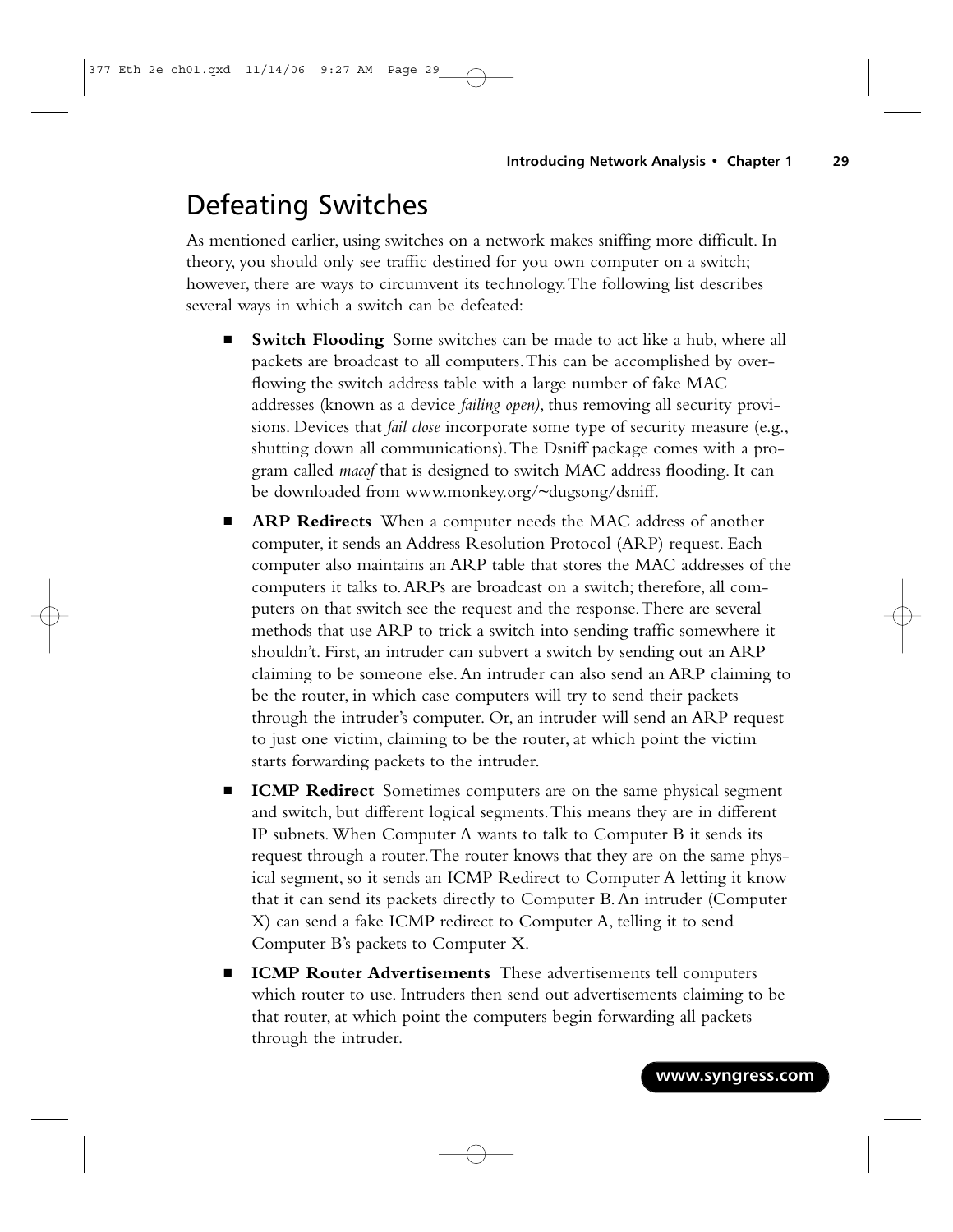# Defeating Switches

As mentioned earlier, using switches on a network makes sniffing more difficult. In theory, you should only see traffic destined for you own computer on a switch; however, there are ways to circumvent its technology. The following list describes several ways in which a switch can be defeated:

- **Switch Flooding** Some switches can be made to act like a hub, where all packets are broadcast to all computers. This can be accomplished by overflowing the switch address table with a large number of fake MAC addresses (known as a device *failing open)*, thus removing all security provisions. Devices that *fail close* incorporate some type of security measure (e.g., shutting down all communications). The Dsniff package comes with a program called *macof* that is designed to switch MAC address flooding. It can be downloaded from www.monkey.org/~dugsong/dsniff.
- **ARP Redirects** When a computer needs the MAC address of another computer, it sends an Address Resolution Protocol (ARP) request. Each computer also maintains an ARP table that stores the MAC addresses of the computers it talks to. ARPs are broadcast on a switch; therefore, all computers on that switch see the request and the response. There are several methods that use ARP to trick a switch into sending traffic somewhere it shouldn't. First, an intruder can subvert a switch by sending out an ARP claiming to be someone else. An intruder can also send an ARP claiming to be the router, in which case computers will try to send their packets through the intruder's computer. Or, an intruder will send an ARP request to just one victim, claiming to be the router, at which point the victim starts forwarding packets to the intruder.
- **ICMP Redirect** Sometimes computers are on the same physical segment and switch, but different logical segments. This means they are in different IP subnets. When Computer A wants to talk to Computer B it sends its request through a router. The router knows that they are on the same physical segment, so it sends an ICMP Redirect to Computer A letting it know that it can send its packets directly to Computer B. An intruder (Computer X) can send a fake ICMP redirect to Computer A, telling it to send Computer B's packets to Computer X.
- **ICMP Router Advertisements** These advertisements tell computers which router to use. Intruders then send out advertisements claiming to be that router, at which point the computers begin forwarding all packets through the intruder.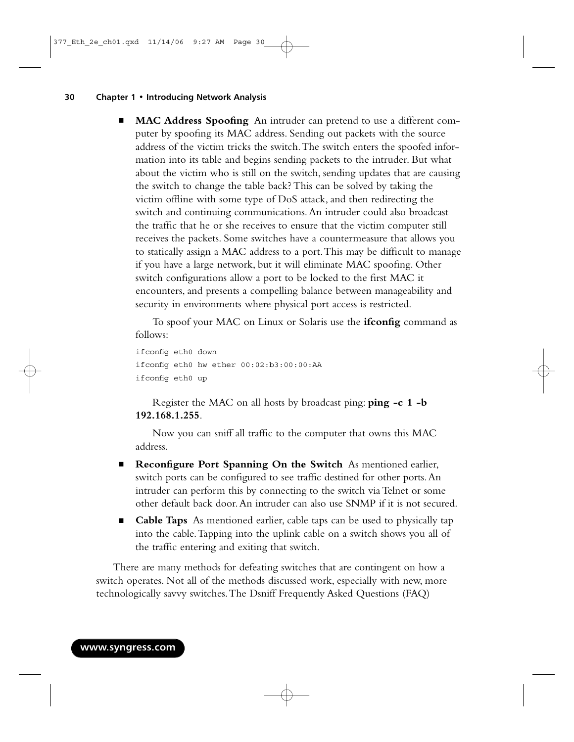- **MAC Address Spoofing** An intruder can pretend to use a different computer by spoofing its MAC address. Sending out packets with the source address of the victim tricks the switch. The switch enters the spoofed information into its table and begins sending packets to the intruder. But what about the victim who is still on the switch, sending updates that are causing the switch to change the table back? This can be solved by taking the victim offline with some type of DoS attack, and then redirecting the switch and continuing communications. An intruder could also broadcast the traffic that he or she receives to ensure that the victim computer still receives the packets. Some switches have a countermeasure that allows you to statically assign a MAC address to a port. This may be difficult to manage if you have a large network, but it will eliminate MAC spoofing. Other switch configurations allow a port to be locked to the first MAC it encounters, and presents a compelling balance between manageability and security in environments where physical port access is restricted.

  To spoof your MAC on Linux or Solaris use the **ifconfig** command as follows:

  ```
  ifconfig eth0 down
  ifconfig eth0 hw ether 00:02:b3:00:00:AA
  ifconfig eth0 up
  ```

  Register the MAC on all hosts by broadcast ping: **ping -c 1 -b 192.168.1.255**.

  Now you can sniff all traffic to the computer that owns this MAC address.

- **Reconfigure Port Spanning On the Switch** As mentioned earlier, switch ports can be configured to see traffic destined for other ports. An intruder can perform this by connecting to the switch via Telnet or some other default back door. An intruder can also use SNMP if it is not secured.
- **Cable Taps** As mentioned earlier, cable taps can be used to physically tap into the cable. Tapping into the uplink cable on a switch shows you all of the traffic entering and exiting that switch.

There are many methods for defeating switches that are contingent on how a switch operates. Not all of the methods discussed work, especially with new, more technologically savvy switches. The Dsniff Frequently Asked Questions (FAQ)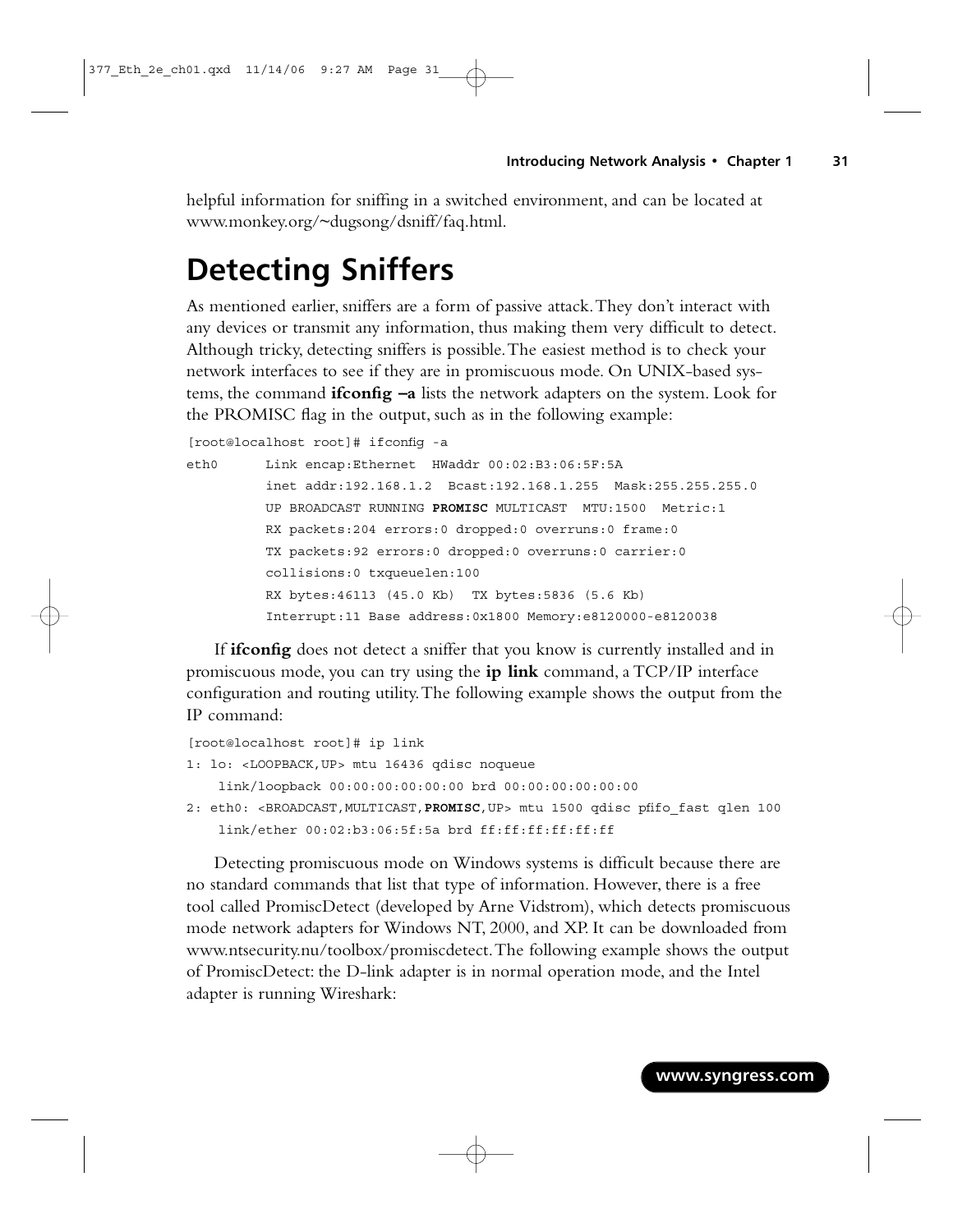helpful information for sniffing in a switched environment, and can be located at www.monkey.org/~dugsong/dsniff/faq.html.

# Detecting Sniffers

As mentioned earlier, sniffers are a form of passive attack. They don't interact with any devices or transmit any information, thus making them very difficult to detect. Although tricky, detecting sniffers is possible. The easiest method is to check your network interfaces to see if they are in promiscuous mode. On UNIX-based systems, the command **ifconfig –a** lists the network adapters on the system. Look for the PROMISC flag in the output, such as in the following example:

```
[root@localhost root]# ifconfig -a
eth0      Link encap:Ethernet  HWaddr 00:02:B3:06:5F:5A
          inet addr:192.168.1.2  Bcast:192.168.1.255  Mask:255.255.255.0
          UP BROADCAST RUNNING PROMISC MULTICAST  MTU:1500  Metric:1
          RX packets:204 errors:0 dropped:0 overruns:0 frame:0
          TX packets:92 errors:0 dropped:0 overruns:0 carrier:0
          collisions:0 txqueuelen:100
          RX bytes:46113 (45.0 Kb)  TX bytes:5836 (5.6 Kb)
          Interrupt:11 Base address:0x1800 Memory:e8120000-e8120038
```

If **ifconfig** does not detect a sniffer that you know is currently installed and in promiscuous mode, you can try using the **ip link** command, a TCP/IP interface configuration and routing utility. The following example shows the output from the IP command:

```
[root@localhost root]# ip link
1: lo: <LOOPBACK,UP> mtu 16436 qdisc noqueue
    link/loopback 00:00:00:00:00:00 brd 00:00:00:00:00:00
2: eth0: <BROADCAST,MULTICAST,PROMISC,UP> mtu 1500 qdisc pfifo_fast qlen 100
    link/ether 00:02:b3:06:5f:5a brd ff:ff:ff:ff:ff:ff
```

Detecting promiscuous mode on Windows systems is difficult because there are no standard commands that list that type of information. However, there is a free tool called PromiscDetect (developed by Arne Vidstrom), which detects promiscuous mode network adapters for Windows NT, 2000, and XP. It can be downloaded from www.ntsecurity.nu/toolbox/promiscdetect. The following example shows the output of PromiscDetect: the D-link adapter is in normal operation mode, and the Intel adapter is running Wireshark: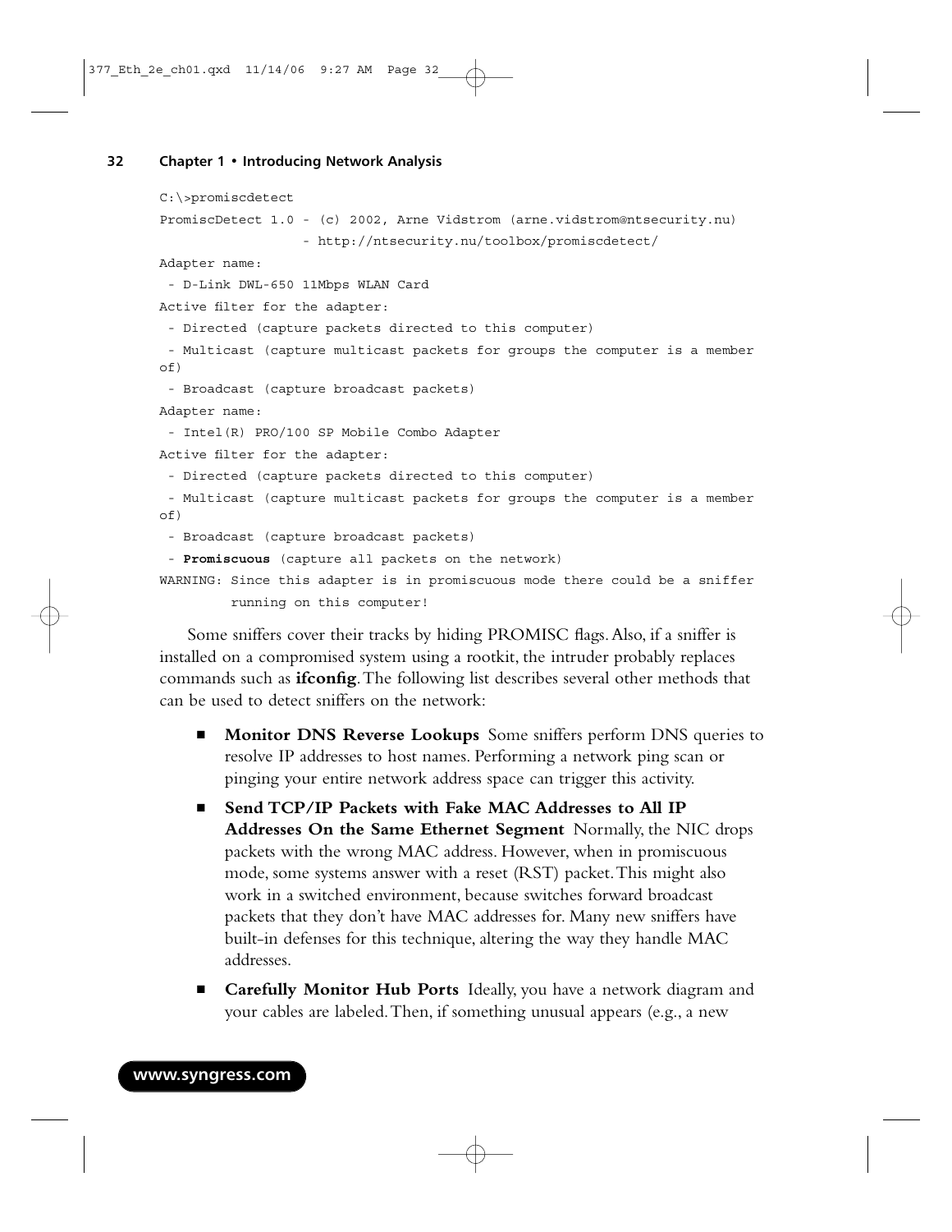```
C:\>promiscdetect
PromiscDetect 1.0 - (c) 2002, Arne Vidstrom (arne.vidstrom@ntsecurity.nu)
                  - http://ntsecurity.nu/toolbox/promiscdetect/
Adapter name:
 - D-Link DWL-650 11Mbps WLAN Card
Active filter for the adapter:
 - Directed (capture packets directed to this computer)
 - Multicast (capture multicast packets for groups the computer is a member
of)
 - Broadcast (capture broadcast packets)
Adapter name:
 - Intel(R) PRO/100 SP Mobile Combo Adapter
Active filter for the adapter:
 - Directed (capture packets directed to this computer)
 - Multicast (capture multicast packets for groups the computer is a member
of)
 - Broadcast (capture broadcast packets)
 - Promiscuous (capture all packets on the network)
WARNING: Since this adapter is in promiscuous mode there could be a sniffer
        running on this computer!
```

Some sniffers cover their tracks by hiding PROMISC flags. Also, if a sniffer is installed on a compromised system using a rootkit, the intruder probably replaces commands such as **ifconfig**. The following list describes several other methods that can be used to detect sniffers on the network:

- **Monitor DNS Reverse Lookups** Some sniffers perform DNS queries to resolve IP addresses to host names. Performing a network ping scan or pinging your entire network address space can trigger this activity.
- **Send TCP/IP Packets with Fake MAC Addresses to All IP Addresses On the Same Ethernet Segment** Normally, the NIC drops packets with the wrong MAC address. However, when in promiscuous mode, some systems answer with a reset (RST) packet. This might also work in a switched environment, because switches forward broadcast packets that they don't have MAC addresses for. Many new sniffers have built-in defenses for this technique, altering the way they handle MAC addresses.
- **Carefully Monitor Hub Ports** Ideally, you have a network diagram and your cables are labeled. Then, if something unusual appears (e.g., a new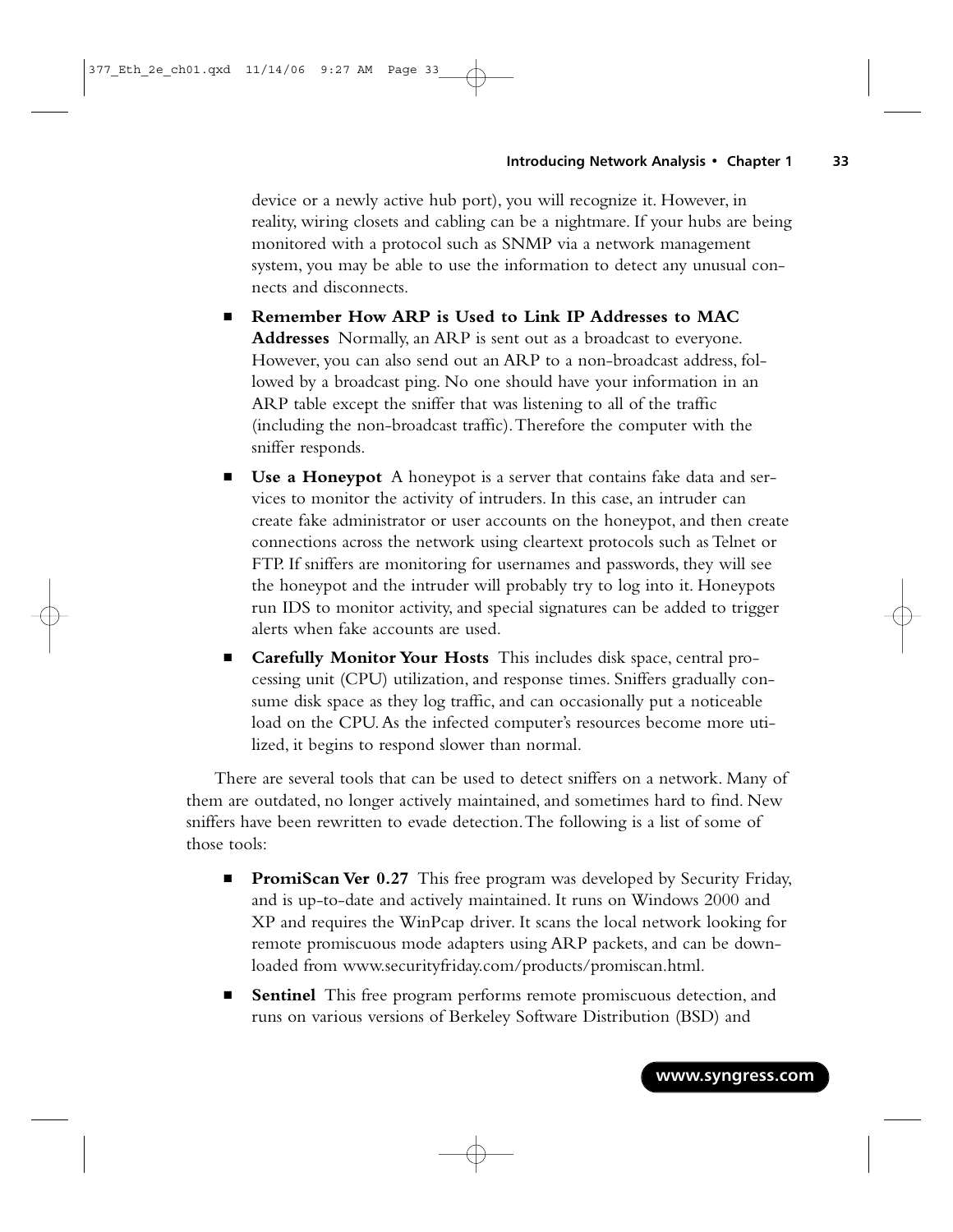device or a newly active hub port), you will recognize it. However, in reality, wiring closets and cabling can be a nightmare. If your hubs are being monitored with a protocol such as SNMP via a network management system, you may be able to use the information to detect any unusual connects and disconnects.

- **Remember How ARP is Used to Link IP Addresses to MAC Addresses** Normally, an ARP is sent out as a broadcast to everyone. However, you can also send out an ARP to a non-broadcast address, followed by a broadcast ping. No one should have your information in an ARP table except the sniffer that was listening to all of the traffic (including the non-broadcast traffic). Therefore the computer with the sniffer responds.
- **Use a Honeypot** A honeypot is a server that contains fake data and services to monitor the activity of intruders. In this case, an intruder can create fake administrator or user accounts on the honeypot, and then create connections across the network using cleartext protocols such as Telnet or FTP. If sniffers are monitoring for usernames and passwords, they will see the honeypot and the intruder will probably try to log into it. Honeypots run IDS to monitor activity, and special signatures can be added to trigger alerts when fake accounts are used.
- **Carefully Monitor Your Hosts** This includes disk space, central processing unit (CPU) utilization, and response times. Sniffers gradually consume disk space as they log traffic, and can occasionally put a noticeable load on the CPU. As the infected computer's resources become more utilized, it begins to respond slower than normal.

There are several tools that can be used to detect sniffers on a network. Many of them are outdated, no longer actively maintained, and sometimes hard to find. New sniffers have been rewritten to evade detection. The following is a list of some of those tools:

- **PromiScan Ver 0.27** This free program was developed by Security Friday, and is up-to-date and actively maintained. It runs on Windows 2000 and XP and requires the WinPcap driver. It scans the local network looking for remote promiscuous mode adapters using ARP packets, and can be downloaded from www.securityfriday.com/products/promiscan.html.
- **Sentinel** This free program performs remote promiscuous detection, and runs on various versions of Berkeley Software Distribution (BSD) and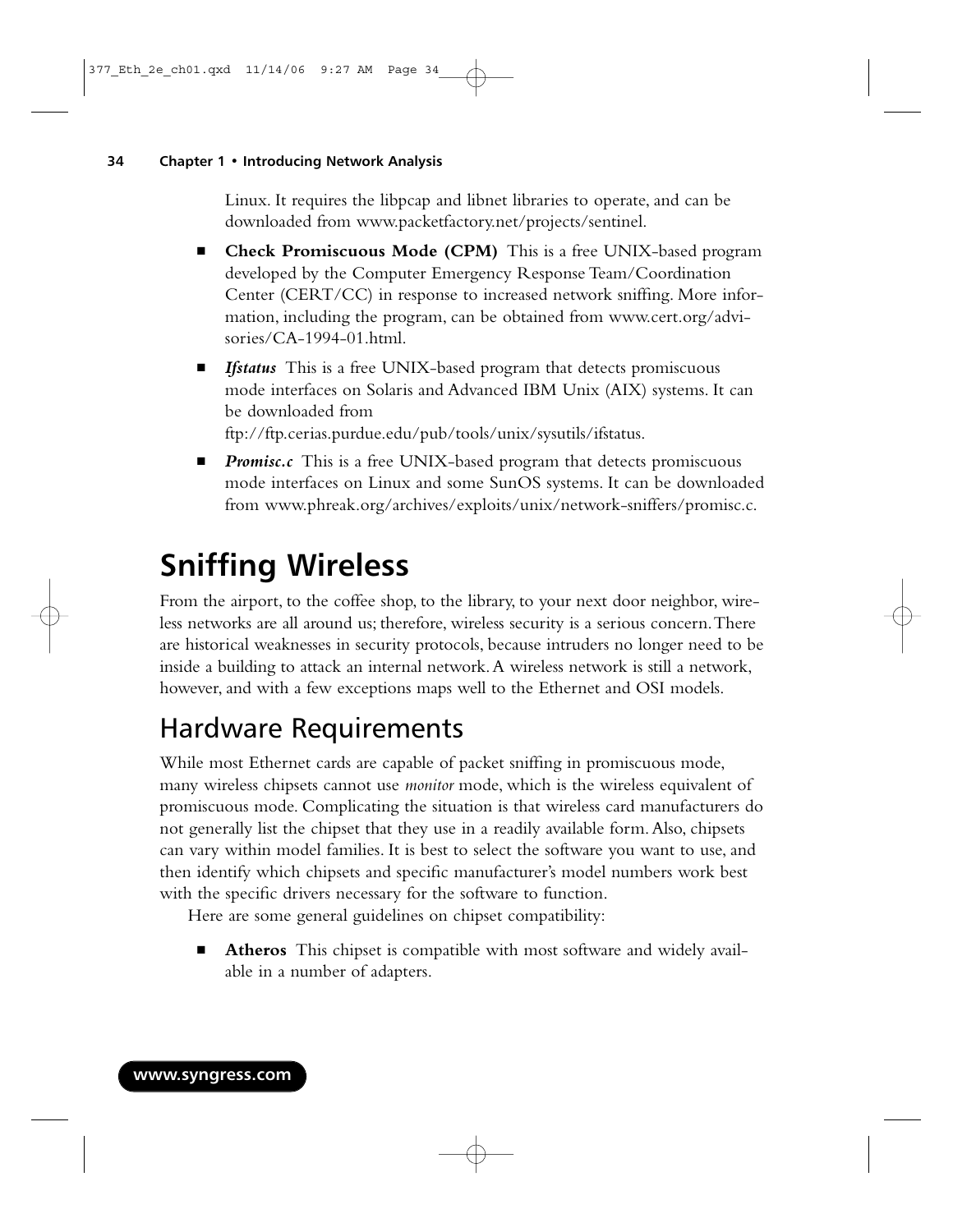Linux. It requires the libpcap and libnet libraries to operate, and can be downloaded from www.packetfactory.net/projects/sentinel.

- **Check Promiscuous Mode (CPM)** This is a free UNIX-based program developed by the Computer Emergency Response Team/Coordination Center (CERT/CC) in response to increased network sniffing. More information, including the program, can be obtained from www.cert.org/advisories/CA-1994-01.html.
- ***Ifstatus*** This is a free UNIX-based program that detects promiscuous mode interfaces on Solaris and Advanced IBM Unix (AIX) systems. It can be downloaded from ftp://ftp.cerias.purdue.edu/pub/tools/unix/sysutils/ifstatus.
- ***Promisc.c*** This is a free UNIX-based program that detects promiscuous mode interfaces on Linux and some SunOS systems. It can be downloaded from www.phreak.org/archives/exploits/unix/network-sniffers/promisc.c.

# Sniffing Wireless

From the airport, to the coffee shop, to the library, to your next door neighbor, wireless networks are all around us; therefore, wireless security is a serious concern. There are historical weaknesses in security protocols, because intruders no longer need to be inside a building to attack an internal network. A wireless network is still a network, however, and with a few exceptions maps well to the Ethernet and OSI models.

## Hardware Requirements

While most Ethernet cards are capable of packet sniffing in promiscuous mode, many wireless chipsets cannot use *monitor* mode, which is the wireless equivalent of promiscuous mode. Complicating the situation is that wireless card manufacturers do not generally list the chipset that they use in a readily available form. Also, chipsets can vary within model families. It is best to select the software you want to use, and then identify which chipsets and specific manufacturer's model numbers work best with the specific drivers necessary for the software to function.

Here are some general guidelines on chipset compatibility:

- **Atheros** This chipset is compatible with most software and widely available in a number of adapters.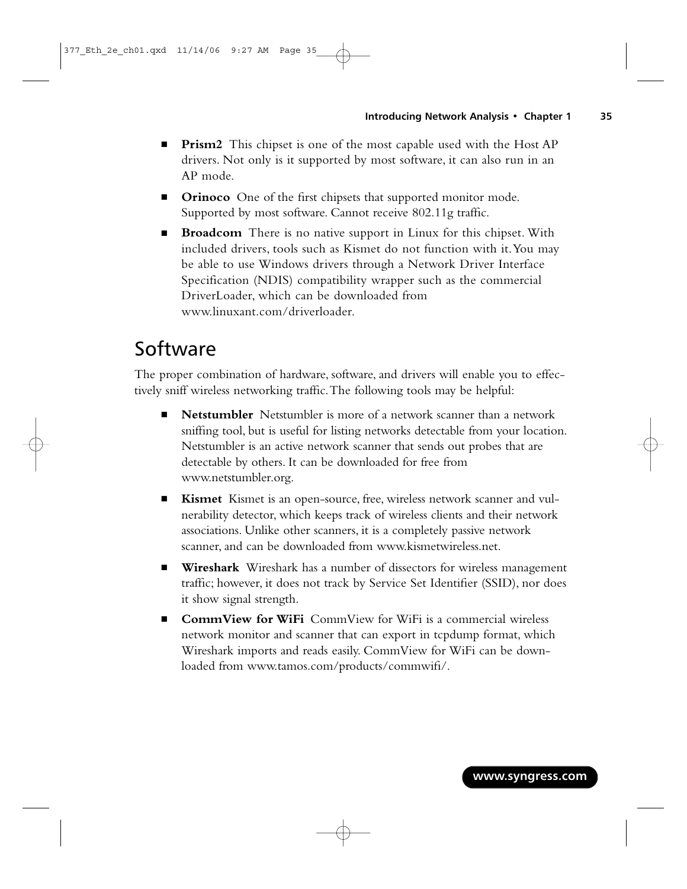- **Prism2** This chipset is one of the most capable used with the Host AP drivers. Not only is it supported by most software, it can also run in an AP mode.
- **Orinoco** One of the first chipsets that supported monitor mode. Supported by most software. Cannot receive 802.11g traffic.
- **Broadcom** There is no native support in Linux for this chipset. With included drivers, tools such as Kismet do not function with it. You may be able to use Windows drivers through a Network Driver Interface Specification (NDIS) compatibility wrapper such as the commercial DriverLoader, which can be downloaded from www.linuxant.com/driverloader.

## Software

The proper combination of hardware, software, and drivers will enable you to effectively sniff wireless networking traffic. The following tools may be helpful:

- **Netstumbler** Netstumbler is more of a network scanner than a network sniffing tool, but is useful for listing networks detectable from your location. Netstumbler is an active network scanner that sends out probes that are detectable by others. It can be downloaded for free from www.netstumbler.org.
- **Kismet** Kismet is an open-source, free, wireless network scanner and vulnerability detector, which keeps track of wireless clients and their network associations. Unlike other scanners, it is a completely passive network scanner, and can be downloaded from www.kismetwireless.net.
- **Wireshark** Wireshark has a number of dissectors for wireless management traffic; however, it does not track by Service Set Identifier (SSID), nor does it show signal strength.
- **CommView for WiFi** CommView for WiFi is a commercial wireless network monitor and scanner that can export in tcpdump format, which Wireshark imports and reads easily. CommView for WiFi can be downloaded from www.tamos.com/products/commwifi/.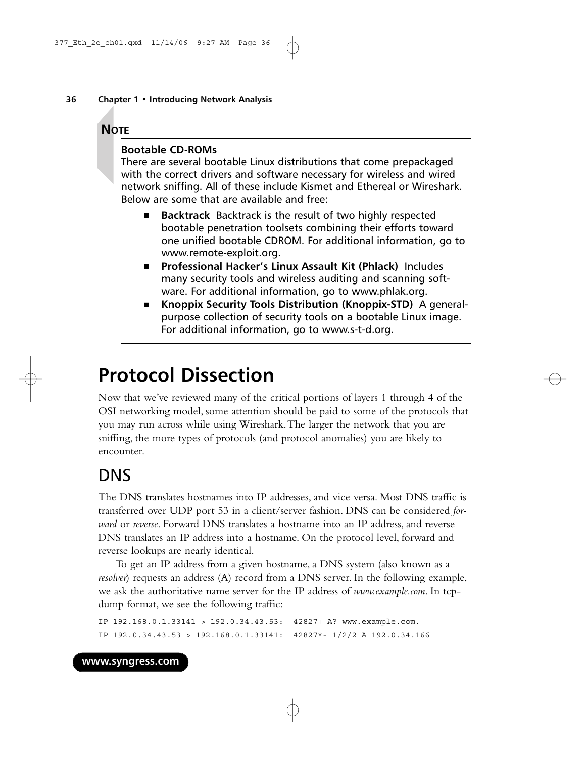**NOTE**

**Bootable CD-ROMs**

There are several bootable Linux distributions that come prepackaged with the correct drivers and software necessary for wireless and wired network sniffing. All of these include Kismet and Ethereal or Wireshark. Below are some that are available and free:

- **Backtrack** Backtrack is the result of two highly respected bootable penetration toolsets combining their efforts toward one unified bootable CDROM. For additional information, go to www.remote-exploit.org.
- **Professional Hacker's Linux Assault Kit (Phlack)** Includes many security tools and wireless auditing and scanning software. For additional information, go to www.phlak.org.
- **Knoppix Security Tools Distribution (Knoppix-STD)** A general-purpose collection of security tools on a bootable Linux image. For additional information, go to www.s-t-d.org.

# Protocol Dissection

Now that we've reviewed many of the critical portions of layers 1 through 4 of the OSI networking model, some attention should be paid to some of the protocols that you may run across while using Wireshark. The larger the network that you are sniffing, the more types of protocols (and protocol anomalies) you are likely to encounter.

## DNS

The DNS translates hostnames into IP addresses, and vice versa. Most DNS traffic is transferred over UDP port 53 in a client/server fashion. DNS can be considered *forward* or *reverse*. Forward DNS translates a hostname into an IP address, and reverse DNS translates an IP address into a hostname. On the protocol level, forward and reverse lookups are nearly identical.

To get an IP address from a given hostname, a DNS system (also known as a *resolver*) requests an address (A) record from a DNS server. In the following example, we ask the authoritative name server for the IP address of *www.example.com*. In tcpdump format, we see the following traffic:

```
IP 192.168.0.1.33141 > 192.0.34.43.53:  42827+ A? www.example.com.
IP 192.0.34.43.53 > 192.168.0.1.33141:  42827*- 1/2/2 A 192.0.34.166
```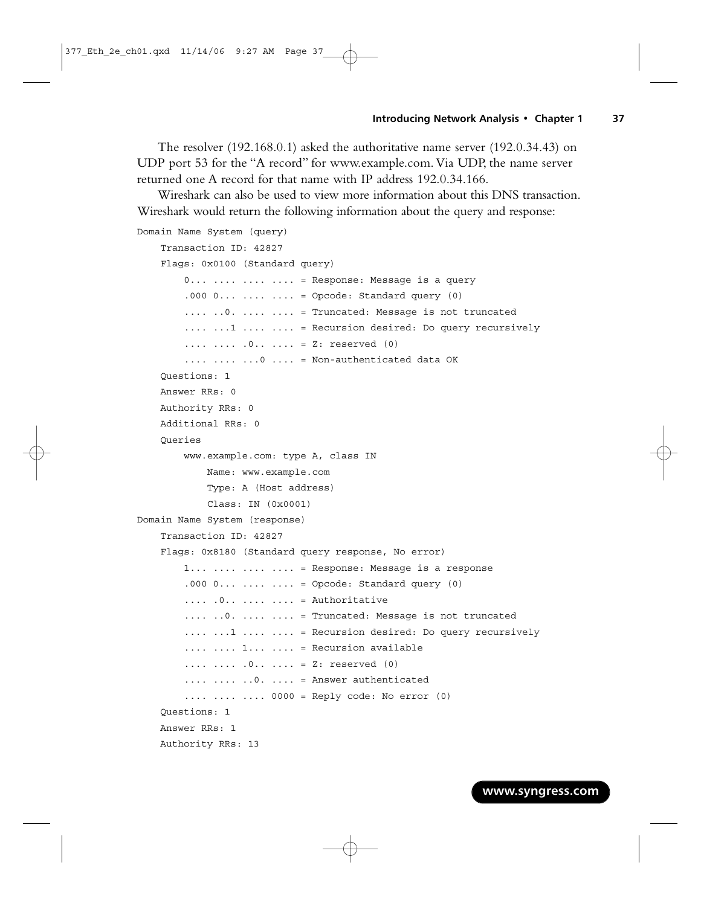The resolver (192.168.0.1) asked the authoritative name server (192.0.34.43) on UDP port 53 for the "A record" for www.example.com. Via UDP, the name server returned one A record for that name with IP address 192.0.34.166.

Wireshark can also be used to view more information about this DNS transaction. Wireshark would return the following information about the query and response:

```
Domain Name System (query)
    Transaction ID: 42827
    Flags: 0x0100 (Standard query)
        0... .... .... .... = Response: Message is a query
        .000 0... .... .... = Opcode: Standard query (0)
        .... ..0. .... .... = Truncated: Message is not truncated
        .... ...1 .... .... = Recursion desired: Do query recursively
        .... .... .0.. .... = Z: reserved (0)
        .... .... ...0 .... = Non-authenticated data OK
    Questions: 1
    Answer RRs: 0
    Authority RRs: 0
    Additional RRs: 0
    Queries
        www.example.com: type A, class IN
            Name: www.example.com
            Type: A (Host address)
            Class: IN (0x0001)
Domain Name System (response)
    Transaction ID: 42827
    Flags: 0x8180 (Standard query response, No error)
        1... .... .... .... = Response: Message is a response
        .000 0... .... .... = Opcode: Standard query (0)
        .... .0.. .... .... = Authoritative
        .... ..0. .... .... = Truncated: Message is not truncated
        .... ...1 .... .... = Recursion desired: Do query recursively
        .... .... 1... .... = Recursion available
        .... .... .0.. .... = Z: reserved (0)
        .... .... ..0. .... = Answer authenticated
        .... .... .... 0000 = Reply code: No error (0)
    Questions: 1
    Answer RRs: 1
    Authority RRs: 13
```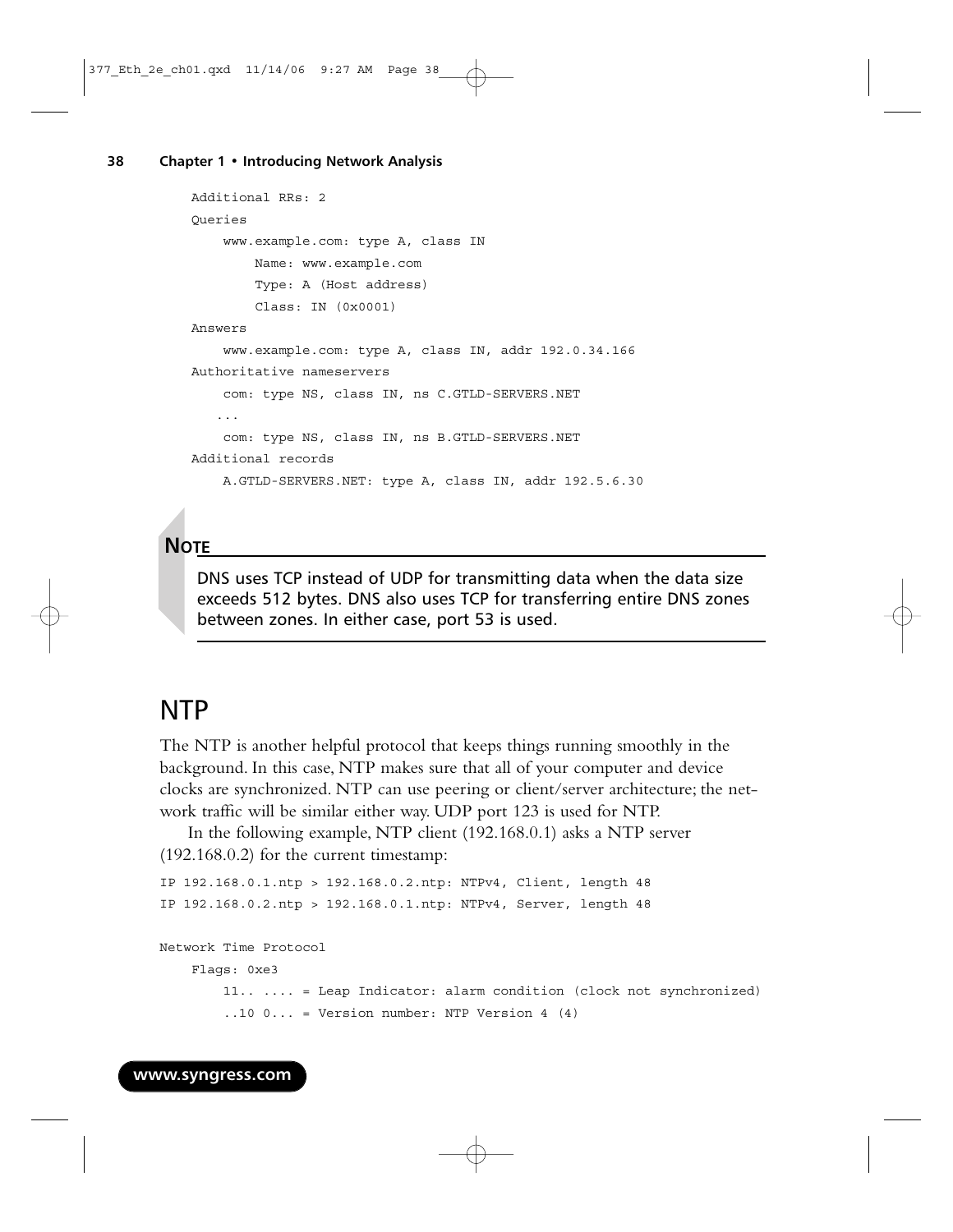```
    Additional RRs: 2
    Queries
        www.example.com: type A, class IN
            Name: www.example.com
            Type: A (Host address)
            Class: IN (0x0001)
    Answers
        www.example.com: type A, class IN, addr 192.0.34.166
    Authoritative nameservers
        com: type NS, class IN, ns C.GTLD-SERVERS.NET
       ...
        com: type NS, class IN, ns B.GTLD-SERVERS.NET
    Additional records
        A.GTLD-SERVERS.NET: type A, class IN, addr 192.5.6.30
```

**NOTE**

DNS uses TCP instead of UDP for transmitting data when the data size exceeds 512 bytes. DNS also uses TCP for transferring entire DNS zones between zones. In either case, port 53 is used.

## NTP

The NTP is another helpful protocol that keeps things running smoothly in the background. In this case, NTP makes sure that all of your computer and device clocks are synchronized. NTP can use peering or client/server architecture; the network traffic will be similar either way. UDP port 123 is used for NTP.

In the following example, NTP client (192.168.0.1) asks a NTP server (192.168.0.2) for the current timestamp:

```
IP 192.168.0.1.ntp > 192.168.0.2.ntp: NTPv4, Client, length 48
IP 192.168.0.2.ntp > 192.168.0.1.ntp: NTPv4, Server, length 48

Network Time Protocol
    Flags: 0xe3
        11.. .... = Leap Indicator: alarm condition (clock not synchronized)
        ..10 0... = Version number: NTP Version 4 (4)
```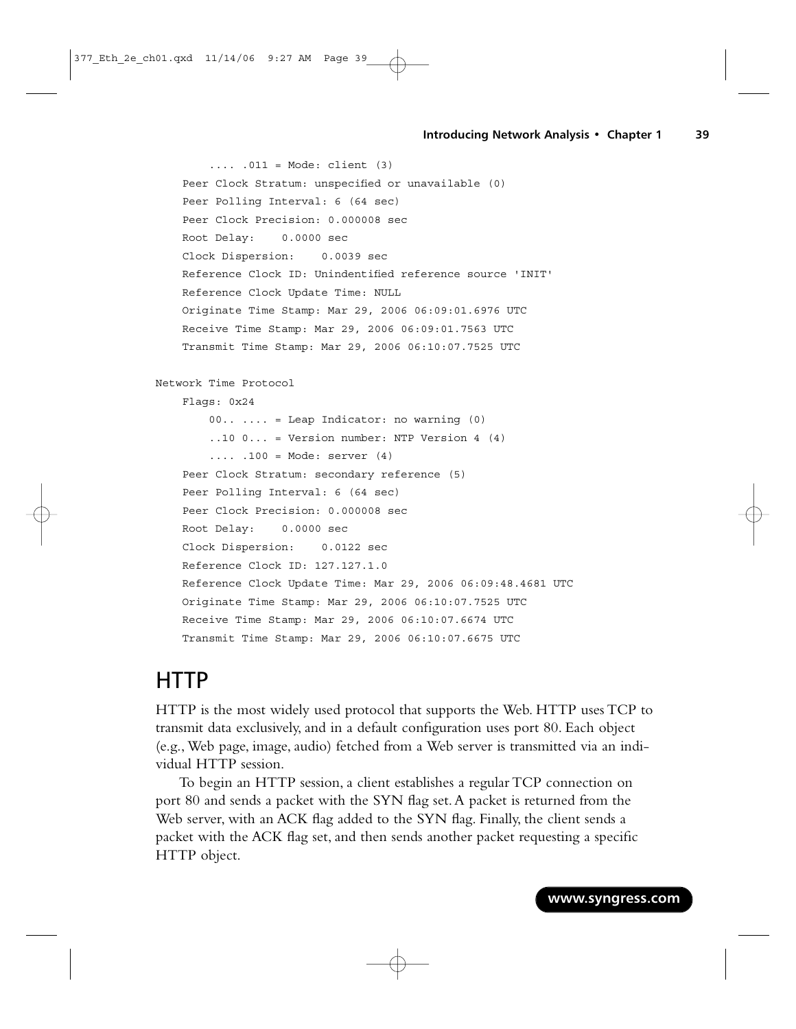```
        .... .011 = Mode: client (3)
    Peer Clock Stratum: unspecified or unavailable (0)
    Peer Polling Interval: 6 (64 sec)
    Peer Clock Precision: 0.000008 sec
    Root Delay:    0.0000 sec
    Clock Dispersion:    0.0039 sec
    Reference Clock ID: Unindentified reference source 'INIT'
    Reference Clock Update Time: NULL
    Originate Time Stamp: Mar 29, 2006 06:09:01.6976 UTC
    Receive Time Stamp: Mar 29, 2006 06:09:01.7563 UTC
    Transmit Time Stamp: Mar 29, 2006 06:10:07.7525 UTC

Network Time Protocol
    Flags: 0x24
        00.. .... = Leap Indicator: no warning (0)
        ..10 0... = Version number: NTP Version 4 (4)
        .... .100 = Mode: server (4)
    Peer Clock Stratum: secondary reference (5)
    Peer Polling Interval: 6 (64 sec)
    Peer Clock Precision: 0.000008 sec
    Root Delay:    0.0000 sec
    Clock Dispersion:    0.0122 sec
    Reference Clock ID: 127.127.1.0
    Reference Clock Update Time: Mar 29, 2006 06:09:48.4681 UTC
    Originate Time Stamp: Mar 29, 2006 06:10:07.7525 UTC
    Receive Time Stamp: Mar 29, 2006 06:10:07.6674 UTC
    Transmit Time Stamp: Mar 29, 2006 06:10:07.6675 UTC
```

## HTTP

HTTP is the most widely used protocol that supports the Web. HTTP uses TCP to transmit data exclusively, and in a default configuration uses port 80. Each object (e.g., Web page, image, audio) fetched from a Web server is transmitted via an individual HTTP session.

To begin an HTTP session, a client establishes a regular TCP connection on port 80 and sends a packet with the SYN flag set. A packet is returned from the Web server, with an ACK flag added to the SYN flag. Finally, the client sends a packet with the ACK flag set, and then sends another packet requesting a specific HTTP object.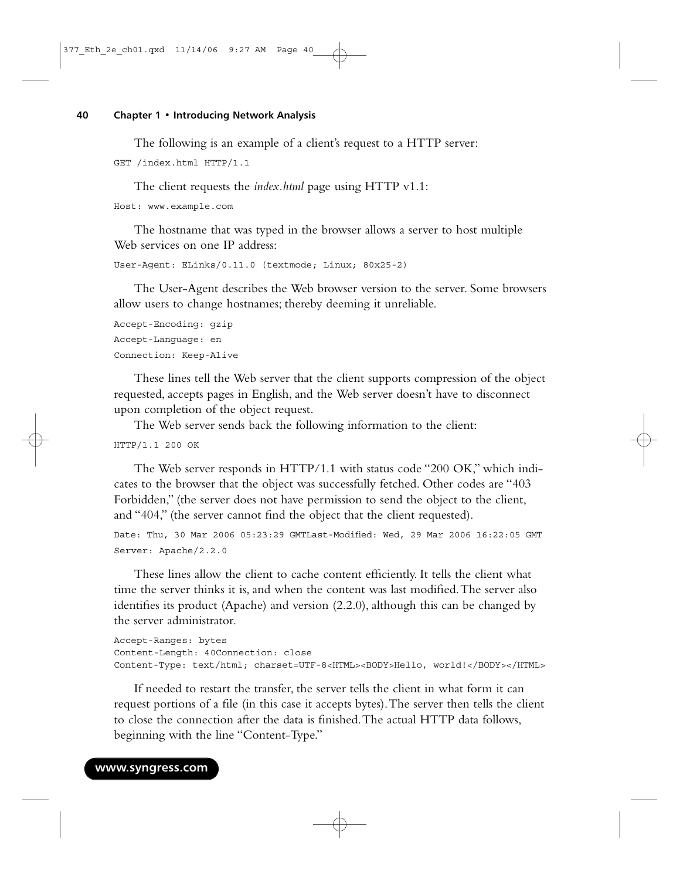The following is an example of a client's request to a HTTP server:

```
GET /index.html HTTP/1.1
```

The client requests the *index.html* page using HTTP v1.1:

```
Host: www.example.com
```

The hostname that was typed in the browser allows a server to host multiple Web services on one IP address:

```
User-Agent: ELinks/0.11.0 (textmode; Linux; 80x25-2)
```

The User-Agent describes the Web browser version to the server. Some browsers allow users to change hostnames; thereby deeming it unreliable.

```
Accept-Encoding: gzip
Accept-Language: en
Connection: Keep-Alive
```

These lines tell the Web server that the client supports compression of the object requested, accepts pages in English, and the Web server doesn't have to disconnect upon completion of the object request.

The Web server sends back the following information to the client:

```
HTTP/1.1 200 OK
```

The Web server responds in HTTP/1.1 with status code "200 OK," which indicates to the browser that the object was successfully fetched. Other codes are "403 Forbidden," (the server does not have permission to send the object to the client, and "404," (the server cannot find the object that the client requested).

```
Date: Thu, 30 Mar 2006 05:23:29 GMTLast-Modified: Wed, 29 Mar 2006 16:22:05 GMT
Server: Apache/2.2.0
```

These lines allow the client to cache content efficiently. It tells the client what time the server thinks it is, and when the content was last modified. The server also identifies its product (Apache) and version (2.2.0), although this can be changed by the server administrator.

```
Accept-Ranges: bytes
Content-Length: 40Connection: close
Content-Type: text/html; charset=UTF-8<HTML><BODY>Hello, world!</BODY></HTML>
```

If needed to restart the transfer, the server tells the client in what form it can request portions of a file (in this case it accepts bytes). The server then tells the client to close the connection after the data is finished. The actual HTTP data follows, beginning with the line "Content-Type."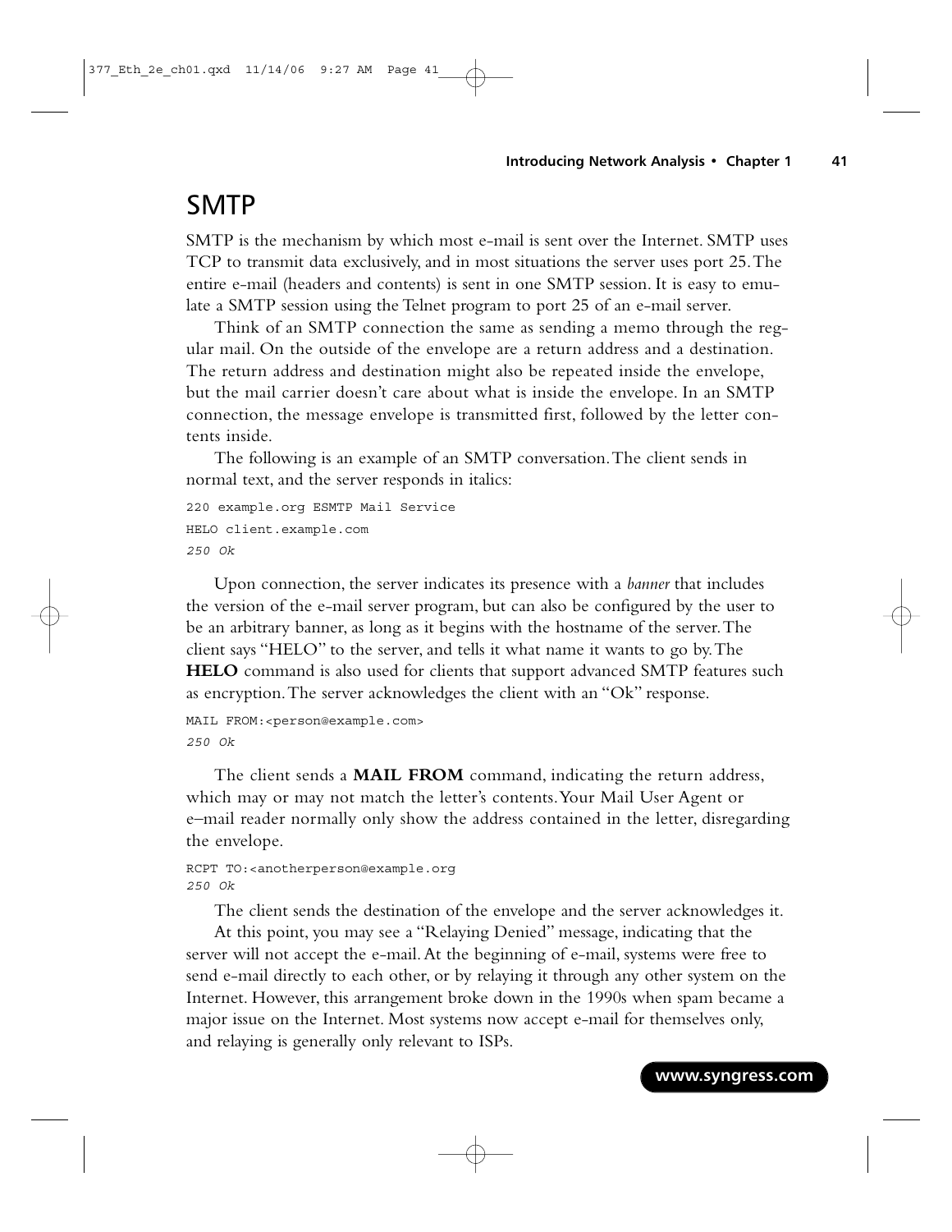# SMTP

SMTP is the mechanism by which most e-mail is sent over the Internet. SMTP uses TCP to transmit data exclusively, and in most situations the server uses port 25. The entire e-mail (headers and contents) is sent in one SMTP session. It is easy to emulate a SMTP session using the Telnet program to port 25 of an e-mail server.

Think of an SMTP connection the same as sending a memo through the regular mail. On the outside of the envelope are a return address and a destination. The return address and destination might also be repeated inside the envelope, but the mail carrier doesn't care about what is inside the envelope. In an SMTP connection, the message envelope is transmitted first, followed by the letter contents inside.

The following is an example of an SMTP conversation. The client sends in normal text, and the server responds in italics:

```
220 example.org ESMTP Mail Service
HELO client.example.com
250 Ok
```

Upon connection, the server indicates its presence with a *banner* that includes the version of the e-mail server program, but can also be configured by the user to be an arbitrary banner, as long as it begins with the hostname of the server. The client says "HELO" to the server, and tells it what name it wants to go by. The **HELO** command is also used for clients that support advanced SMTP features such as encryption. The server acknowledges the client with an "Ok" response.

```
MAIL FROM:<person@example.com>
250 Ok
```

The client sends a **MAIL FROM** command, indicating the return address, which may or may not match the letter's contents. Your Mail User Agent or e–mail reader normally only show the address contained in the letter, disregarding the envelope.

```
RCPT TO:<anotherperson@example.org
250 Ok
```

The client sends the destination of the envelope and the server acknowledges it.

At this point, you may see a "Relaying Denied" message, indicating that the server will not accept the e-mail. At the beginning of e-mail, systems were free to send e-mail directly to each other, or by relaying it through any other system on the Internet. However, this arrangement broke down in the 1990s when spam became a major issue on the Internet. Most systems now accept e-mail for themselves only, and relaying is generally only relevant to ISPs.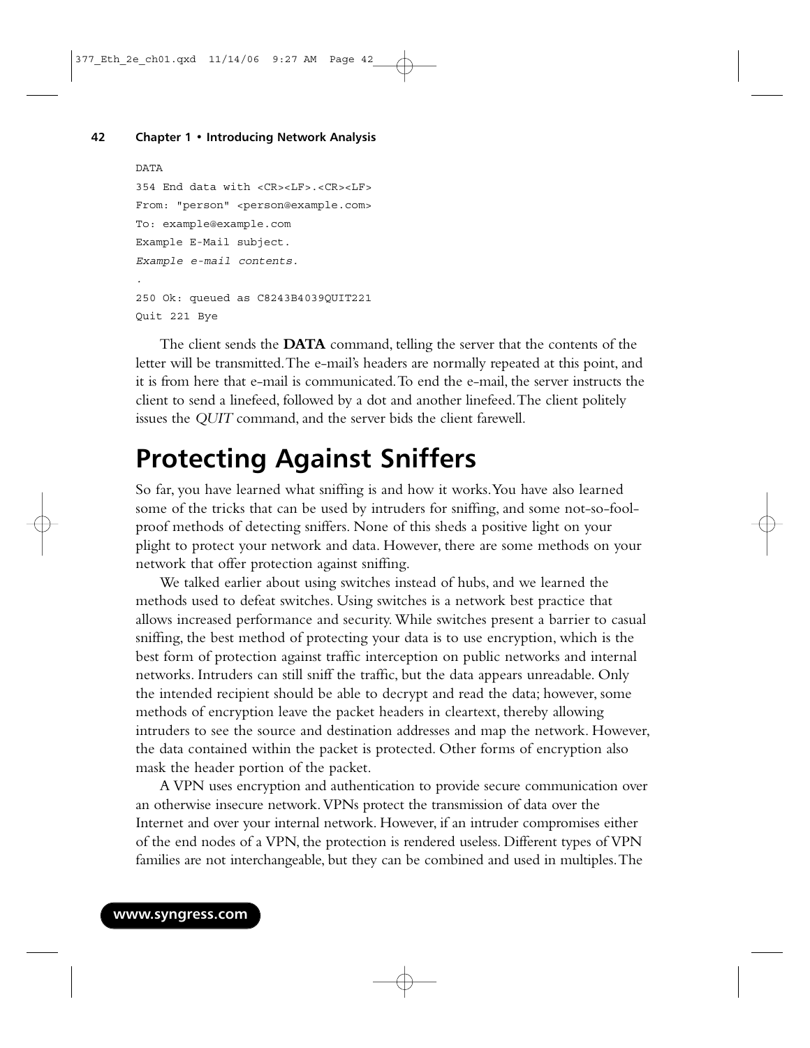```
DATA
354 End data with <CR><LF>.<CR><LF>
From: "person" <person@example.com>
To: example@example.com
Example E-Mail subject.
Example e-mail contents.
.
250 Ok: queued as C8243B4039QUIT221
Quit 221 Bye
```

The client sends the **DATA** command, telling the server that the contents of the letter will be transmitted. The e-mail's headers are normally repeated at this point, and it is from here that e-mail is communicated. To end the e-mail, the server instructs the client to send a linefeed, followed by a dot and another linefeed. The client politely issues the *QUIT* command, and the server bids the client farewell.

# Protecting Against Sniffers

So far, you have learned what sniffing is and how it works. You have also learned some of the tricks that can be used by intruders for sniffing, and some not-so-foolproof methods of detecting sniffers. None of this sheds a positive light on your plight to protect your network and data. However, there are some methods on your network that offer protection against sniffing.

We talked earlier about using switches instead of hubs, and we learned the methods used to defeat switches. Using switches is a network best practice that allows increased performance and security. While switches present a barrier to casual sniffing, the best method of protecting your data is to use encryption, which is the best form of protection against traffic interception on public networks and internal networks. Intruders can still sniff the traffic, but the data appears unreadable. Only the intended recipient should be able to decrypt and read the data; however, some methods of encryption leave the packet headers in cleartext, thereby allowing intruders to see the source and destination addresses and map the network. However, the data contained within the packet is protected. Other forms of encryption also mask the header portion of the packet.

A VPN uses encryption and authentication to provide secure communication over an otherwise insecure network. VPNs protect the transmission of data over the Internet and over your internal network. However, if an intruder compromises either of the end nodes of a VPN, the protection is rendered useless. Different types of VPN families are not interchangeable, but they can be combined and used in multiples. The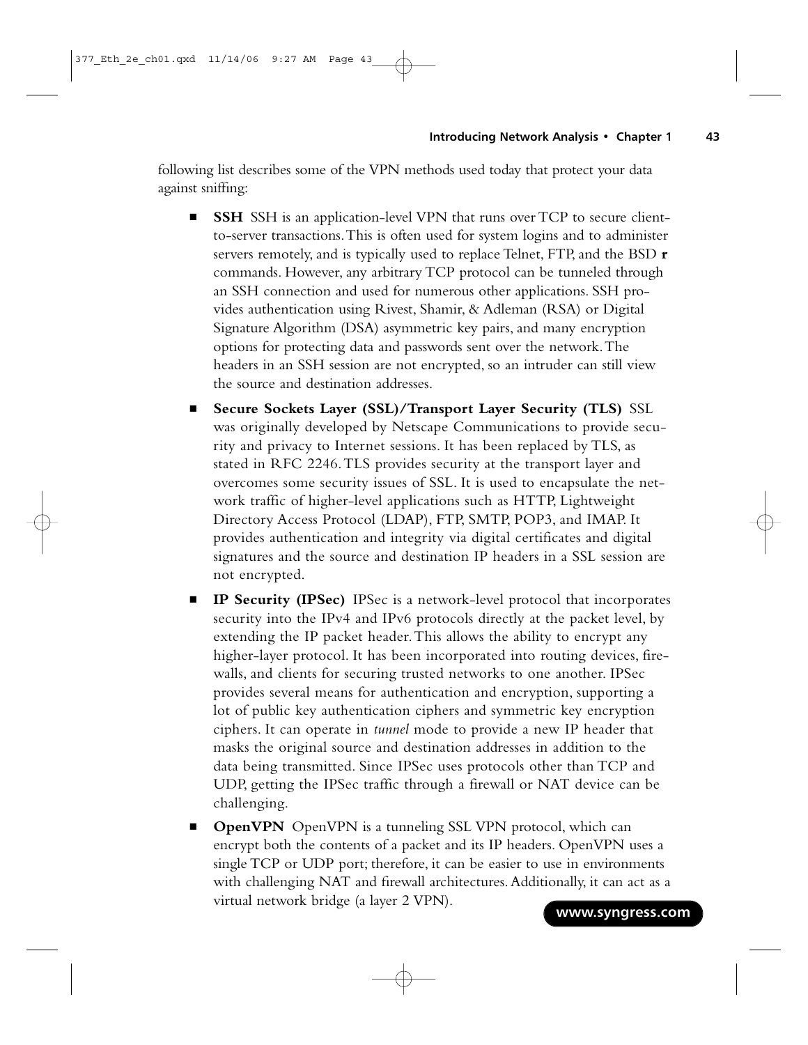following list describes some of the VPN methods used today that protect your data against sniffing:

- **SSH** SSH is an application-level VPN that runs over TCP to secure client-to-server transactions. This is often used for system logins and to administer servers remotely, and is typically used to replace Telnet, FTP, and the BSD **r** commands. However, any arbitrary TCP protocol can be tunneled through an SSH connection and used for numerous other applications. SSH provides authentication using Rivest, Shamir, & Adleman (RSA) or Digital Signature Algorithm (DSA) asymmetric key pairs, and many encryption options for protecting data and passwords sent over the network. The headers in an SSH session are not encrypted, so an intruder can still view the source and destination addresses.
- **Secure Sockets Layer (SSL)/Transport Layer Security (TLS)** SSL was originally developed by Netscape Communications to provide security and privacy to Internet sessions. It has been replaced by TLS, as stated in RFC 2246. TLS provides security at the transport layer and overcomes some security issues of SSL. It is used to encapsulate the network traffic of higher-level applications such as HTTP, Lightweight Directory Access Protocol (LDAP), FTP, SMTP, POP3, and IMAP. It provides authentication and integrity via digital certificates and digital signatures and the source and destination IP headers in a SSL session are not encrypted.
- **IP Security (IPSec)** IPSec is a network-level protocol that incorporates security into the IPv4 and IPv6 protocols directly at the packet level, by extending the IP packet header. This allows the ability to encrypt any higher-layer protocol. It has been incorporated into routing devices, firewalls, and clients for securing trusted networks to one another. IPSec provides several means for authentication and encryption, supporting a lot of public key authentication ciphers and symmetric key encryption ciphers. It can operate in *tunnel* mode to provide a new IP header that masks the original source and destination addresses in addition to the data being transmitted. Since IPSec uses protocols other than TCP and UDP, getting the IPSec traffic through a firewall or NAT device can be challenging.
- **OpenVPN** OpenVPN is a tunneling SSL VPN protocol, which can encrypt both the contents of a packet and its IP headers. OpenVPN uses a single TCP or UDP port; therefore, it can be easier to use in environments with challenging NAT and firewall architectures. Additionally, it can act as a virtual network bridge (a layer 2 VPN).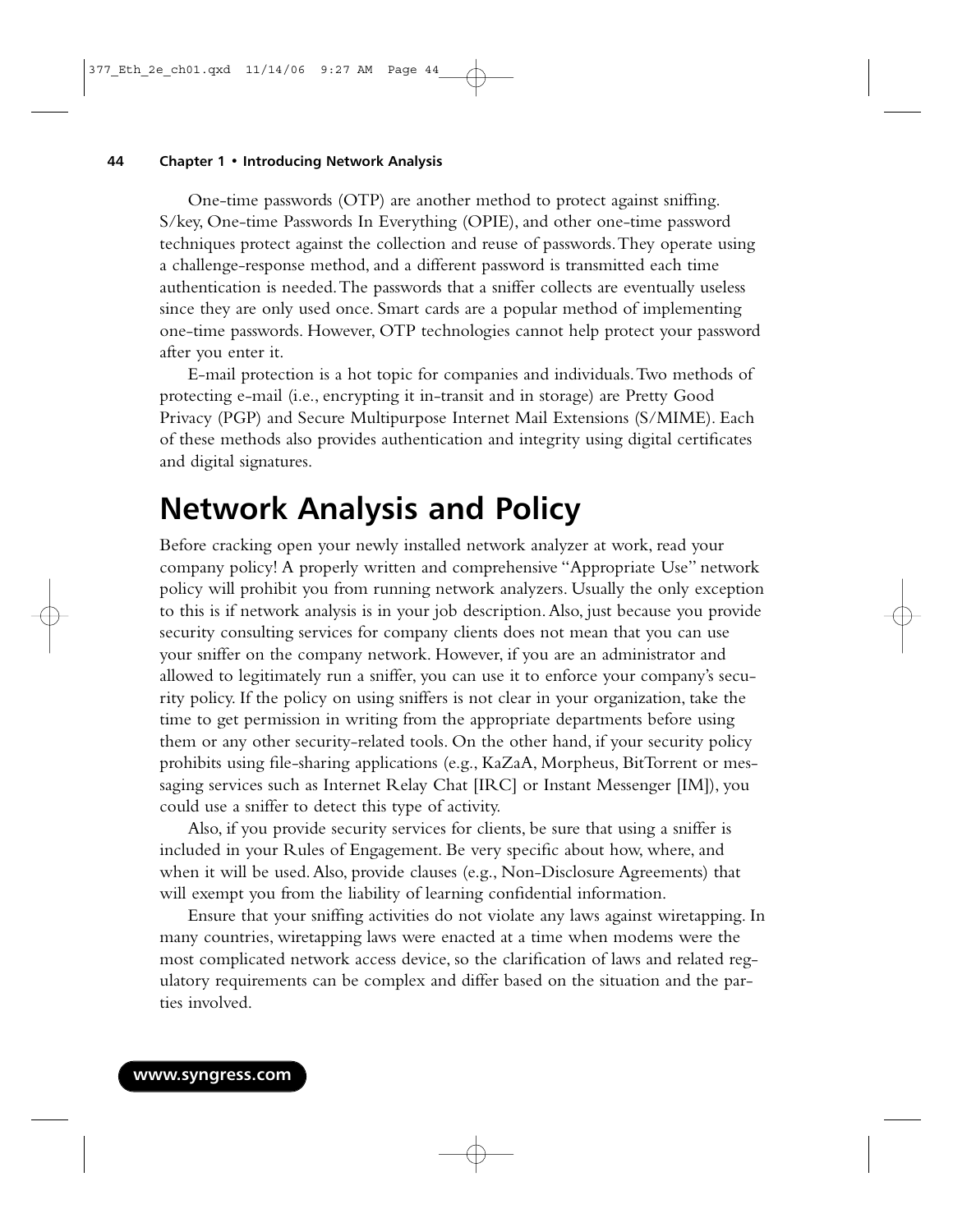One-time passwords (OTP) are another method to protect against sniffing. S/key, One-time Passwords In Everything (OPIE), and other one-time password techniques protect against the collection and reuse of passwords. They operate using a challenge-response method, and a different password is transmitted each time authentication is needed. The passwords that a sniffer collects are eventually useless since they are only used once. Smart cards are a popular method of implementing one-time passwords. However, OTP technologies cannot help protect your password after you enter it.

E-mail protection is a hot topic for companies and individuals. Two methods of protecting e-mail (i.e., encrypting it in-transit and in storage) are Pretty Good Privacy (PGP) and Secure Multipurpose Internet Mail Extensions (S/MIME). Each of these methods also provides authentication and integrity using digital certificates and digital signatures.

# Network Analysis and Policy

Before cracking open your newly installed network analyzer at work, read your company policy! A properly written and comprehensive "Appropriate Use" network policy will prohibit you from running network analyzers. Usually the only exception to this is if network analysis is in your job description. Also, just because you provide security consulting services for company clients does not mean that you can use your sniffer on the company network. However, if you are an administrator and allowed to legitimately run a sniffer, you can use it to enforce your company's security policy. If the policy on using sniffers is not clear in your organization, take the time to get permission in writing from the appropriate departments before using them or any other security-related tools. On the other hand, if your security policy prohibits using file-sharing applications (e.g., KaZaA, Morpheus, BitTorrent or messaging services such as Internet Relay Chat [IRC] or Instant Messenger [IM]), you could use a sniffer to detect this type of activity.

Also, if you provide security services for clients, be sure that using a sniffer is included in your Rules of Engagement. Be very specific about how, where, and when it will be used. Also, provide clauses (e.g., Non-Disclosure Agreements) that will exempt you from the liability of learning confidential information.

Ensure that your sniffing activities do not violate any laws against wiretapping. In many countries, wiretapping laws were enacted at a time when modems were the most complicated network access device, so the clarification of laws and related regulatory requirements can be complex and differ based on the situation and the parties involved.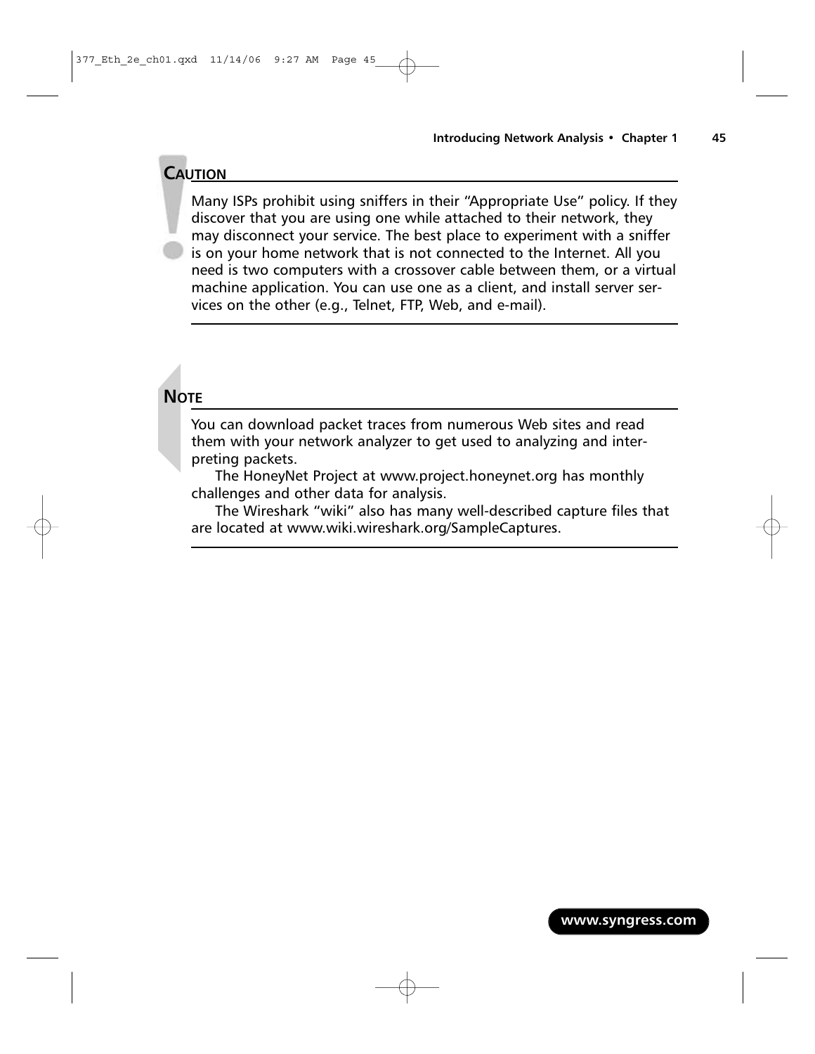**CAUTION**

Many ISPs prohibit using sniffers in their "Appropriate Use" policy. If they discover that you are using one while attached to their network, they may disconnect your service. The best place to experiment with a sniffer is on your home network that is not connected to the Internet. All you need is two computers with a crossover cable between them, or a virtual machine application. You can use one as a client, and install server services on the other (e.g., Telnet, FTP, Web, and e-mail).

---

**NOTE**

You can download packet traces from numerous Web sites and read them with your network analyzer to get used to analyzing and interpreting packets.

The HoneyNet Project at www.project.honeynet.org has monthly challenges and other data for analysis.

The Wireshark "wiki" also has many well-described capture files that are located at www.wiki.wireshark.org/SampleCaptures.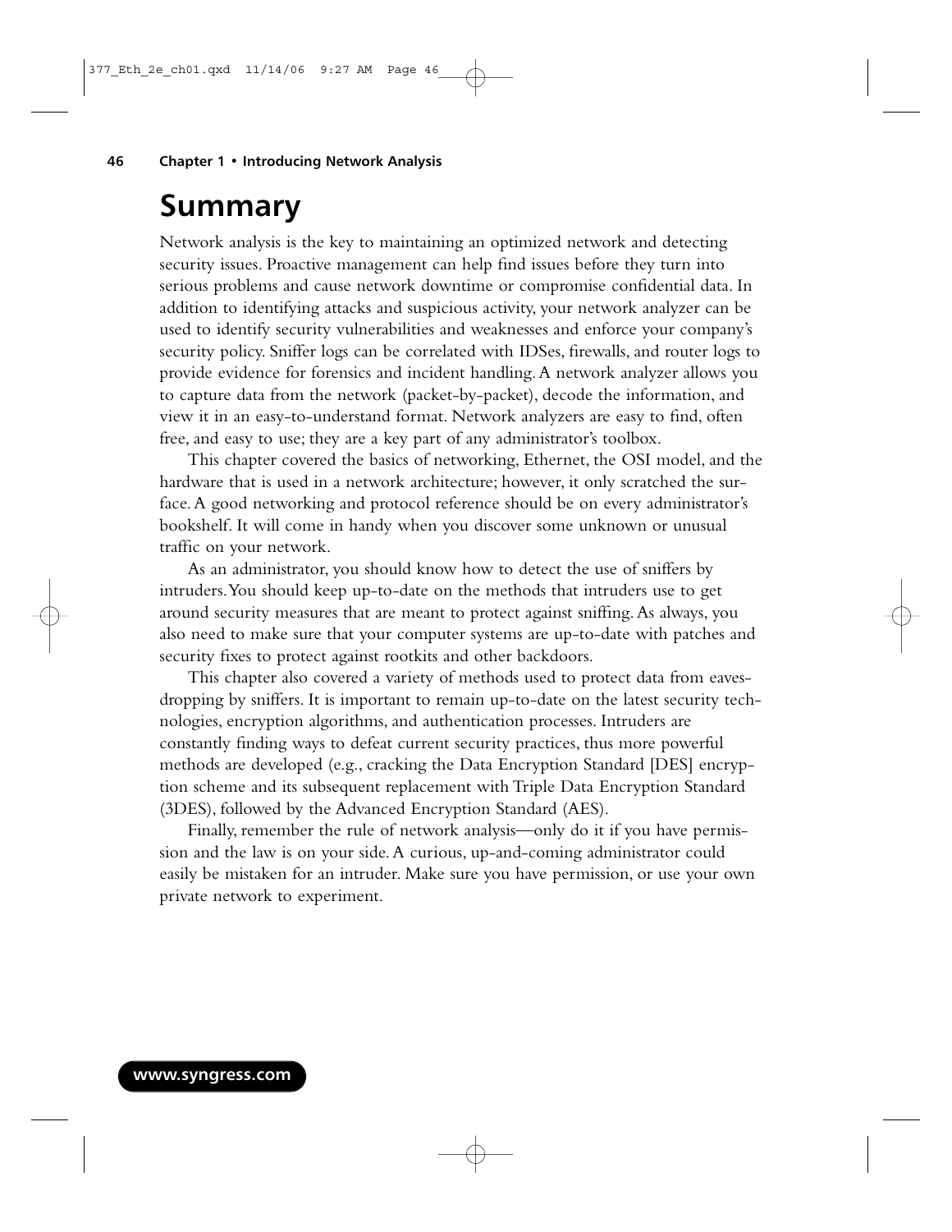# Summary

Network analysis is the key to maintaining an optimized network and detecting security issues. Proactive management can help find issues before they turn into serious problems and cause network downtime or compromise confidential data. In addition to identifying attacks and suspicious activity, your network analyzer can be used to identify security vulnerabilities and weaknesses and enforce your company's security policy. Sniffer logs can be correlated with IDSes, firewalls, and router logs to provide evidence for forensics and incident handling. A network analyzer allows you to capture data from the network (packet-by-packet), decode the information, and view it in an easy-to-understand format. Network analyzers are easy to find, often free, and easy to use; they are a key part of any administrator's toolbox.

This chapter covered the basics of networking, Ethernet, the OSI model, and the hardware that is used in a network architecture; however, it only scratched the surface. A good networking and protocol reference should be on every administrator's bookshelf. It will come in handy when you discover some unknown or unusual traffic on your network.

As an administrator, you should know how to detect the use of sniffers by intruders. You should keep up-to-date on the methods that intruders use to get around security measures that are meant to protect against sniffing. As always, you also need to make sure that your computer systems are up-to-date with patches and security fixes to protect against rootkits and other backdoors.

This chapter also covered a variety of methods used to protect data from eavesdropping by sniffers. It is important to remain up-to-date on the latest security technologies, encryption algorithms, and authentication processes. Intruders are constantly finding ways to defeat current security practices, thus more powerful methods are developed (e.g., cracking the Data Encryption Standard [DES] encryption scheme and its subsequent replacement with Triple Data Encryption Standard (3DES), followed by the Advanced Encryption Standard (AES).

Finally, remember the rule of network analysis—only do it if you have permission and the law is on your side. A curious, up-and-coming administrator could easily be mistaken for an intruder. Make sure you have permission, or use your own private network to experiment.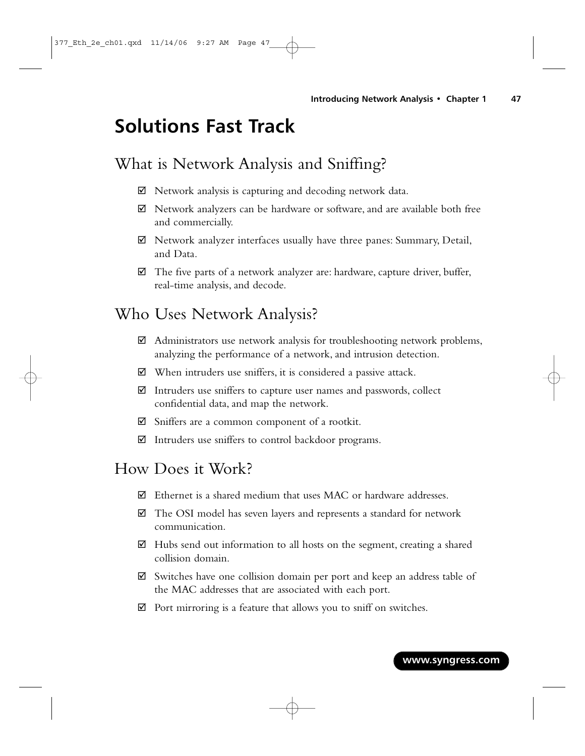# Solutions Fast Track

## What is Network Analysis and Sniffing?

- ☑ Network analysis is capturing and decoding network data.
- ☑ Network analyzers can be hardware or software, and are available both free and commercially.
- ☑ Network analyzer interfaces usually have three panes: Summary, Detail, and Data.
- ☑ The five parts of a network analyzer are: hardware, capture driver, buffer, real-time analysis, and decode.

## Who Uses Network Analysis?

- ☑ Administrators use network analysis for troubleshooting network problems, analyzing the performance of a network, and intrusion detection.
- ☑ When intruders use sniffers, it is considered a passive attack.
- ☑ Intruders use sniffers to capture user names and passwords, collect confidential data, and map the network.
- ☑ Sniffers are a common component of a rootkit.
- ☑ Intruders use sniffers to control backdoor programs.

## How Does it Work?

- ☑ Ethernet is a shared medium that uses MAC or hardware addresses.
- ☑ The OSI model has seven layers and represents a standard for network communication.
- ☑ Hubs send out information to all hosts on the segment, creating a shared collision domain.
- ☑ Switches have one collision domain per port and keep an address table of the MAC addresses that are associated with each port.
- ☑ Port mirroring is a feature that allows you to sniff on switches.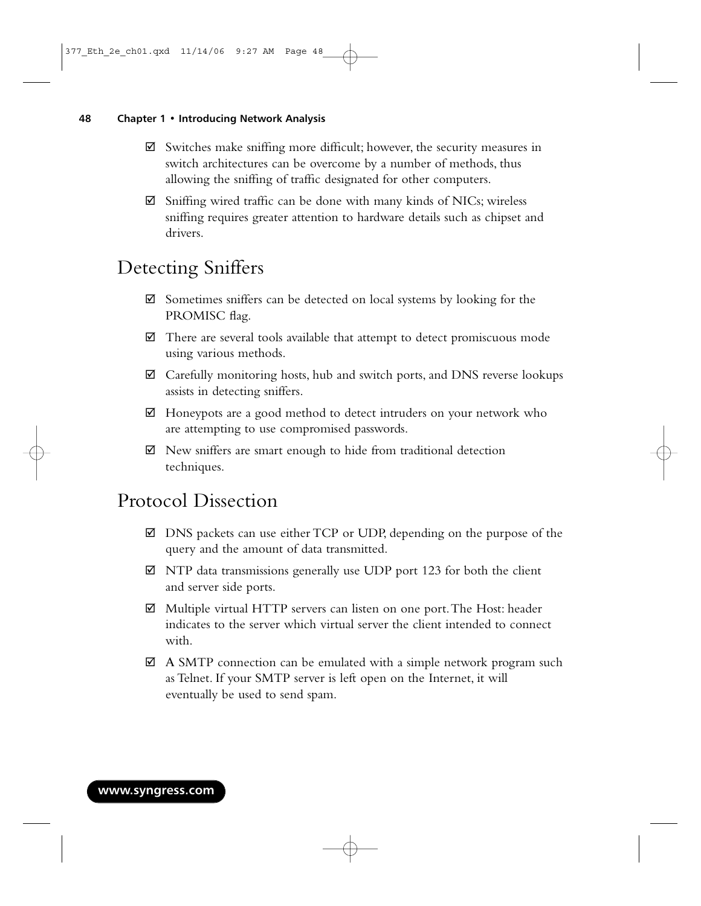- ☑ Switches make sniffing more difficult; however, the security measures in switch architectures can be overcome by a number of methods, thus allowing the sniffing of traffic designated for other computers.
- ☑ Sniffing wired traffic can be done with many kinds of NICs; wireless sniffing requires greater attention to hardware details such as chipset and drivers.

## Detecting Sniffers

- ☑ Sometimes sniffers can be detected on local systems by looking for the PROMISC flag.
- ☑ There are several tools available that attempt to detect promiscuous mode using various methods.
- ☑ Carefully monitoring hosts, hub and switch ports, and DNS reverse lookups assists in detecting sniffers.
- ☑ Honeypots are a good method to detect intruders on your network who are attempting to use compromised passwords.
- ☑ New sniffers are smart enough to hide from traditional detection techniques.

## Protocol Dissection

- ☑ DNS packets can use either TCP or UDP, depending on the purpose of the query and the amount of data transmitted.
- ☑ NTP data transmissions generally use UDP port 123 for both the client and server side ports.
- ☑ Multiple virtual HTTP servers can listen on one port. The Host: header indicates to the server which virtual server the client intended to connect with.
- ☑ A SMTP connection can be emulated with a simple network program such as Telnet. If your SMTP server is left open on the Internet, it will eventually be used to send spam.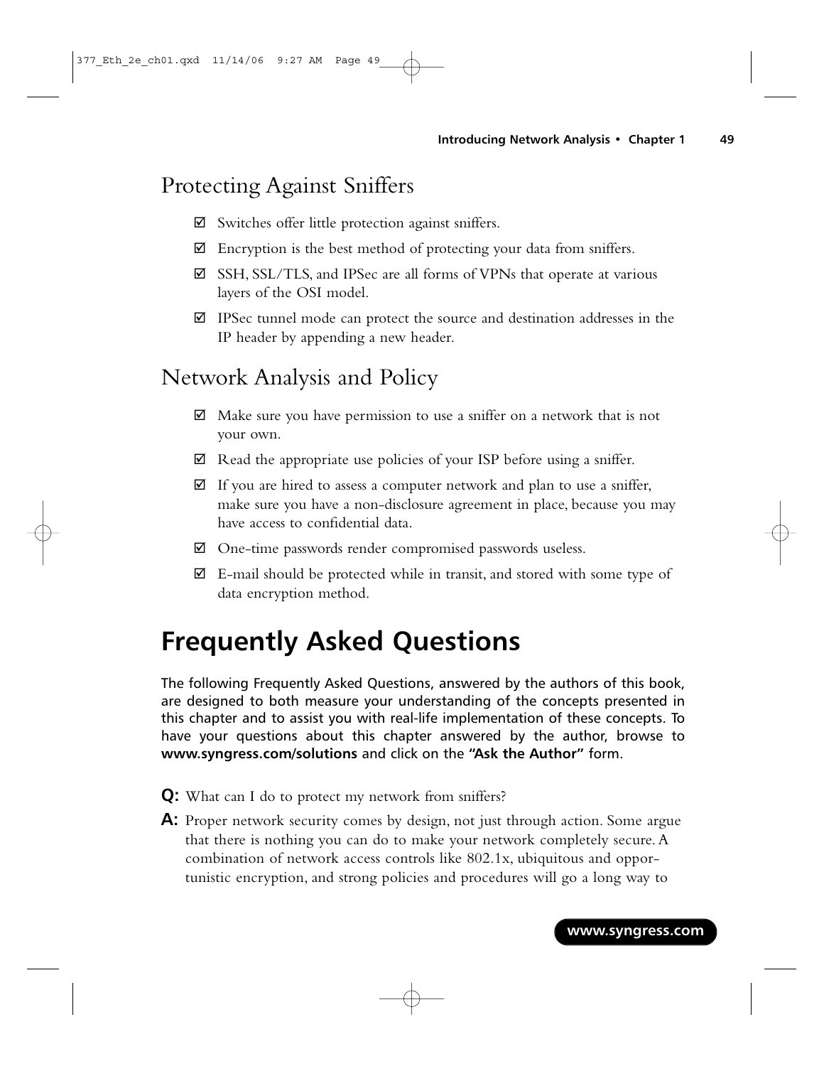## Protecting Against Sniffers

- ☑ Switches offer little protection against sniffers.
- ☑ Encryption is the best method of protecting your data from sniffers.
- ☑ SSH, SSL/TLS, and IPSec are all forms of VPNs that operate at various layers of the OSI model.
- ☑ IPSec tunnel mode can protect the source and destination addresses in the IP header by appending a new header.

## Network Analysis and Policy

- ☑ Make sure you have permission to use a sniffer on a network that is not your own.
- ☑ Read the appropriate use policies of your ISP before using a sniffer.
- ☑ If you are hired to assess a computer network and plan to use a sniffer, make sure you have a non-disclosure agreement in place, because you may have access to confidential data.
- ☑ One-time passwords render compromised passwords useless.
- ☑ E-mail should be protected while in transit, and stored with some type of data encryption method.

# Frequently Asked Questions

The following Frequently Asked Questions, answered by the authors of this book, are designed to both measure your understanding of the concepts presented in this chapter and to assist you with real-life implementation of these concepts. To have your questions about this chapter answered by the author, browse to **www.syngress.com/solutions** and click on the **"Ask the Author"** form.

**Q:** What can I do to protect my network from sniffers?

**A:** Proper network security comes by design, not just through action. Some argue that there is nothing you can do to make your network completely secure. A combination of network access controls like 802.1x, ubiquitous and opportunistic encryption, and strong policies and procedures will go a long way to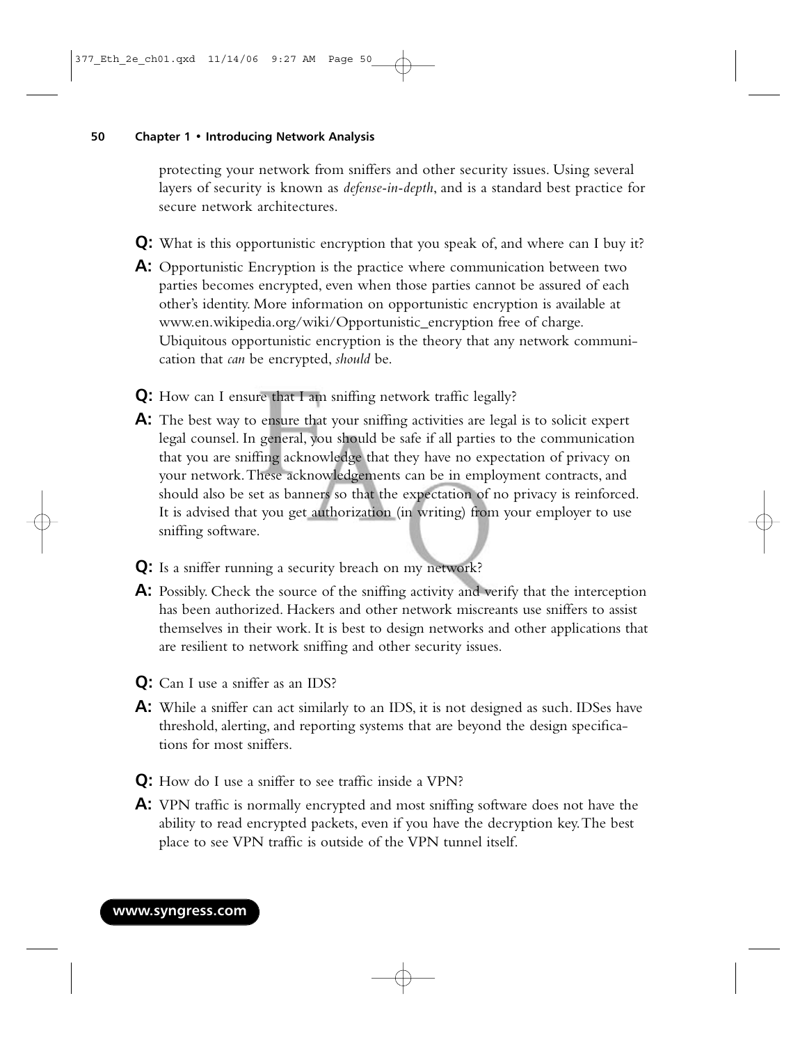protecting your network from sniffers and other security issues. Using several layers of security is known as *defense-in-depth*, and is a standard best practice for secure network architectures.

**Q:** What is this opportunistic encryption that you speak of, and where can I buy it?

**A:** Opportunistic Encryption is the practice where communication between two parties becomes encrypted, even when those parties cannot be assured of each other's identity. More information on opportunistic encryption is available at www.en.wikipedia.org/wiki/Opportunistic_encryption free of charge. Ubiquitous opportunistic encryption is the theory that any network communication that *can* be encrypted, *should* be.

**Q:** How can I ensure that I am sniffing network traffic legally?

**A:** The best way to ensure that your sniffing activities are legal is to solicit expert legal counsel. In general, you should be safe if all parties to the communication that you are sniffing acknowledge that they have no expectation of privacy on your network. These acknowledgements can be in employment contracts, and should also be set as banners so that the expectation of no privacy is reinforced. It is advised that you get authorization (in writing) from your employer to use sniffing software.

**Q:** Is a sniffer running a security breach on my network?

**A:** Possibly. Check the source of the sniffing activity and verify that the interception has been authorized. Hackers and other network miscreants use sniffers to assist themselves in their work. It is best to design networks and other applications that are resilient to network sniffing and other security issues.

**Q:** Can I use a sniffer as an IDS?

**A:** While a sniffer can act similarly to an IDS, it is not designed as such. IDSes have threshold, alerting, and reporting systems that are beyond the design specifications for most sniffers.

**Q:** How do I use a sniffer to see traffic inside a VPN?

**A:** VPN traffic is normally encrypted and most sniffing software does not have the ability to read encrypted packets, even if you have the decryption key. The best place to see VPN traffic is outside of the VPN tunnel itself.